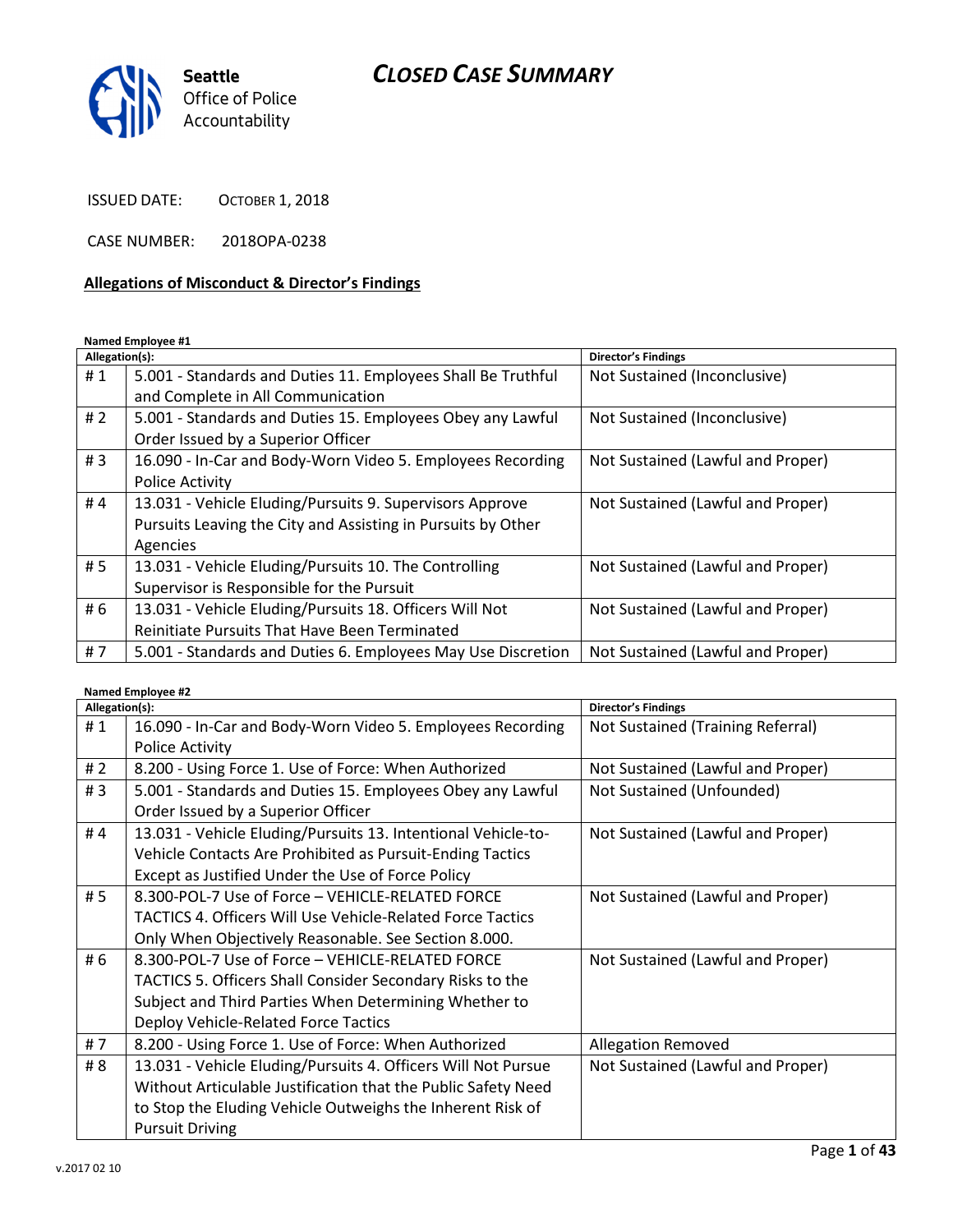Seattle Office of Police Accountability

# CLOSED CASE SUMMARY

ISSUED DATE: OCTOBER 1, 2018

CASE NUMBER: 2018OPA-0238

## Allegations of Misconduct & Director's Findings

**Named Employee #1**

| Allegation(s): | | Director's Findings |
|---|---|---|
| # 1 | 5.001 - Standards and Duties 11. Employees Shall Be Truthful and Complete in All Communication | Not Sustained (Inconclusive) |
| # 2 | 5.001 - Standards and Duties 15. Employees Obey any Lawful Order Issued by a Superior Officer | Not Sustained (Inconclusive) |
| # 3 | 16.090 - In-Car and Body-Worn Video 5. Employees Recording Police Activity | Not Sustained (Lawful and Proper) |
| # 4 | 13.031 - Vehicle Eluding/Pursuits 9. Supervisors Approve Pursuits Leaving the City and Assisting in Pursuits by Other Agencies | Not Sustained (Lawful and Proper) |
| # 5 | 13.031 - Vehicle Eluding/Pursuits 10. The Controlling Supervisor is Responsible for the Pursuit | Not Sustained (Lawful and Proper) |
| # 6 | 13.031 - Vehicle Eluding/Pursuits 18. Officers Will Not Reinitiate Pursuits That Have Been Terminated | Not Sustained (Lawful and Proper) |
| # 7 | 5.001 - Standards and Duties 6. Employees May Use Discretion | Not Sustained (Lawful and Proper) |

**Named Employee #2**

| Allegation(s): | | Director's Findings |
|---|---|---|
| # 1 | 16.090 - In-Car and Body-Worn Video 5. Employees Recording Police Activity | Not Sustained (Training Referral) |
| # 2 | 8.200 - Using Force 1. Use of Force: When Authorized | Not Sustained (Lawful and Proper) |
| # 3 | 5.001 - Standards and Duties 15. Employees Obey any Lawful Order Issued by a Superior Officer | Not Sustained (Unfounded) |
| # 4 | 13.031 - Vehicle Eluding/Pursuits 13. Intentional Vehicle-to-Vehicle Contacts Are Prohibited as Pursuit-Ending Tactics Except as Justified Under the Use of Force Policy | Not Sustained (Lawful and Proper) |
| # 5 | 8.300-POL-7 Use of Force – VEHICLE-RELATED FORCE TACTICS 4. Officers Will Use Vehicle-Related Force Tactics Only When Objectively Reasonable. See Section 8.000. | Not Sustained (Lawful and Proper) |
| # 6 | 8.300-POL-7 Use of Force – VEHICLE-RELATED FORCE TACTICS 5. Officers Shall Consider Secondary Risks to the Subject and Third Parties When Determining Whether to Deploy Vehicle-Related Force Tactics | Not Sustained (Lawful and Proper) |
| # 7 | 8.200 - Using Force 1. Use of Force: When Authorized | Allegation Removed |
| # 8 | 13.031 - Vehicle Eluding/Pursuits 4. Officers Will Not Pursue Without Articulable Justification that the Public Safety Need to Stop the Eluding Vehicle Outweighs the Inherent Risk of Pursuit Driving | Not Sustained (Lawful and Proper) |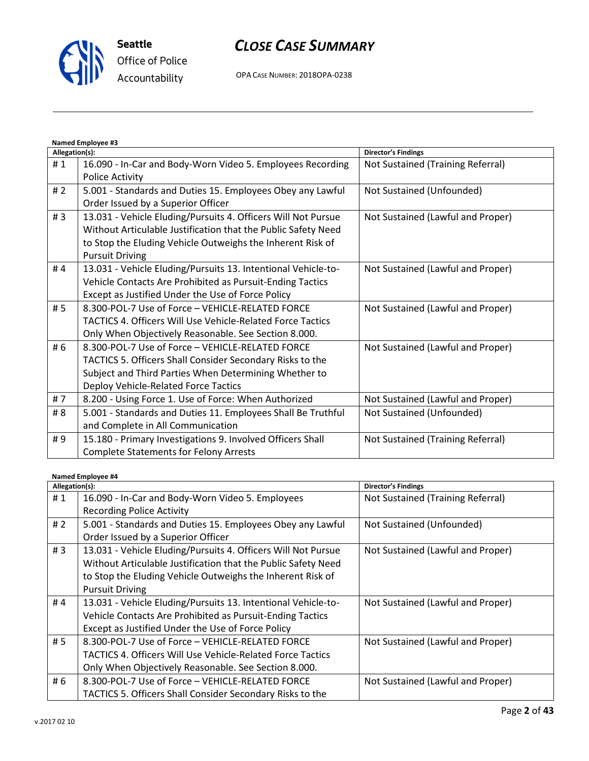**Named Employee #3**

| Allegation(s): | | Director's Findings |
|---|---|---|
| # 1 | 16.090 - In-Car and Body-Worn Video 5. Employees Recording Police Activity | Not Sustained (Training Referral) |
| # 2 | 5.001 - Standards and Duties 15. Employees Obey any Lawful Order Issued by a Superior Officer | Not Sustained (Unfounded) |
| # 3 | 13.031 - Vehicle Eluding/Pursuits 4. Officers Will Not Pursue Without Articulable Justification that the Public Safety Need to Stop the Eluding Vehicle Outweighs the Inherent Risk of Pursuit Driving | Not Sustained (Lawful and Proper) |
| # 4 | 13.031 - Vehicle Eluding/Pursuits 13. Intentional Vehicle-to-Vehicle Contacts Are Prohibited as Pursuit-Ending Tactics Except as Justified Under the Use of Force Policy | Not Sustained (Lawful and Proper) |
| # 5 | 8.300-POL-7 Use of Force – VEHICLE-RELATED FORCE TACTICS 4. Officers Will Use Vehicle-Related Force Tactics Only When Objectively Reasonable. See Section 8.000. | Not Sustained (Lawful and Proper) |
| # 6 | 8.300-POL-7 Use of Force – VEHICLE-RELATED FORCE TACTICS 5. Officers Shall Consider Secondary Risks to the Subject and Third Parties When Determining Whether to Deploy Vehicle-Related Force Tactics | Not Sustained (Lawful and Proper) |
| # 7 | 8.200 - Using Force 1. Use of Force: When Authorized | Not Sustained (Lawful and Proper) |
| # 8 | 5.001 - Standards and Duties 11. Employees Shall Be Truthful and Complete in All Communication | Not Sustained (Unfounded) |
| # 9 | 15.180 - Primary Investigations 9. Involved Officers Shall Complete Statements for Felony Arrests | Not Sustained (Training Referral) |

**Named Employee #4**

| Allegation(s): | | Director's Findings |
|---|---|---|
| # 1 | 16.090 - In-Car and Body-Worn Video 5. Employees Recording Police Activity | Not Sustained (Training Referral) |
| # 2 | 5.001 - Standards and Duties 15. Employees Obey any Lawful Order Issued by a Superior Officer | Not Sustained (Unfounded) |
| # 3 | 13.031 - Vehicle Eluding/Pursuits 4. Officers Will Not Pursue Without Articulable Justification that the Public Safety Need to Stop the Eluding Vehicle Outweighs the Inherent Risk of Pursuit Driving | Not Sustained (Lawful and Proper) |
| # 4 | 13.031 - Vehicle Eluding/Pursuits 13. Intentional Vehicle-to-Vehicle Contacts Are Prohibited as Pursuit-Ending Tactics Except as Justified Under the Use of Force Policy | Not Sustained (Lawful and Proper) |
| # 5 | 8.300-POL-7 Use of Force – VEHICLE-RELATED FORCE TACTICS 4. Officers Will Use Vehicle-Related Force Tactics Only When Objectively Reasonable. See Section 8.000. | Not Sustained (Lawful and Proper) |
| # 6 | 8.300-POL-7 Use of Force – VEHICLE-RELATED FORCE TACTICS 5. Officers Shall Consider Secondary Risks to the | Not Sustained (Lawful and Proper) |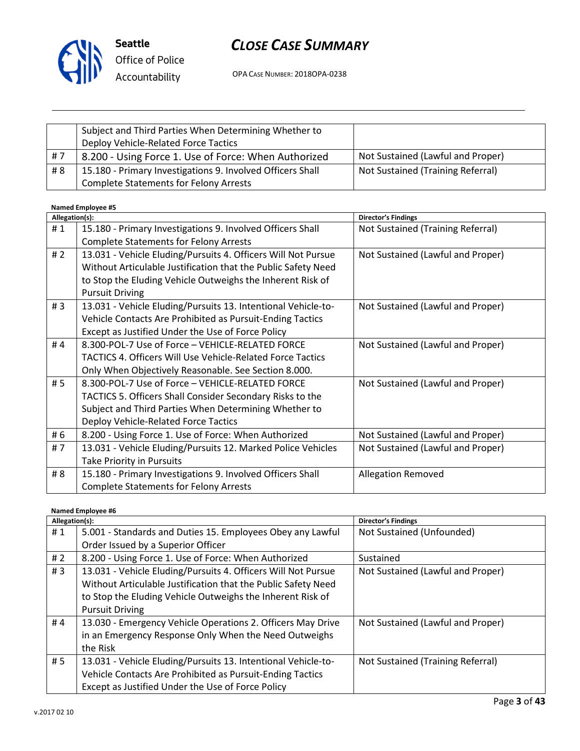| | | |
|---|---|---|
| | Subject and Third Parties When Determining Whether to Deploy Vehicle-Related Force Tactics | |
| # 7 | 8.200 - Using Force 1. Use of Force: When Authorized | Not Sustained (Lawful and Proper) |
| # 8 | 15.180 - Primary Investigations 9. Involved Officers Shall Complete Statements for Felony Arrests | Not Sustained (Training Referral) |

**Named Employee #5**

| Allegation(s): | | Director's Findings |
|---|---|---|
| # 1 | 15.180 - Primary Investigations 9. Involved Officers Shall Complete Statements for Felony Arrests | Not Sustained (Training Referral) |
| # 2 | 13.031 - Vehicle Eluding/Pursuits 4. Officers Will Not Pursue Without Articulable Justification that the Public Safety Need to Stop the Eluding Vehicle Outweighs the Inherent Risk of Pursuit Driving | Not Sustained (Lawful and Proper) |
| # 3 | 13.031 - Vehicle Eluding/Pursuits 13. Intentional Vehicle-to-Vehicle Contacts Are Prohibited as Pursuit-Ending Tactics Except as Justified Under the Use of Force Policy | Not Sustained (Lawful and Proper) |
| # 4 | 8.300-POL-7 Use of Force – VEHICLE-RELATED FORCE TACTICS 4. Officers Will Use Vehicle-Related Force Tactics Only When Objectively Reasonable. See Section 8.000. | Not Sustained (Lawful and Proper) |
| # 5 | 8.300-POL-7 Use of Force – VEHICLE-RELATED FORCE TACTICS 5. Officers Shall Consider Secondary Risks to the Subject and Third Parties When Determining Whether to Deploy Vehicle-Related Force Tactics | Not Sustained (Lawful and Proper) |
| # 6 | 8.200 - Using Force 1. Use of Force: When Authorized | Not Sustained (Lawful and Proper) |
| # 7 | 13.031 - Vehicle Eluding/Pursuits 12. Marked Police Vehicles Take Priority in Pursuits | Not Sustained (Lawful and Proper) |
| # 8 | 15.180 - Primary Investigations 9. Involved Officers Shall Complete Statements for Felony Arrests | Allegation Removed |

**Named Employee #6**

| Allegation(s): | | Director's Findings |
|---|---|---|
| # 1 | 5.001 - Standards and Duties 15. Employees Obey any Lawful Order Issued by a Superior Officer | Not Sustained (Unfounded) |
| # 2 | 8.200 - Using Force 1. Use of Force: When Authorized | Sustained |
| # 3 | 13.031 - Vehicle Eluding/Pursuits 4. Officers Will Not Pursue Without Articulable Justification that the Public Safety Need to Stop the Eluding Vehicle Outweighs the Inherent Risk of Pursuit Driving | Not Sustained (Lawful and Proper) |
| # 4 | 13.030 - Emergency Vehicle Operations 2. Officers May Drive in an Emergency Response Only When the Need Outweighs the Risk | Not Sustained (Lawful and Proper) |
| # 5 | 13.031 - Vehicle Eluding/Pursuits 13. Intentional Vehicle-to-Vehicle Contacts Are Prohibited as Pursuit-Ending Tactics Except as Justified Under the Use of Force Policy | Not Sustained (Training Referral) |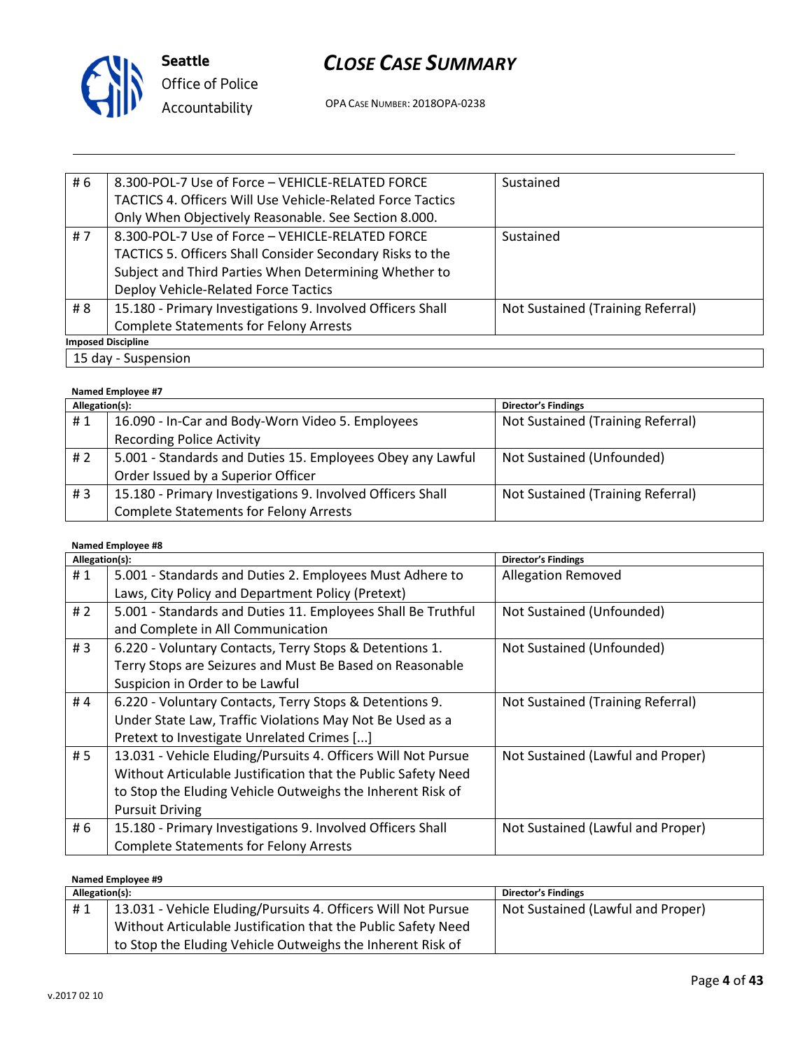| | | |
|---|---|---|
| # 6 | 8.300-POL-7 Use of Force – VEHICLE-RELATED FORCE TACTICS 4. Officers Will Use Vehicle-Related Force Tactics Only When Objectively Reasonable. See Section 8.000. | Sustained |
| # 7 | 8.300-POL-7 Use of Force – VEHICLE-RELATED FORCE TACTICS 5. Officers Shall Consider Secondary Risks to the Subject and Third Parties When Determining Whether to Deploy Vehicle-Related Force Tactics | Sustained |
| # 8 | 15.180 - Primary Investigations 9. Involved Officers Shall Complete Statements for Felony Arrests | Not Sustained (Training Referral) |

**Imposed Discipline**

15 day - Suspension

**Named Employee #7**

| Allegation(s): | | Director's Findings |
|---|---|---|
| # 1 | 16.090 - In-Car and Body-Worn Video 5. Employees Recording Police Activity | Not Sustained (Training Referral) |
| # 2 | 5.001 - Standards and Duties 15. Employees Obey any Lawful Order Issued by a Superior Officer | Not Sustained (Unfounded) |
| # 3 | 15.180 - Primary Investigations 9. Involved Officers Shall Complete Statements for Felony Arrests | Not Sustained (Training Referral) |

**Named Employee #8**

| Allegation(s): | | Director's Findings |
|---|---|---|
| # 1 | 5.001 - Standards and Duties 2. Employees Must Adhere to Laws, City Policy and Department Policy (Pretext) | Allegation Removed |
| # 2 | 5.001 - Standards and Duties 11. Employees Shall Be Truthful and Complete in All Communication | Not Sustained (Unfounded) |
| # 3 | 6.220 - Voluntary Contacts, Terry Stops & Detentions 1. Terry Stops are Seizures and Must Be Based on Reasonable Suspicion in Order to be Lawful | Not Sustained (Unfounded) |
| # 4 | 6.220 - Voluntary Contacts, Terry Stops & Detentions 9. Under State Law, Traffic Violations May Not Be Used as a Pretext to Investigate Unrelated Crimes [...] | Not Sustained (Training Referral) |
| # 5 | 13.031 - Vehicle Eluding/Pursuits 4. Officers Will Not Pursue Without Articulable Justification that the Public Safety Need to Stop the Eluding Vehicle Outweighs the Inherent Risk of Pursuit Driving | Not Sustained (Lawful and Proper) |
| # 6 | 15.180 - Primary Investigations 9. Involved Officers Shall Complete Statements for Felony Arrests | Not Sustained (Lawful and Proper) |

**Named Employee #9**

| Allegation(s): | | Director's Findings |
|---|---|---|
| # 1 | 13.031 - Vehicle Eluding/Pursuits 4. Officers Will Not Pursue Without Articulable Justification that the Public Safety Need to Stop the Eluding Vehicle Outweighs the Inherent Risk of | Not Sustained (Lawful and Proper) |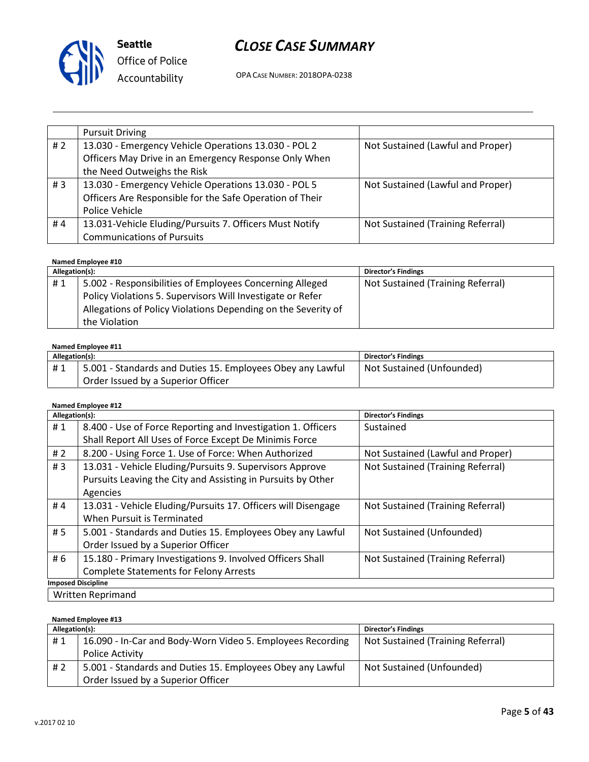| | Pursuit Driving | |
|---|---|---|
| # 2 | 13.030 - Emergency Vehicle Operations 13.030 - POL 2 Officers May Drive in an Emergency Response Only When the Need Outweighs the Risk | Not Sustained (Lawful and Proper) |
| # 3 | 13.030 - Emergency Vehicle Operations 13.030 - POL 5 Officers Are Responsible for the Safe Operation of Their Police Vehicle | Not Sustained (Lawful and Proper) |
| # 4 | 13.031-Vehicle Eluding/Pursuits 7. Officers Must Notify Communications of Pursuits | Not Sustained (Training Referral) |

**Named Employee #10**

| Allegation(s): | | Director's Findings |
|---|---|---|
| # 1 | 5.002 - Responsibilities of Employees Concerning Alleged Policy Violations 5. Supervisors Will Investigate or Refer Allegations of Policy Violations Depending on the Severity of the Violation | Not Sustained (Training Referral) |

**Named Employee #11**

| Allegation(s): | | Director's Findings |
|---|---|---|
| # 1 | 5.001 - Standards and Duties 15. Employees Obey any Lawful Order Issued by a Superior Officer | Not Sustained (Unfounded) |

**Named Employee #12**

| Allegation(s): | | Director's Findings |
|---|---|---|
| # 1 | 8.400 - Use of Force Reporting and Investigation 1. Officers Shall Report All Uses of Force Except De Minimis Force | Sustained |
| # 2 | 8.200 - Using Force 1. Use of Force: When Authorized | Not Sustained (Lawful and Proper) |
| # 3 | 13.031 - Vehicle Eluding/Pursuits 9. Supervisors Approve Pursuits Leaving the City and Assisting in Pursuits by Other Agencies | Not Sustained (Training Referral) |
| # 4 | 13.031 - Vehicle Eluding/Pursuits 17. Officers will Disengage When Pursuit is Terminated | Not Sustained (Training Referral) |
| # 5 | 5.001 - Standards and Duties 15. Employees Obey any Lawful Order Issued by a Superior Officer | Not Sustained (Unfounded) |
| # 6 | 15.180 - Primary Investigations 9. Involved Officers Shall Complete Statements for Felony Arrests | Not Sustained (Training Referral) |

**Imposed Discipline**

Written Reprimand

**Named Employee #13**

| Allegation(s): | | Director's Findings |
|---|---|---|
| # 1 | 16.090 - In-Car and Body-Worn Video 5. Employees Recording Police Activity | Not Sustained (Training Referral) |
| # 2 | 5.001 - Standards and Duties 15. Employees Obey any Lawful Order Issued by a Superior Officer | Not Sustained (Unfounded) |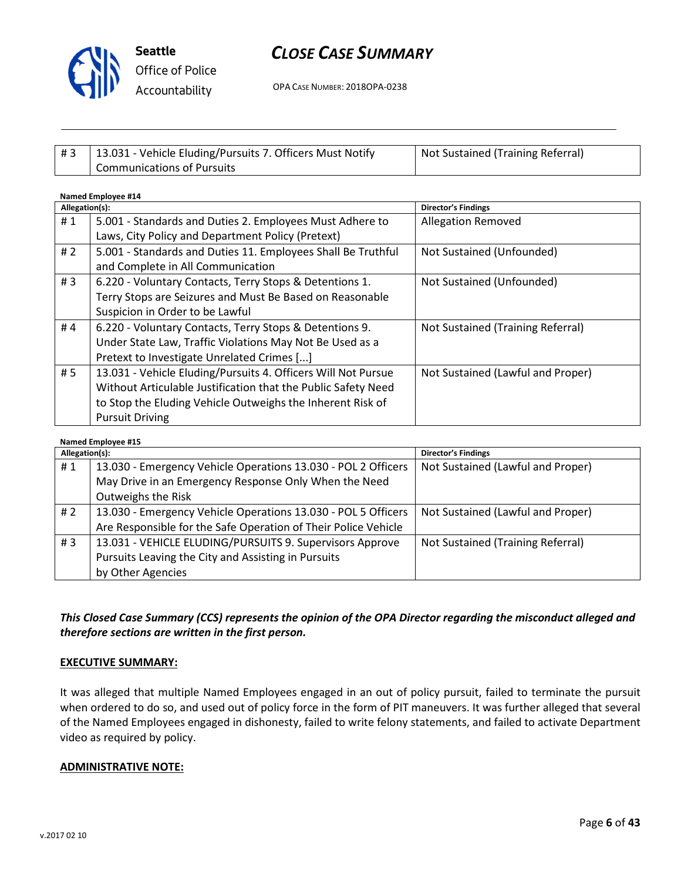| # 3 | 13.031 - Vehicle Eluding/Pursuits 7. Officers Must Notify Communications of Pursuits | Not Sustained (Training Referral) |
|---|---|---|

**Named Employee #14**

| Allegation(s): | | Director's Findings |
|---|---|---|
| # 1 | 5.001 - Standards and Duties 2. Employees Must Adhere to Laws, City Policy and Department Policy (Pretext) | Allegation Removed |
| # 2 | 5.001 - Standards and Duties 11. Employees Shall Be Truthful and Complete in All Communication | Not Sustained (Unfounded) |
| # 3 | 6.220 - Voluntary Contacts, Terry Stops & Detentions 1. Terry Stops are Seizures and Must Be Based on Reasonable Suspicion in Order to be Lawful | Not Sustained (Unfounded) |
| # 4 | 6.220 - Voluntary Contacts, Terry Stops & Detentions 9. Under State Law, Traffic Violations May Not Be Used as a Pretext to Investigate Unrelated Crimes [...] | Not Sustained (Training Referral) |
| # 5 | 13.031 - Vehicle Eluding/Pursuits 4. Officers Will Not Pursue Without Articulable Justification that the Public Safety Need to Stop the Eluding Vehicle Outweighs the Inherent Risk of Pursuit Driving | Not Sustained (Lawful and Proper) |

**Named Employee #15**

| Allegation(s): | | Director's Findings |
|---|---|---|
| # 1 | 13.030 - Emergency Vehicle Operations 13.030 - POL 2 Officers May Drive in an Emergency Response Only When the Need Outweighs the Risk | Not Sustained (Lawful and Proper) |
| # 2 | 13.030 - Emergency Vehicle Operations 13.030 - POL 5 Officers Are Responsible for the Safe Operation of Their Police Vehicle | Not Sustained (Lawful and Proper) |
| # 3 | 13.031 - VEHICLE ELUDING/PURSUITS 9. Supervisors Approve Pursuits Leaving the City and Assisting in Pursuits by Other Agencies | Not Sustained (Training Referral) |

***This Closed Case Summary (CCS) represents the opinion of the OPA Director regarding the misconduct alleged and therefore sections are written in the first person.***

**EXECUTIVE SUMMARY:**

It was alleged that multiple Named Employees engaged in an out of policy pursuit, failed to terminate the pursuit when ordered to do so, and used out of policy force in the form of PIT maneuvers. It was further alleged that several of the Named Employees engaged in dishonesty, failed to write felony statements, and failed to activate Department video as required by policy.

**ADMINISTRATIVE NOTE:**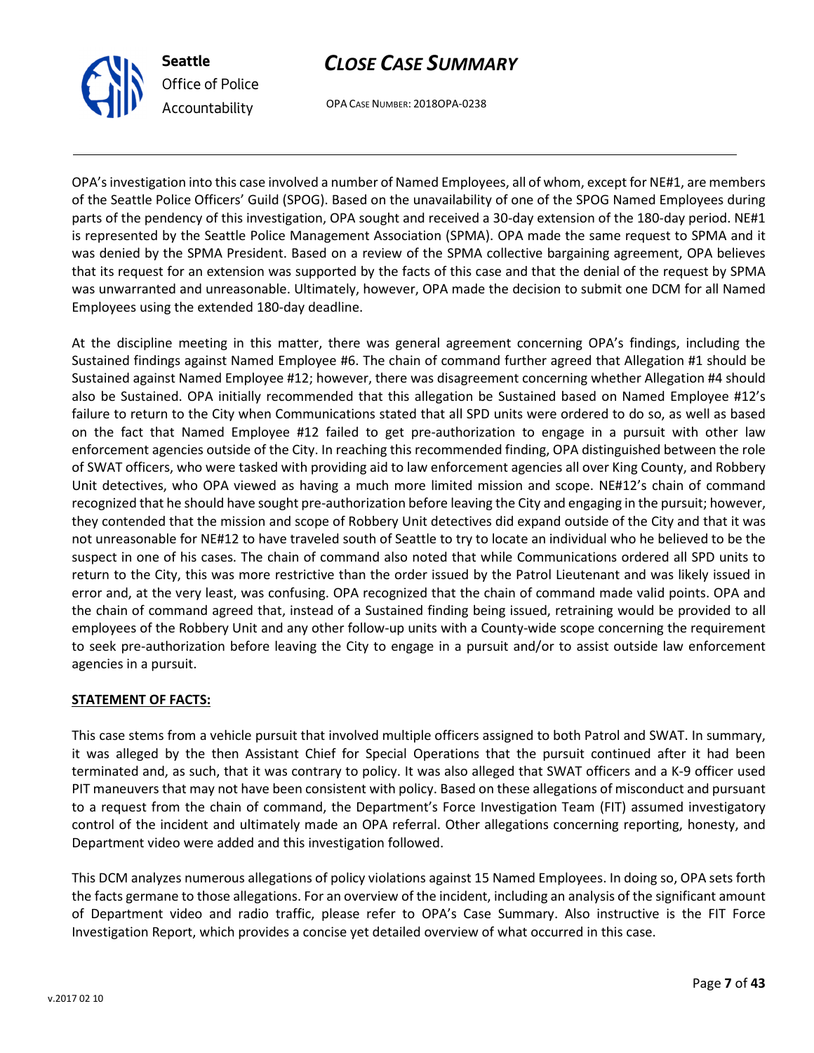OPA's investigation into this case involved a number of Named Employees, all of whom, except for NE#1, are members of the Seattle Police Officers' Guild (SPOG). Based on the unavailability of one of the SPOG Named Employees during parts of the pendency of this investigation, OPA sought and received a 30-day extension of the 180-day period. NE#1 is represented by the Seattle Police Management Association (SPMA). OPA made the same request to SPMA and it was denied by the SPMA President. Based on a review of the SPMA collective bargaining agreement, OPA believes that its request for an extension was supported by the facts of this case and that the denial of the request by SPMA was unwarranted and unreasonable. Ultimately, however, OPA made the decision to submit one DCM for all Named Employees using the extended 180-day deadline.

At the discipline meeting in this matter, there was general agreement concerning OPA's findings, including the Sustained findings against Named Employee #6. The chain of command further agreed that Allegation #1 should be Sustained against Named Employee #12; however, there was disagreement concerning whether Allegation #4 should also be Sustained. OPA initially recommended that this allegation be Sustained based on Named Employee #12's failure to return to the City when Communications stated that all SPD units were ordered to do so, as well as based on the fact that Named Employee #12 failed to get pre-authorization to engage in a pursuit with other law enforcement agencies outside of the City. In reaching this recommended finding, OPA distinguished between the role of SWAT officers, who were tasked with providing aid to law enforcement agencies all over King County, and Robbery Unit detectives, who OPA viewed as having a much more limited mission and scope. NE#12's chain of command recognized that he should have sought pre-authorization before leaving the City and engaging in the pursuit; however, they contended that the mission and scope of Robbery Unit detectives did expand outside of the City and that it was not unreasonable for NE#12 to have traveled south of Seattle to try to locate an individual who he believed to be the suspect in one of his cases. The chain of command also noted that while Communications ordered all SPD units to return to the City, this was more restrictive than the order issued by the Patrol Lieutenant and was likely issued in error and, at the very least, was confusing. OPA recognized that the chain of command made valid points. OPA and the chain of command agreed that, instead of a Sustained finding being issued, retraining would be provided to all employees of the Robbery Unit and any other follow-up units with a County-wide scope concerning the requirement to seek pre-authorization before leaving the City to engage in a pursuit and/or to assist outside law enforcement agencies in a pursuit.

**STATEMENT OF FACTS:**

This case stems from a vehicle pursuit that involved multiple officers assigned to both Patrol and SWAT. In summary, it was alleged by the then Assistant Chief for Special Operations that the pursuit continued after it had been terminated and, as such, that it was contrary to policy. It was also alleged that SWAT officers and a K-9 officer used PIT maneuvers that may not have been consistent with policy. Based on these allegations of misconduct and pursuant to a request from the chain of command, the Department's Force Investigation Team (FIT) assumed investigatory control of the incident and ultimately made an OPA referral. Other allegations concerning reporting, honesty, and Department video were added and this investigation followed.

This DCM analyzes numerous allegations of policy violations against 15 Named Employees. In doing so, OPA sets forth the facts germane to those allegations. For an overview of the incident, including an analysis of the significant amount of Department video and radio traffic, please refer to OPA's Case Summary. Also instructive is the FIT Force Investigation Report, which provides a concise yet detailed overview of what occurred in this case.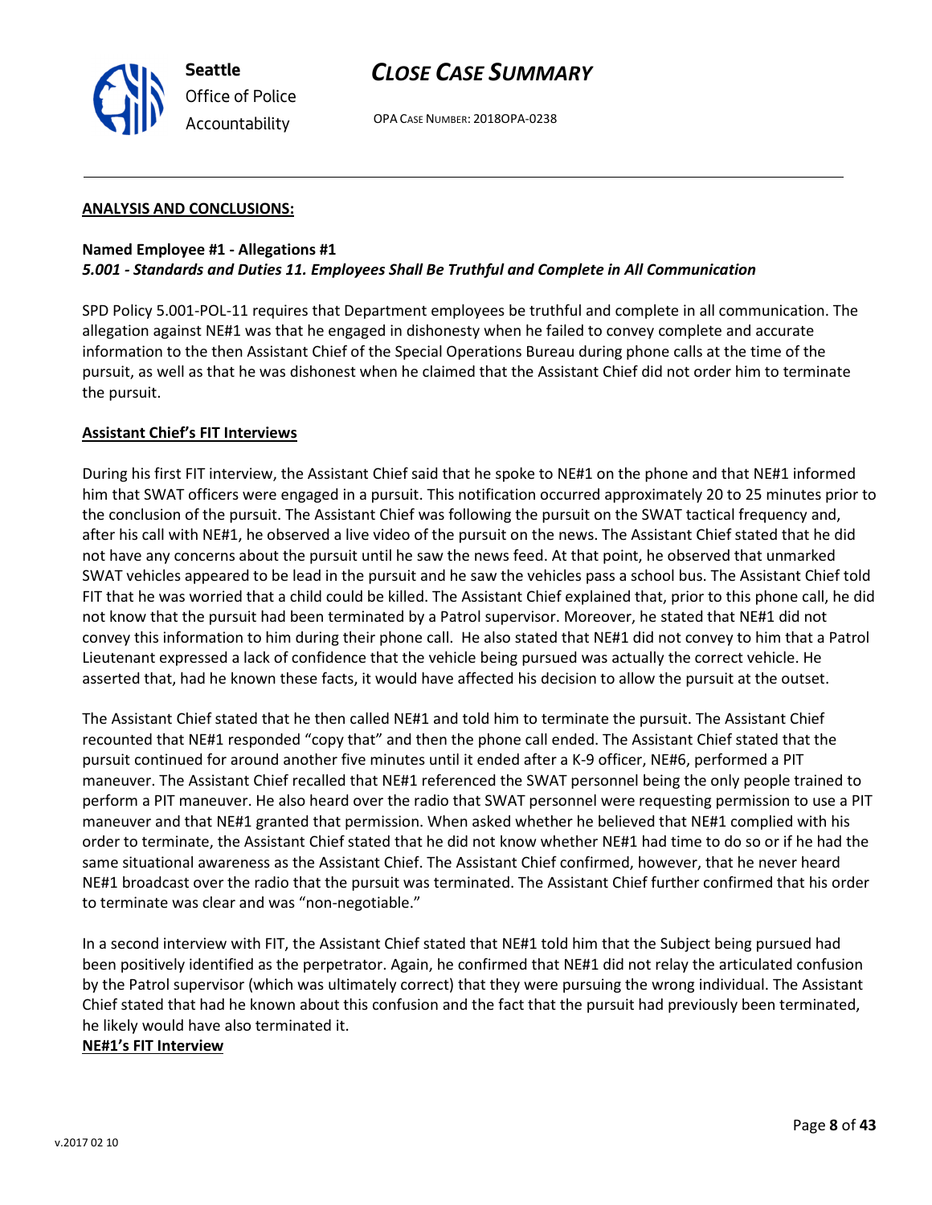**ANALYSIS AND CONCLUSIONS:**

**Named Employee #1 - Allegations #1**
***5.001 - Standards and Duties 11. Employees Shall Be Truthful and Complete in All Communication***

SPD Policy 5.001-POL-11 requires that Department employees be truthful and complete in all communication. The allegation against NE#1 was that he engaged in dishonesty when he failed to convey complete and accurate information to the then Assistant Chief of the Special Operations Bureau during phone calls at the time of the pursuit, as well as that he was dishonest when he claimed that the Assistant Chief did not order him to terminate the pursuit.

**Assistant Chief's FIT Interviews**

During his first FIT interview, the Assistant Chief said that he spoke to NE#1 on the phone and that NE#1 informed him that SWAT officers were engaged in a pursuit. This notification occurred approximately 20 to 25 minutes prior to the conclusion of the pursuit. The Assistant Chief was following the pursuit on the SWAT tactical frequency and, after his call with NE#1, he observed a live video of the pursuit on the news. The Assistant Chief stated that he did not have any concerns about the pursuit until he saw the news feed. At that point, he observed that unmarked SWAT vehicles appeared to be lead in the pursuit and he saw the vehicles pass a school bus. The Assistant Chief told FIT that he was worried that a child could be killed. The Assistant Chief explained that, prior to this phone call, he did not know that the pursuit had been terminated by a Patrol supervisor. Moreover, he stated that NE#1 did not convey this information to him during their phone call. He also stated that NE#1 did not convey to him that a Patrol Lieutenant expressed a lack of confidence that the vehicle being pursued was actually the correct vehicle. He asserted that, had he known these facts, it would have affected his decision to allow the pursuit at the outset.

The Assistant Chief stated that he then called NE#1 and told him to terminate the pursuit. The Assistant Chief recounted that NE#1 responded "copy that" and then the phone call ended. The Assistant Chief stated that the pursuit continued for around another five minutes until it ended after a K-9 officer, NE#6, performed a PIT maneuver. The Assistant Chief recalled that NE#1 referenced the SWAT personnel being the only people trained to perform a PIT maneuver. He also heard over the radio that SWAT personnel were requesting permission to use a PIT maneuver and that NE#1 granted that permission. When asked whether he believed that NE#1 complied with his order to terminate, the Assistant Chief stated that he did not know whether NE#1 had time to do so or if he had the same situational awareness as the Assistant Chief. The Assistant Chief confirmed, however, that he never heard NE#1 broadcast over the radio that the pursuit was terminated. The Assistant Chief further confirmed that his order to terminate was clear and was "non-negotiable."

In a second interview with FIT, the Assistant Chief stated that NE#1 told him that the Subject being pursued had been positively identified as the perpetrator. Again, he confirmed that NE#1 did not relay the articulated confusion by the Patrol supervisor (which was ultimately correct) that they were pursuing the wrong individual. The Assistant Chief stated that had he known about this confusion and the fact that the pursuit had previously been terminated, he likely would have also terminated it.

**NE#1's FIT Interview**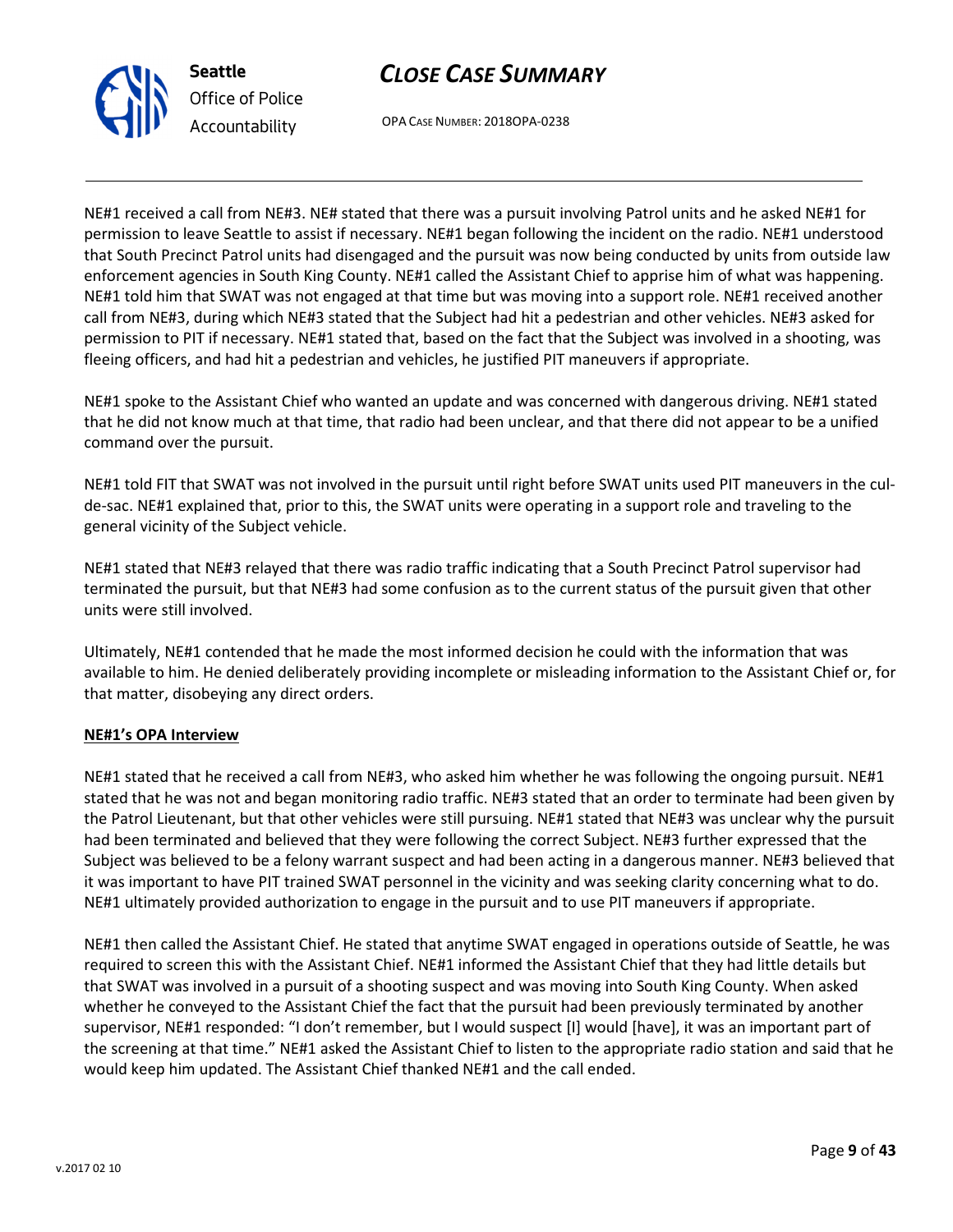NE#1 received a call from NE#3. NE# stated that there was a pursuit involving Patrol units and he asked NE#1 for permission to leave Seattle to assist if necessary. NE#1 began following the incident on the radio. NE#1 understood that South Precinct Patrol units had disengaged and the pursuit was now being conducted by units from outside law enforcement agencies in South King County. NE#1 called the Assistant Chief to apprise him of what was happening. NE#1 told him that SWAT was not engaged at that time but was moving into a support role. NE#1 received another call from NE#3, during which NE#3 stated that the Subject had hit a pedestrian and other vehicles. NE#3 asked for permission to PIT if necessary. NE#1 stated that, based on the fact that the Subject was involved in a shooting, was fleeing officers, and had hit a pedestrian and vehicles, he justified PIT maneuvers if appropriate.

NE#1 spoke to the Assistant Chief who wanted an update and was concerned with dangerous driving. NE#1 stated that he did not know much at that time, that radio had been unclear, and that there did not appear to be a unified command over the pursuit.

NE#1 told FIT that SWAT was not involved in the pursuit until right before SWAT units used PIT maneuvers in the cul-de-sac. NE#1 explained that, prior to this, the SWAT units were operating in a support role and traveling to the general vicinity of the Subject vehicle.

NE#1 stated that NE#3 relayed that there was radio traffic indicating that a South Precinct Patrol supervisor had terminated the pursuit, but that NE#3 had some confusion as to the current status of the pursuit given that other units were still involved.

Ultimately, NE#1 contended that he made the most informed decision he could with the information that was available to him. He denied deliberately providing incomplete or misleading information to the Assistant Chief or, for that matter, disobeying any direct orders.

**NE#1's OPA Interview**

NE#1 stated that he received a call from NE#3, who asked him whether he was following the ongoing pursuit. NE#1 stated that he was not and began monitoring radio traffic. NE#3 stated that an order to terminate had been given by the Patrol Lieutenant, but that other vehicles were still pursuing. NE#1 stated that NE#3 was unclear why the pursuit had been terminated and believed that they were following the correct Subject. NE#3 further expressed that the Subject was believed to be a felony warrant suspect and had been acting in a dangerous manner. NE#3 believed that it was important to have PIT trained SWAT personnel in the vicinity and was seeking clarity concerning what to do. NE#1 ultimately provided authorization to engage in the pursuit and to use PIT maneuvers if appropriate.

NE#1 then called the Assistant Chief. He stated that anytime SWAT engaged in operations outside of Seattle, he was required to screen this with the Assistant Chief. NE#1 informed the Assistant Chief that they had little details but that SWAT was involved in a pursuit of a shooting suspect and was moving into South King County. When asked whether he conveyed to the Assistant Chief the fact that the pursuit had been previously terminated by another supervisor, NE#1 responded: "I don't remember, but I would suspect [I] would [have], it was an important part of the screening at that time." NE#1 asked the Assistant Chief to listen to the appropriate radio station and said that he would keep him updated. The Assistant Chief thanked NE#1 and the call ended.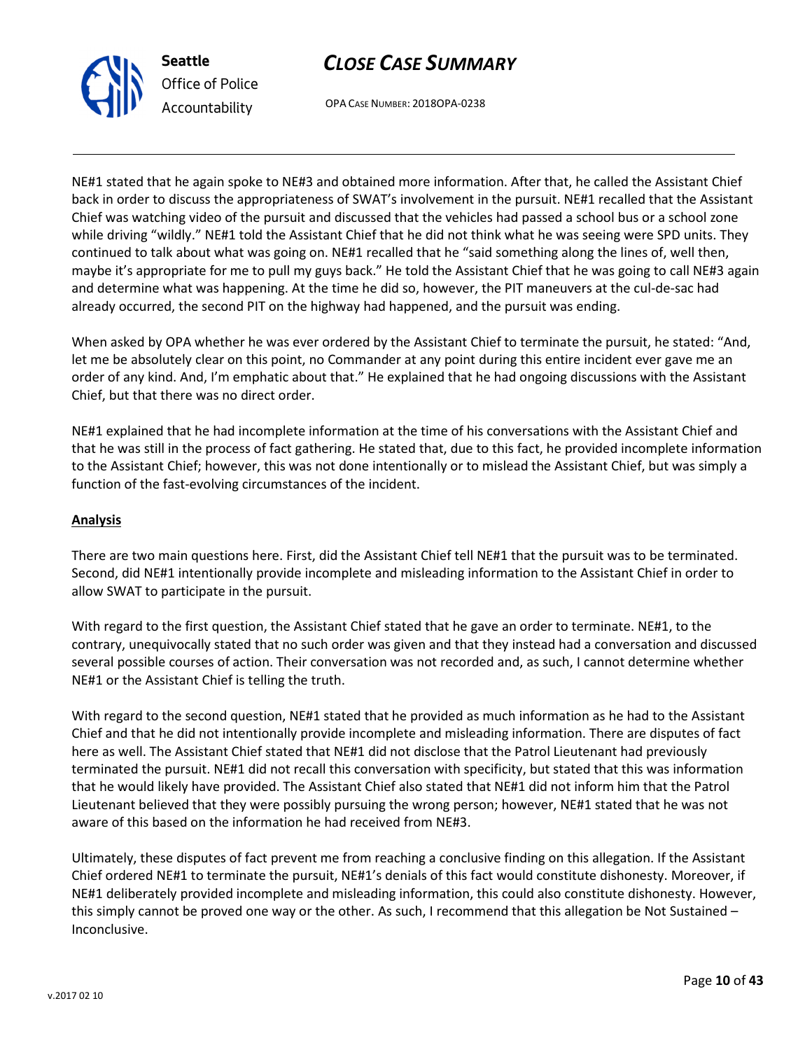NE#1 stated that he again spoke to NE#3 and obtained more information. After that, he called the Assistant Chief back in order to discuss the appropriateness of SWAT's involvement in the pursuit. NE#1 recalled that the Assistant Chief was watching video of the pursuit and discussed that the vehicles had passed a school bus or a school zone while driving "wildly." NE#1 told the Assistant Chief that he did not think what he was seeing were SPD units. They continued to talk about what was going on. NE#1 recalled that he "said something along the lines of, well then, maybe it's appropriate for me to pull my guys back." He told the Assistant Chief that he was going to call NE#3 again and determine what was happening. At the time he did so, however, the PIT maneuvers at the cul-de-sac had already occurred, the second PIT on the highway had happened, and the pursuit was ending.

When asked by OPA whether he was ever ordered by the Assistant Chief to terminate the pursuit, he stated: "And, let me be absolutely clear on this point, no Commander at any point during this entire incident ever gave me an order of any kind. And, I'm emphatic about that." He explained that he had ongoing discussions with the Assistant Chief, but that there was no direct order.

NE#1 explained that he had incomplete information at the time of his conversations with the Assistant Chief and that he was still in the process of fact gathering. He stated that, due to this fact, he provided incomplete information to the Assistant Chief; however, this was not done intentionally or to mislead the Assistant Chief, but was simply a function of the fast-evolving circumstances of the incident.

**Analysis**

There are two main questions here. First, did the Assistant Chief tell NE#1 that the pursuit was to be terminated. Second, did NE#1 intentionally provide incomplete and misleading information to the Assistant Chief in order to allow SWAT to participate in the pursuit.

With regard to the first question, the Assistant Chief stated that he gave an order to terminate. NE#1, to the contrary, unequivocally stated that no such order was given and that they instead had a conversation and discussed several possible courses of action. Their conversation was not recorded and, as such, I cannot determine whether NE#1 or the Assistant Chief is telling the truth.

With regard to the second question, NE#1 stated that he provided as much information as he had to the Assistant Chief and that he did not intentionally provide incomplete and misleading information. There are disputes of fact here as well. The Assistant Chief stated that NE#1 did not disclose that the Patrol Lieutenant had previously terminated the pursuit. NE#1 did not recall this conversation with specificity, but stated that this was information that he would likely have provided. The Assistant Chief also stated that NE#1 did not inform him that the Patrol Lieutenant believed that they were possibly pursuing the wrong person; however, NE#1 stated that he was not aware of this based on the information he had received from NE#3.

Ultimately, these disputes of fact prevent me from reaching a conclusive finding on this allegation. If the Assistant Chief ordered NE#1 to terminate the pursuit, NE#1's denials of this fact would constitute dishonesty. Moreover, if NE#1 deliberately provided incomplete and misleading information, this could also constitute dishonesty. However, this simply cannot be proved one way or the other. As such, I recommend that this allegation be Not Sustained – Inconclusive.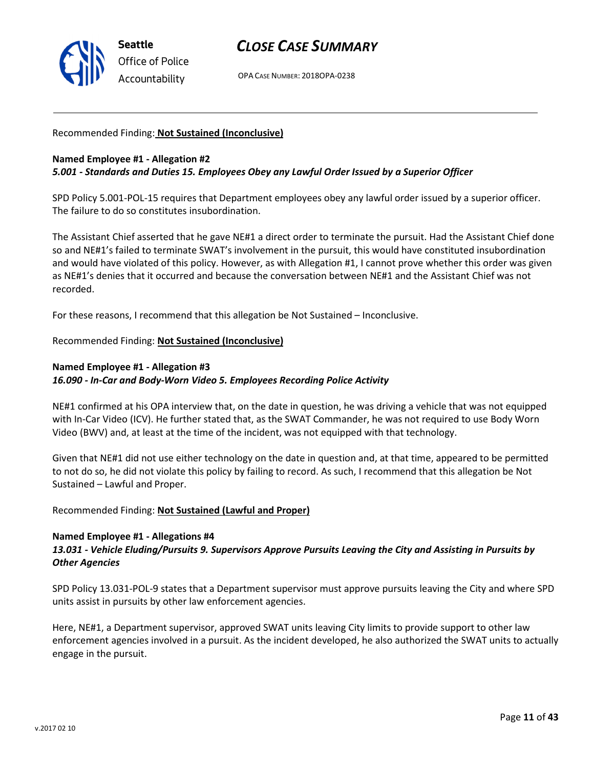Recommended Finding: **Not Sustained (Inconclusive)**

**Named Employee #1 - Allegation #2**
***5.001 - Standards and Duties 15. Employees Obey any Lawful Order Issued by a Superior Officer***

SPD Policy 5.001-POL-15 requires that Department employees obey any lawful order issued by a superior officer. The failure to do so constitutes insubordination.

The Assistant Chief asserted that he gave NE#1 a direct order to terminate the pursuit. Had the Assistant Chief done so and NE#1's failed to terminate SWAT's involvement in the pursuit, this would have constituted insubordination and would have violated of this policy. However, as with Allegation #1, I cannot prove whether this order was given as NE#1's denies that it occurred and because the conversation between NE#1 and the Assistant Chief was not recorded.

For these reasons, I recommend that this allegation be Not Sustained – Inconclusive.

Recommended Finding: **Not Sustained (Inconclusive)**

**Named Employee #1 - Allegation #3**
***16.090 - In-Car and Body-Worn Video 5. Employees Recording Police Activity***

NE#1 confirmed at his OPA interview that, on the date in question, he was driving a vehicle that was not equipped with In-Car Video (ICV). He further stated that, as the SWAT Commander, he was not required to use Body Worn Video (BWV) and, at least at the time of the incident, was not equipped with that technology.

Given that NE#1 did not use either technology on the date in question and, at that time, appeared to be permitted to not do so, he did not violate this policy by failing to record. As such, I recommend that this allegation be Not Sustained – Lawful and Proper.

Recommended Finding: **Not Sustained (Lawful and Proper)**

**Named Employee #1 - Allegations #4**
***13.031 - Vehicle Eluding/Pursuits 9. Supervisors Approve Pursuits Leaving the City and Assisting in Pursuits by Other Agencies***

SPD Policy 13.031-POL-9 states that a Department supervisor must approve pursuits leaving the City and where SPD units assist in pursuits by other law enforcement agencies.

Here, NE#1, a Department supervisor, approved SWAT units leaving City limits to provide support to other law enforcement agencies involved in a pursuit. As the incident developed, he also authorized the SWAT units to actually engage in the pursuit.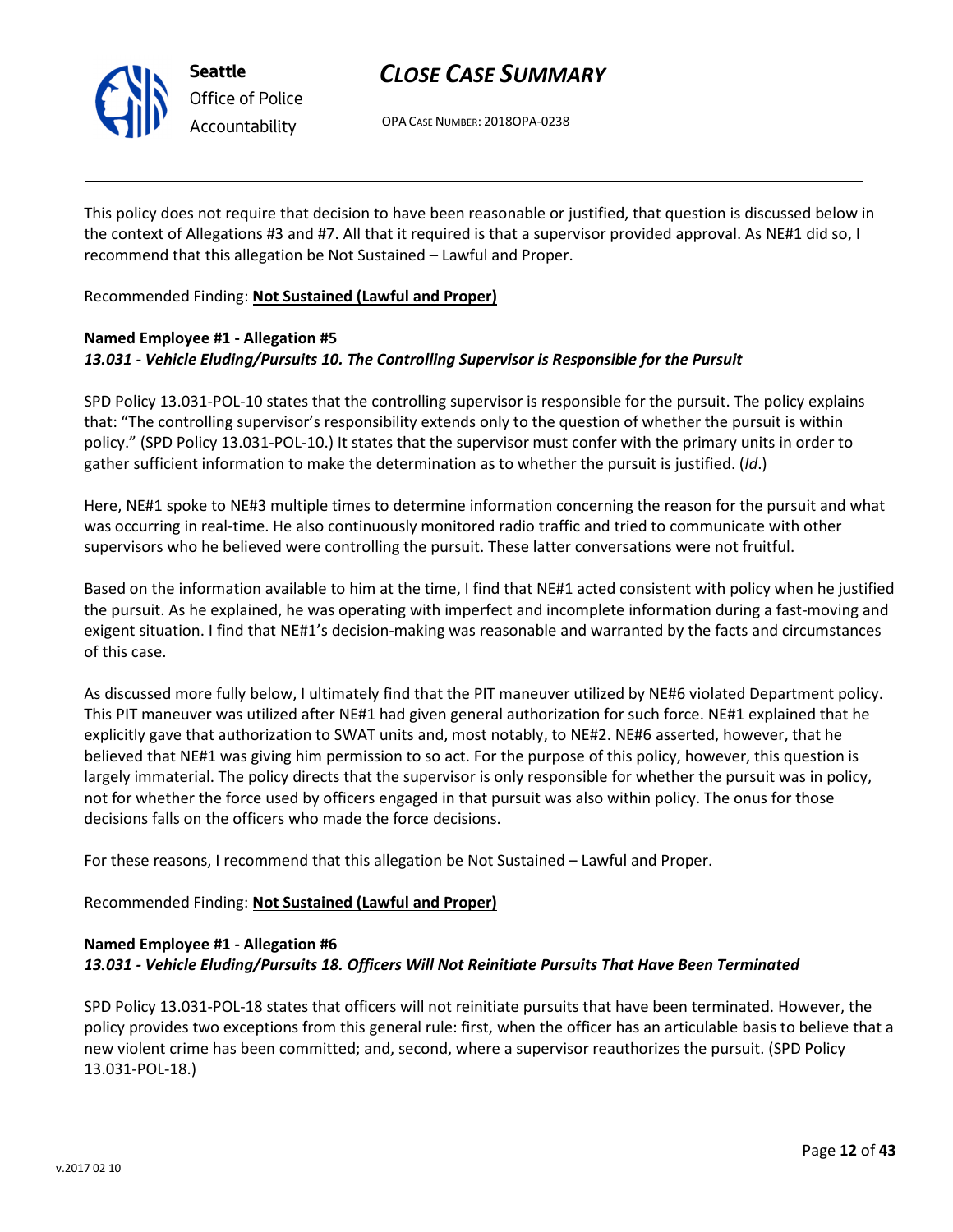This policy does not require that decision to have been reasonable or justified, that question is discussed below in the context of Allegations #3 and #7. All that it required is that a supervisor provided approval. As NE#1 did so, I recommend that this allegation be Not Sustained – Lawful and Proper.

Recommended Finding: **Not Sustained (Lawful and Proper)**

**Named Employee #1 - Allegation #5**
***13.031 - Vehicle Eluding/Pursuits 10. The Controlling Supervisor is Responsible for the Pursuit***

SPD Policy 13.031-POL-10 states that the controlling supervisor is responsible for the pursuit. The policy explains that: "The controlling supervisor's responsibility extends only to the question of whether the pursuit is within policy." (SPD Policy 13.031-POL-10.) It states that the supervisor must confer with the primary units in order to gather sufficient information to make the determination as to whether the pursuit is justified. (*Id*.)

Here, NE#1 spoke to NE#3 multiple times to determine information concerning the reason for the pursuit and what was occurring in real-time. He also continuously monitored radio traffic and tried to communicate with other supervisors who he believed were controlling the pursuit. These latter conversations were not fruitful.

Based on the information available to him at the time, I find that NE#1 acted consistent with policy when he justified the pursuit. As he explained, he was operating with imperfect and incomplete information during a fast-moving and exigent situation. I find that NE#1's decision-making was reasonable and warranted by the facts and circumstances of this case.

As discussed more fully below, I ultimately find that the PIT maneuver utilized by NE#6 violated Department policy. This PIT maneuver was utilized after NE#1 had given general authorization for such force. NE#1 explained that he explicitly gave that authorization to SWAT units and, most notably, to NE#2. NE#6 asserted, however, that he believed that NE#1 was giving him permission to so act. For the purpose of this policy, however, this question is largely immaterial. The policy directs that the supervisor is only responsible for whether the pursuit was in policy, not for whether the force used by officers engaged in that pursuit was also within policy. The onus for those decisions falls on the officers who made the force decisions.

For these reasons, I recommend that this allegation be Not Sustained – Lawful and Proper.

Recommended Finding: **Not Sustained (Lawful and Proper)**

**Named Employee #1 - Allegation #6**
***13.031 - Vehicle Eluding/Pursuits 18. Officers Will Not Reinitiate Pursuits That Have Been Terminated***

SPD Policy 13.031-POL-18 states that officers will not reinitiate pursuits that have been terminated. However, the policy provides two exceptions from this general rule: first, when the officer has an articulable basis to believe that a new violent crime has been committed; and, second, where a supervisor reauthorizes the pursuit. (SPD Policy 13.031-POL-18.)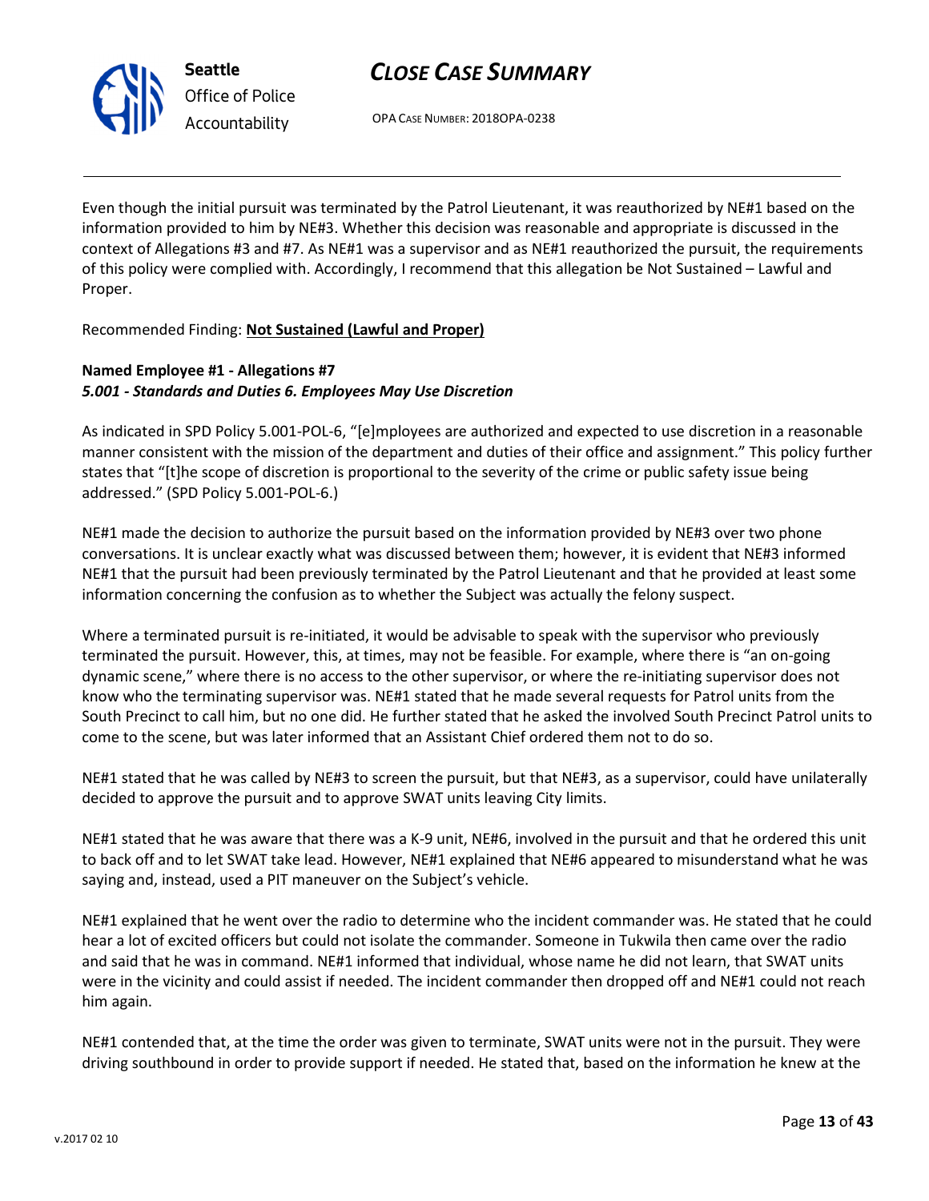Even though the initial pursuit was terminated by the Patrol Lieutenant, it was reauthorized by NE#1 based on the information provided to him by NE#3. Whether this decision was reasonable and appropriate is discussed in the context of Allegations #3 and #7. As NE#1 was a supervisor and as NE#1 reauthorized the pursuit, the requirements of this policy were complied with. Accordingly, I recommend that this allegation be Not Sustained – Lawful and Proper.

Recommended Finding: **Not Sustained (Lawful and Proper)**

**Named Employee #1 - Allegations #7**
***5.001 - Standards and Duties 6. Employees May Use Discretion***

As indicated in SPD Policy 5.001-POL-6, "[e]mployees are authorized and expected to use discretion in a reasonable manner consistent with the mission of the department and duties of their office and assignment." This policy further states that "[t]he scope of discretion is proportional to the severity of the crime or public safety issue being addressed." (SPD Policy 5.001-POL-6.)

NE#1 made the decision to authorize the pursuit based on the information provided by NE#3 over two phone conversations. It is unclear exactly what was discussed between them; however, it is evident that NE#3 informed NE#1 that the pursuit had been previously terminated by the Patrol Lieutenant and that he provided at least some information concerning the confusion as to whether the Subject was actually the felony suspect.

Where a terminated pursuit is re-initiated, it would be advisable to speak with the supervisor who previously terminated the pursuit. However, this, at times, may not be feasible. For example, where there is "an on-going dynamic scene," where there is no access to the other supervisor, or where the re-initiating supervisor does not know who the terminating supervisor was. NE#1 stated that he made several requests for Patrol units from the South Precinct to call him, but no one did. He further stated that he asked the involved South Precinct Patrol units to come to the scene, but was later informed that an Assistant Chief ordered them not to do so.

NE#1 stated that he was called by NE#3 to screen the pursuit, but that NE#3, as a supervisor, could have unilaterally decided to approve the pursuit and to approve SWAT units leaving City limits.

NE#1 stated that he was aware that there was a K-9 unit, NE#6, involved in the pursuit and that he ordered this unit to back off and to let SWAT take lead. However, NE#1 explained that NE#6 appeared to misunderstand what he was saying and, instead, used a PIT maneuver on the Subject's vehicle.

NE#1 explained that he went over the radio to determine who the incident commander was. He stated that he could hear a lot of excited officers but could not isolate the commander. Someone in Tukwila then came over the radio and said that he was in command. NE#1 informed that individual, whose name he did not learn, that SWAT units were in the vicinity and could assist if needed. The incident commander then dropped off and NE#1 could not reach him again.

NE#1 contended that, at the time the order was given to terminate, SWAT units were not in the pursuit. They were driving southbound in order to provide support if needed. He stated that, based on the information he knew at the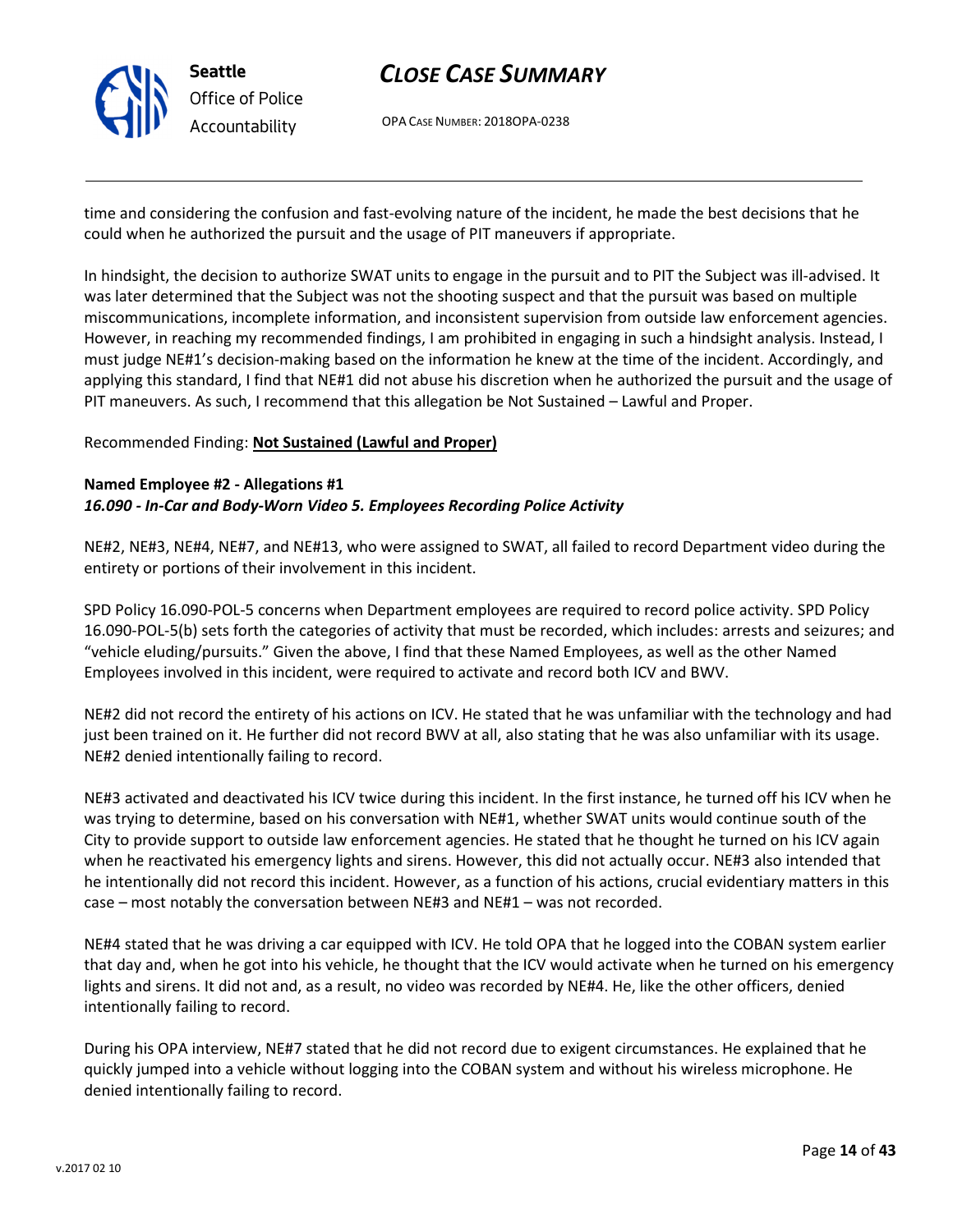time and considering the confusion and fast-evolving nature of the incident, he made the best decisions that he could when he authorized the pursuit and the usage of PIT maneuvers if appropriate.

In hindsight, the decision to authorize SWAT units to engage in the pursuit and to PIT the Subject was ill-advised. It was later determined that the Subject was not the shooting suspect and that the pursuit was based on multiple miscommunications, incomplete information, and inconsistent supervision from outside law enforcement agencies. However, in reaching my recommended findings, I am prohibited in engaging in such a hindsight analysis. Instead, I must judge NE#1's decision-making based on the information he knew at the time of the incident. Accordingly, and applying this standard, I find that NE#1 did not abuse his discretion when he authorized the pursuit and the usage of PIT maneuvers. As such, I recommend that this allegation be Not Sustained – Lawful and Proper.

Recommended Finding: **Not Sustained (Lawful and Proper)**

**Named Employee #2 - Allegations #1**
***16.090 - In-Car and Body-Worn Video 5. Employees Recording Police Activity***

NE#2, NE#3, NE#4, NE#7, and NE#13, who were assigned to SWAT, all failed to record Department video during the entirety or portions of their involvement in this incident.

SPD Policy 16.090-POL-5 concerns when Department employees are required to record police activity. SPD Policy 16.090-POL-5(b) sets forth the categories of activity that must be recorded, which includes: arrests and seizures; and "vehicle eluding/pursuits." Given the above, I find that these Named Employees, as well as the other Named Employees involved in this incident, were required to activate and record both ICV and BWV.

NE#2 did not record the entirety of his actions on ICV. He stated that he was unfamiliar with the technology and had just been trained on it. He further did not record BWV at all, also stating that he was also unfamiliar with its usage. NE#2 denied intentionally failing to record.

NE#3 activated and deactivated his ICV twice during this incident. In the first instance, he turned off his ICV when he was trying to determine, based on his conversation with NE#1, whether SWAT units would continue south of the City to provide support to outside law enforcement agencies. He stated that he thought he turned on his ICV again when he reactivated his emergency lights and sirens. However, this did not actually occur. NE#3 also intended that he intentionally did not record this incident. However, as a function of his actions, crucial evidentiary matters in this case – most notably the conversation between NE#3 and NE#1 – was not recorded.

NE#4 stated that he was driving a car equipped with ICV. He told OPA that he logged into the COBAN system earlier that day and, when he got into his vehicle, he thought that the ICV would activate when he turned on his emergency lights and sirens. It did not and, as a result, no video was recorded by NE#4. He, like the other officers, denied intentionally failing to record.

During his OPA interview, NE#7 stated that he did not record due to exigent circumstances. He explained that he quickly jumped into a vehicle without logging into the COBAN system and without his wireless microphone. He denied intentionally failing to record.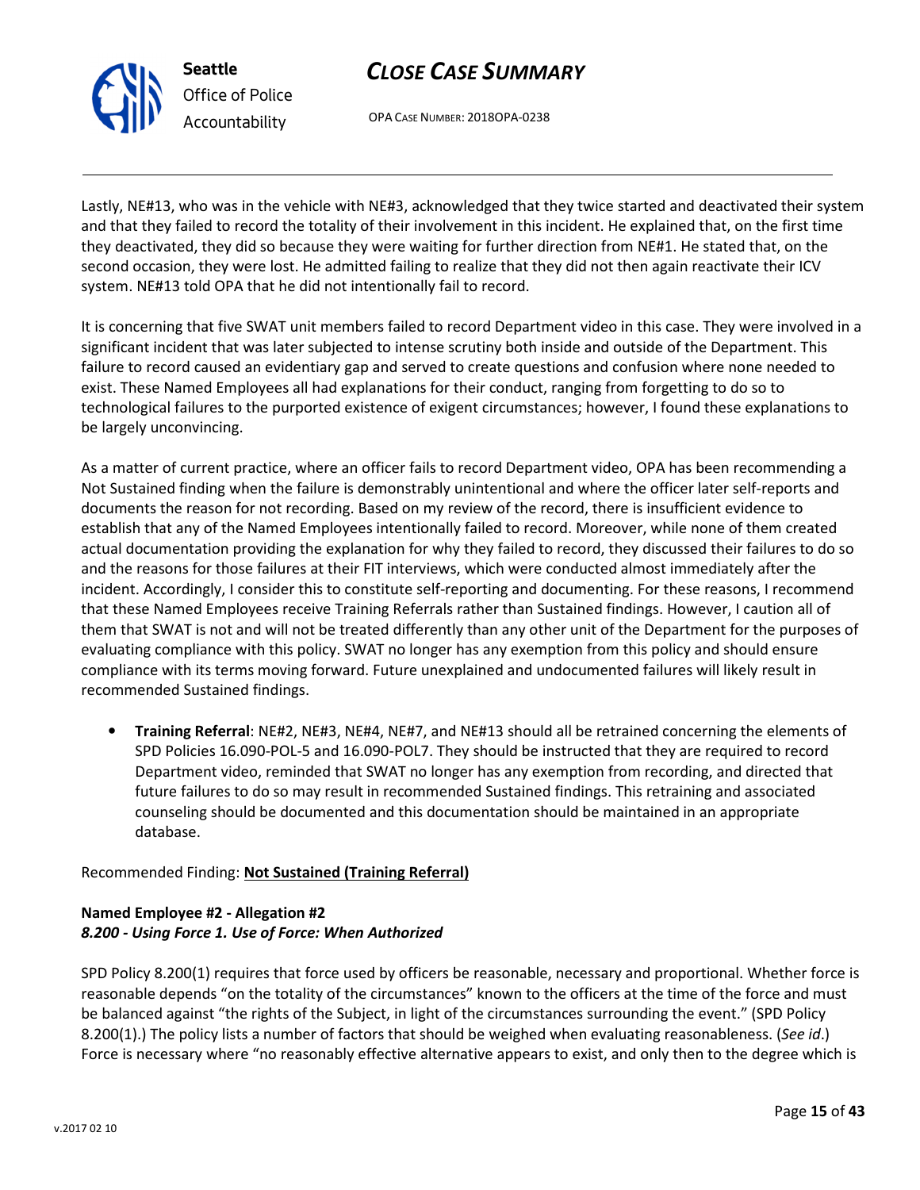Lastly, NE#13, who was in the vehicle with NE#3, acknowledged that they twice started and deactivated their system and that they failed to record the totality of their involvement in this incident. He explained that, on the first time they deactivated, they did so because they were waiting for further direction from NE#1. He stated that, on the second occasion, they were lost. He admitted failing to realize that they did not then again reactivate their ICV system. NE#13 told OPA that he did not intentionally fail to record.

It is concerning that five SWAT unit members failed to record Department video in this case. They were involved in a significant incident that was later subjected to intense scrutiny both inside and outside of the Department. This failure to record caused an evidentiary gap and served to create questions and confusion where none needed to exist. These Named Employees all had explanations for their conduct, ranging from forgetting to do so to technological failures to the purported existence of exigent circumstances; however, I found these explanations to be largely unconvincing.

As a matter of current practice, where an officer fails to record Department video, OPA has been recommending a Not Sustained finding when the failure is demonstrably unintentional and where the officer later self-reports and documents the reason for not recording. Based on my review of the record, there is insufficient evidence to establish that any of the Named Employees intentionally failed to record. Moreover, while none of them created actual documentation providing the explanation for why they failed to record, they discussed their failures to do so and the reasons for those failures at their FIT interviews, which were conducted almost immediately after the incident. Accordingly, I consider this to constitute self-reporting and documenting. For these reasons, I recommend that these Named Employees receive Training Referrals rather than Sustained findings. However, I caution all of them that SWAT is not and will not be treated differently than any other unit of the Department for the purposes of evaluating compliance with this policy. SWAT no longer has any exemption from this policy and should ensure compliance with its terms moving forward. Future unexplained and undocumented failures will likely result in recommended Sustained findings.

- **Training Referral**: NE#2, NE#3, NE#4, NE#7, and NE#13 should all be retrained concerning the elements of SPD Policies 16.090-POL-5 and 16.090-POL7. They should be instructed that they are required to record Department video, reminded that SWAT no longer has any exemption from recording, and directed that future failures to do so may result in recommended Sustained findings. This retraining and associated counseling should be documented and this documentation should be maintained in an appropriate database.

Recommended Finding: **Not Sustained (Training Referral)**

**Named Employee #2 - Allegation #2**
***8.200 - Using Force 1. Use of Force: When Authorized***

SPD Policy 8.200(1) requires that force used by officers be reasonable, necessary and proportional. Whether force is reasonable depends "on the totality of the circumstances" known to the officers at the time of the force and must be balanced against "the rights of the Subject, in light of the circumstances surrounding the event." (SPD Policy 8.200(1).) The policy lists a number of factors that should be weighed when evaluating reasonableness. (*See id*.) Force is necessary where "no reasonably effective alternative appears to exist, and only then to the degree which is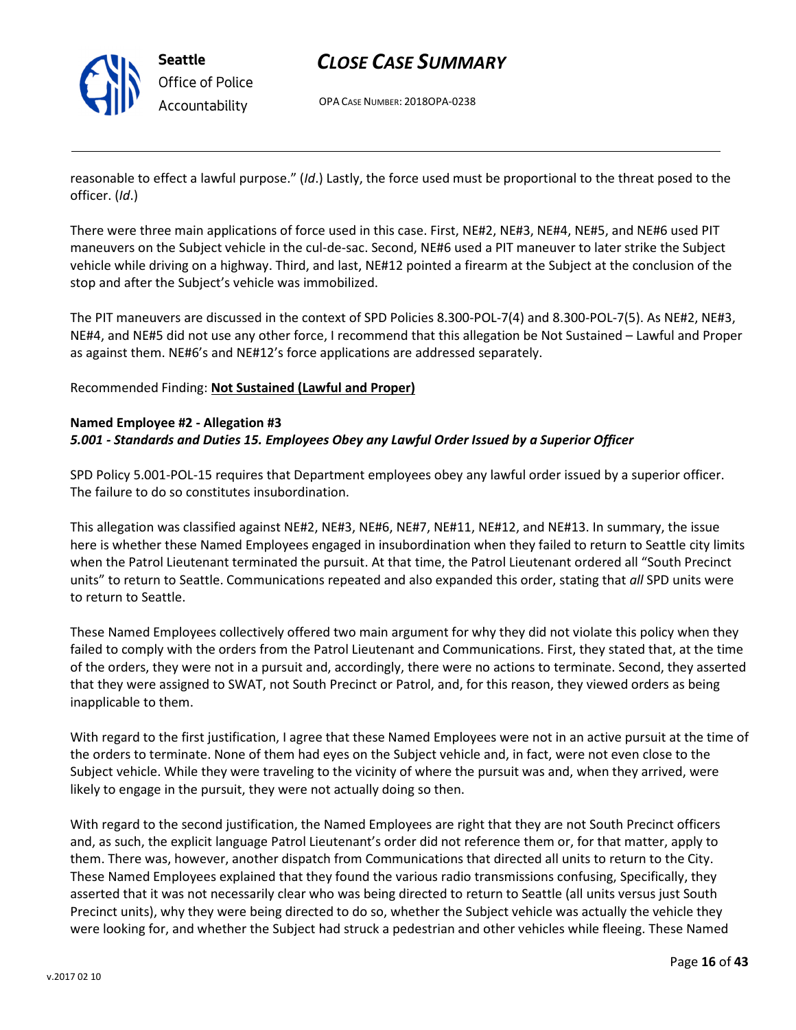reasonable to effect a lawful purpose." (*Id*.) Lastly, the force used must be proportional to the threat posed to the officer. (*Id*.)

There were three main applications of force used in this case. First, NE#2, NE#3, NE#4, NE#5, and NE#6 used PIT maneuvers on the Subject vehicle in the cul-de-sac. Second, NE#6 used a PIT maneuver to later strike the Subject vehicle while driving on a highway. Third, and last, NE#12 pointed a firearm at the Subject at the conclusion of the stop and after the Subject's vehicle was immobilized.

The PIT maneuvers are discussed in the context of SPD Policies 8.300-POL-7(4) and 8.300-POL-7(5). As NE#2, NE#3, NE#4, and NE#5 did not use any other force, I recommend that this allegation be Not Sustained – Lawful and Proper as against them. NE#6's and NE#12's force applications are addressed separately.

Recommended Finding: **Not Sustained (Lawful and Proper)**

**Named Employee #2 - Allegation #3**
***5.001 - Standards and Duties 15. Employees Obey any Lawful Order Issued by a Superior Officer***

SPD Policy 5.001-POL-15 requires that Department employees obey any lawful order issued by a superior officer. The failure to do so constitutes insubordination.

This allegation was classified against NE#2, NE#3, NE#6, NE#7, NE#11, NE#12, and NE#13. In summary, the issue here is whether these Named Employees engaged in insubordination when they failed to return to Seattle city limits when the Patrol Lieutenant terminated the pursuit. At that time, the Patrol Lieutenant ordered all "South Precinct units" to return to Seattle. Communications repeated and also expanded this order, stating that *all* SPD units were to return to Seattle.

These Named Employees collectively offered two main argument for why they did not violate this policy when they failed to comply with the orders from the Patrol Lieutenant and Communications. First, they stated that, at the time of the orders, they were not in a pursuit and, accordingly, there were no actions to terminate. Second, they asserted that they were assigned to SWAT, not South Precinct or Patrol, and, for this reason, they viewed orders as being inapplicable to them.

With regard to the first justification, I agree that these Named Employees were not in an active pursuit at the time of the orders to terminate. None of them had eyes on the Subject vehicle and, in fact, were not even close to the Subject vehicle. While they were traveling to the vicinity of where the pursuit was and, when they arrived, were likely to engage in the pursuit, they were not actually doing so then.

With regard to the second justification, the Named Employees are right that they are not South Precinct officers and, as such, the explicit language Patrol Lieutenant's order did not reference them or, for that matter, apply to them. There was, however, another dispatch from Communications that directed all units to return to the City. These Named Employees explained that they found the various radio transmissions confusing, Specifically, they asserted that it was not necessarily clear who was being directed to return to Seattle (all units versus just South Precinct units), why they were being directed to do so, whether the Subject vehicle was actually the vehicle they were looking for, and whether the Subject had struck a pedestrian and other vehicles while fleeing. These Named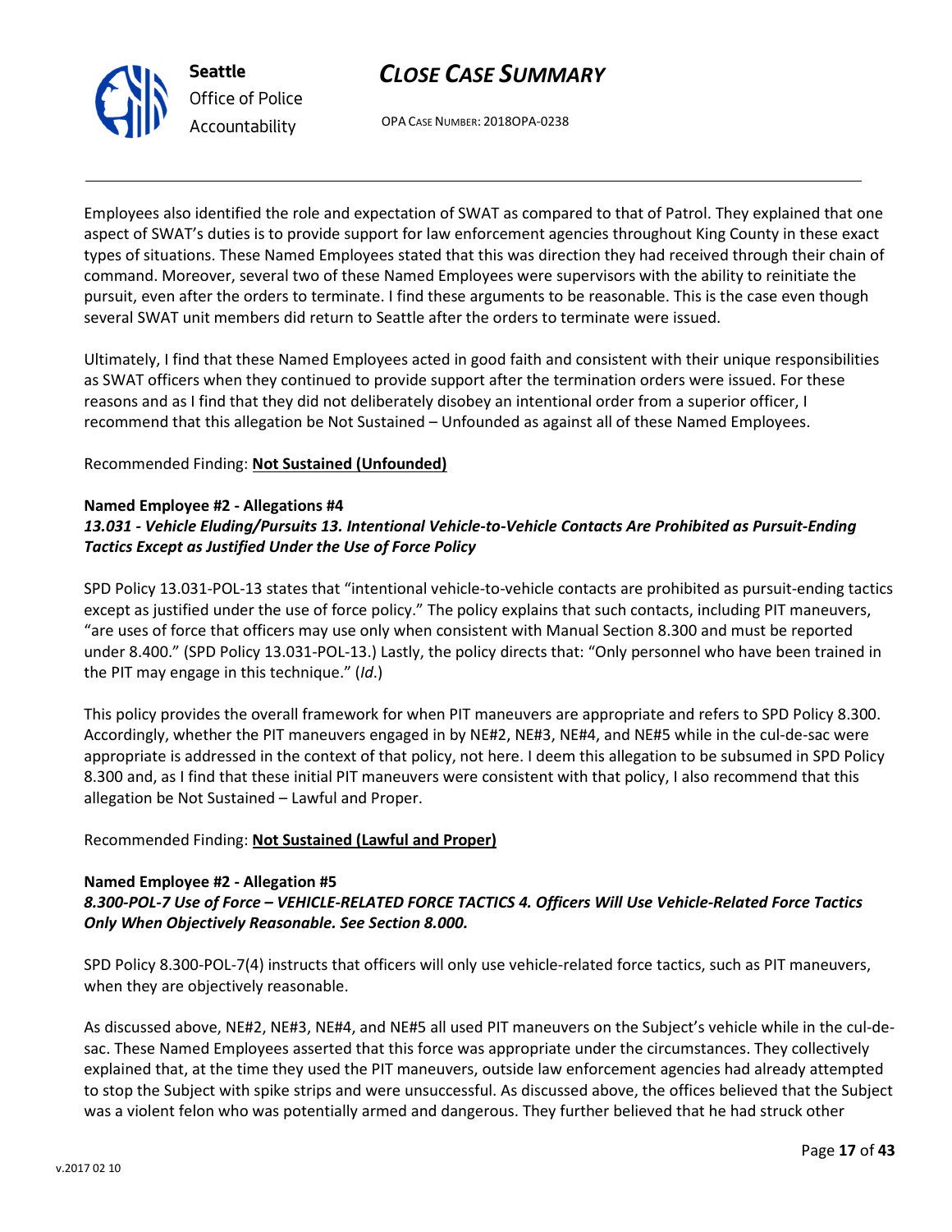Employees also identified the role and expectation of SWAT as compared to that of Patrol. They explained that one aspect of SWAT's duties is to provide support for law enforcement agencies throughout King County in these exact types of situations. These Named Employees stated that this was direction they had received through their chain of command. Moreover, several two of these Named Employees were supervisors with the ability to reinitiate the pursuit, even after the orders to terminate. I find these arguments to be reasonable. This is the case even though several SWAT unit members did return to Seattle after the orders to terminate were issued.

Ultimately, I find that these Named Employees acted in good faith and consistent with their unique responsibilities as SWAT officers when they continued to provide support after the termination orders were issued. For these reasons and as I find that they did not deliberately disobey an intentional order from a superior officer, I recommend that this allegation be Not Sustained – Unfounded as against all of these Named Employees.

Recommended Finding: **Not Sustained (Unfounded)**

**Named Employee #2 - Allegations #4**
***13.031 - Vehicle Eluding/Pursuits 13. Intentional Vehicle-to-Vehicle Contacts Are Prohibited as Pursuit-Ending Tactics Except as Justified Under the Use of Force Policy***

SPD Policy 13.031-POL-13 states that "intentional vehicle-to-vehicle contacts are prohibited as pursuit-ending tactics except as justified under the use of force policy." The policy explains that such contacts, including PIT maneuvers, "are uses of force that officers may use only when consistent with Manual Section 8.300 and must be reported under 8.400." (SPD Policy 13.031-POL-13.) Lastly, the policy directs that: "Only personnel who have been trained in the PIT may engage in this technique." (*Id*.)

This policy provides the overall framework for when PIT maneuvers are appropriate and refers to SPD Policy 8.300. Accordingly, whether the PIT maneuvers engaged in by NE#2, NE#3, NE#4, and NE#5 while in the cul-de-sac were appropriate is addressed in the context of that policy, not here. I deem this allegation to be subsumed in SPD Policy 8.300 and, as I find that these initial PIT maneuvers were consistent with that policy, I also recommend that this allegation be Not Sustained – Lawful and Proper.

Recommended Finding: **Not Sustained (Lawful and Proper)**

**Named Employee #2 - Allegation #5**
***8.300-POL-7 Use of Force – VEHICLE-RELATED FORCE TACTICS 4. Officers Will Use Vehicle-Related Force Tactics Only When Objectively Reasonable. See Section 8.000.***

SPD Policy 8.300-POL-7(4) instructs that officers will only use vehicle-related force tactics, such as PIT maneuvers, when they are objectively reasonable.

As discussed above, NE#2, NE#3, NE#4, and NE#5 all used PIT maneuvers on the Subject's vehicle while in the cul-de-sac. These Named Employees asserted that this force was appropriate under the circumstances. They collectively explained that, at the time they used the PIT maneuvers, outside law enforcement agencies had already attempted to stop the Subject with spike strips and were unsuccessful. As discussed above, the offices believed that the Subject was a violent felon who was potentially armed and dangerous. They further believed that he had struck other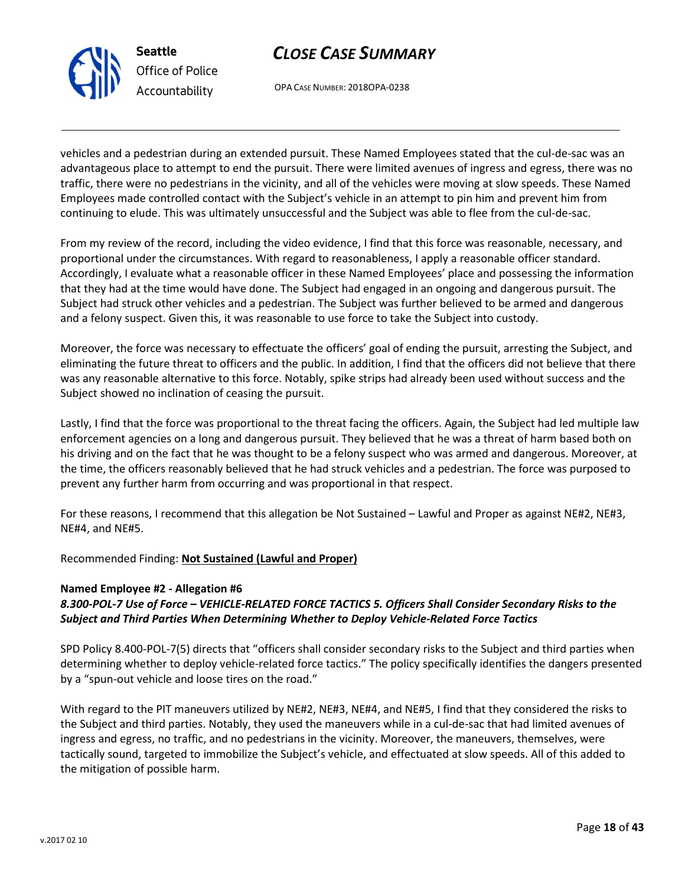vehicles and a pedestrian during an extended pursuit. These Named Employees stated that the cul-de-sac was an advantageous place to attempt to end the pursuit. There were limited avenues of ingress and egress, there was no traffic, there were no pedestrians in the vicinity, and all of the vehicles were moving at slow speeds. These Named Employees made controlled contact with the Subject's vehicle in an attempt to pin him and prevent him from continuing to elude. This was ultimately unsuccessful and the Subject was able to flee from the cul-de-sac.

From my review of the record, including the video evidence, I find that this force was reasonable, necessary, and proportional under the circumstances. With regard to reasonableness, I apply a reasonable officer standard. Accordingly, I evaluate what a reasonable officer in these Named Employees' place and possessing the information that they had at the time would have done. The Subject had engaged in an ongoing and dangerous pursuit. The Subject had struck other vehicles and a pedestrian. The Subject was further believed to be armed and dangerous and a felony suspect. Given this, it was reasonable to use force to take the Subject into custody.

Moreover, the force was necessary to effectuate the officers' goal of ending the pursuit, arresting the Subject, and eliminating the future threat to officers and the public. In addition, I find that the officers did not believe that there was any reasonable alternative to this force. Notably, spike strips had already been used without success and the Subject showed no inclination of ceasing the pursuit.

Lastly, I find that the force was proportional to the threat facing the officers. Again, the Subject had led multiple law enforcement agencies on a long and dangerous pursuit. They believed that he was a threat of harm based both on his driving and on the fact that he was thought to be a felony suspect who was armed and dangerous. Moreover, at the time, the officers reasonably believed that he had struck vehicles and a pedestrian. The force was purposed to prevent any further harm from occurring and was proportional in that respect.

For these reasons, I recommend that this allegation be Not Sustained – Lawful and Proper as against NE#2, NE#3, NE#4, and NE#5.

Recommended Finding: **Not Sustained (Lawful and Proper)**

**Named Employee #2 - Allegation #6**
***8.300-POL-7 Use of Force – VEHICLE-RELATED FORCE TACTICS 5. Officers Shall Consider Secondary Risks to the Subject and Third Parties When Determining Whether to Deploy Vehicle-Related Force Tactics***

SPD Policy 8.400-POL-7(5) directs that "officers shall consider secondary risks to the Subject and third parties when determining whether to deploy vehicle-related force tactics." The policy specifically identifies the dangers presented by a "spun-out vehicle and loose tires on the road."

With regard to the PIT maneuvers utilized by NE#2, NE#3, NE#4, and NE#5, I find that they considered the risks to the Subject and third parties. Notably, they used the maneuvers while in a cul-de-sac that had limited avenues of ingress and egress, no traffic, and no pedestrians in the vicinity. Moreover, the maneuvers, themselves, were tactically sound, targeted to immobilize the Subject's vehicle, and effectuated at slow speeds. All of this added to the mitigation of possible harm.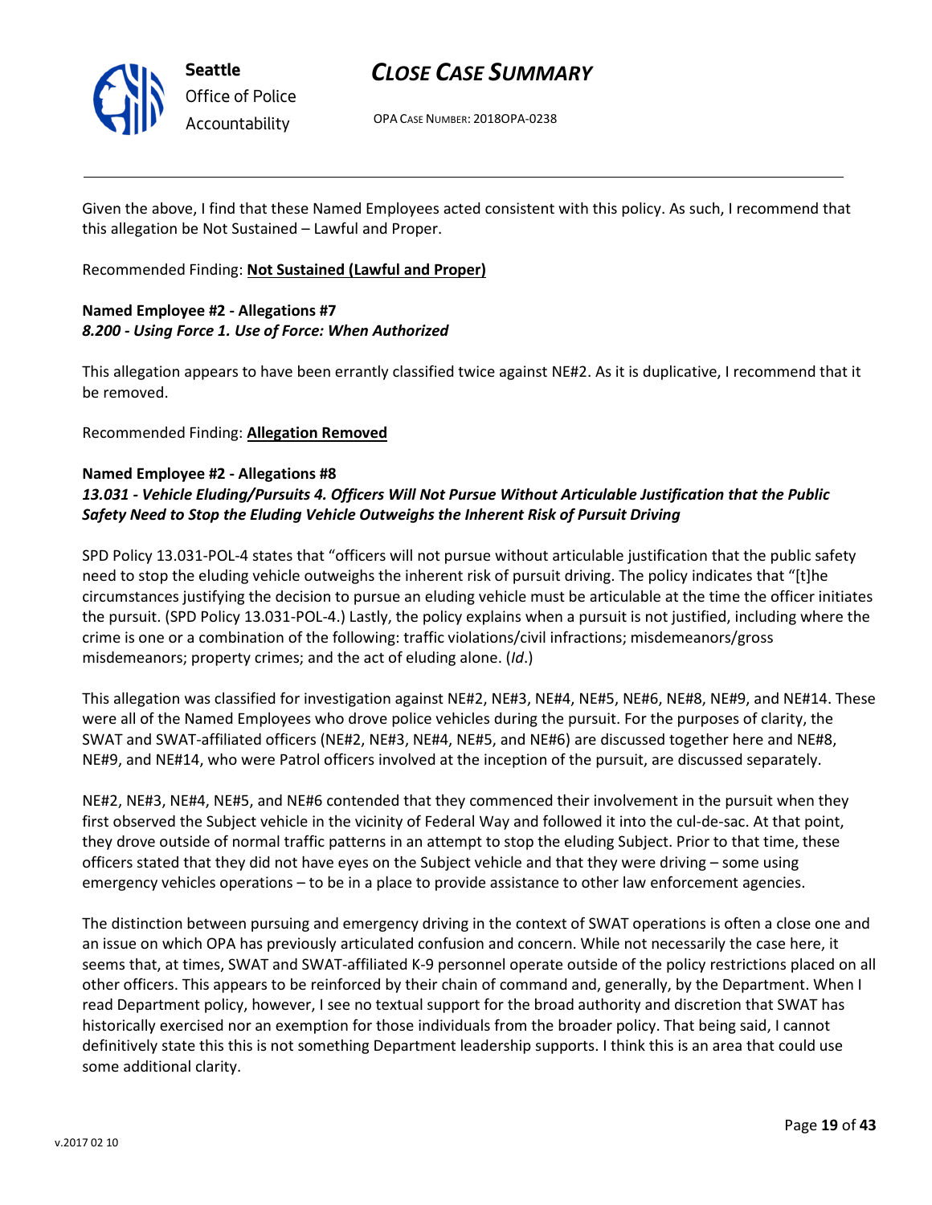Given the above, I find that these Named Employees acted consistent with this policy. As such, I recommend that this allegation be Not Sustained – Lawful and Proper.

Recommended Finding: **Not Sustained (Lawful and Proper)**

**Named Employee #2 - Allegations #7**
***8.200 - Using Force 1. Use of Force: When Authorized***

This allegation appears to have been errantly classified twice against NE#2. As it is duplicative, I recommend that it be removed.

Recommended Finding: **Allegation Removed**

**Named Employee #2 - Allegations #8**
***13.031 - Vehicle Eluding/Pursuits 4. Officers Will Not Pursue Without Articulable Justification that the Public Safety Need to Stop the Eluding Vehicle Outweighs the Inherent Risk of Pursuit Driving***

SPD Policy 13.031-POL-4 states that "officers will not pursue without articulable justification that the public safety need to stop the eluding vehicle outweighs the inherent risk of pursuit driving. The policy indicates that "[t]he circumstances justifying the decision to pursue an eluding vehicle must be articulable at the time the officer initiates the pursuit. (SPD Policy 13.031-POL-4.) Lastly, the policy explains when a pursuit is not justified, including where the crime is one or a combination of the following: traffic violations/civil infractions; misdemeanors/gross misdemeanors; property crimes; and the act of eluding alone. (*Id*.)

This allegation was classified for investigation against NE#2, NE#3, NE#4, NE#5, NE#6, NE#8, NE#9, and NE#14. These were all of the Named Employees who drove police vehicles during the pursuit. For the purposes of clarity, the SWAT and SWAT-affiliated officers (NE#2, NE#3, NE#4, NE#5, and NE#6) are discussed together here and NE#8, NE#9, and NE#14, who were Patrol officers involved at the inception of the pursuit, are discussed separately.

NE#2, NE#3, NE#4, NE#5, and NE#6 contended that they commenced their involvement in the pursuit when they first observed the Subject vehicle in the vicinity of Federal Way and followed it into the cul-de-sac. At that point, they drove outside of normal traffic patterns in an attempt to stop the eluding Subject. Prior to that time, these officers stated that they did not have eyes on the Subject vehicle and that they were driving – some using emergency vehicles operations – to be in a place to provide assistance to other law enforcement agencies.

The distinction between pursuing and emergency driving in the context of SWAT operations is often a close one and an issue on which OPA has previously articulated confusion and concern. While not necessarily the case here, it seems that, at times, SWAT and SWAT-affiliated K-9 personnel operate outside of the policy restrictions placed on all other officers. This appears to be reinforced by their chain of command and, generally, by the Department. When I read Department policy, however, I see no textual support for the broad authority and discretion that SWAT has historically exercised nor an exemption for those individuals from the broader policy. That being said, I cannot definitively state this this is not something Department leadership supports. I think this is an area that could use some additional clarity.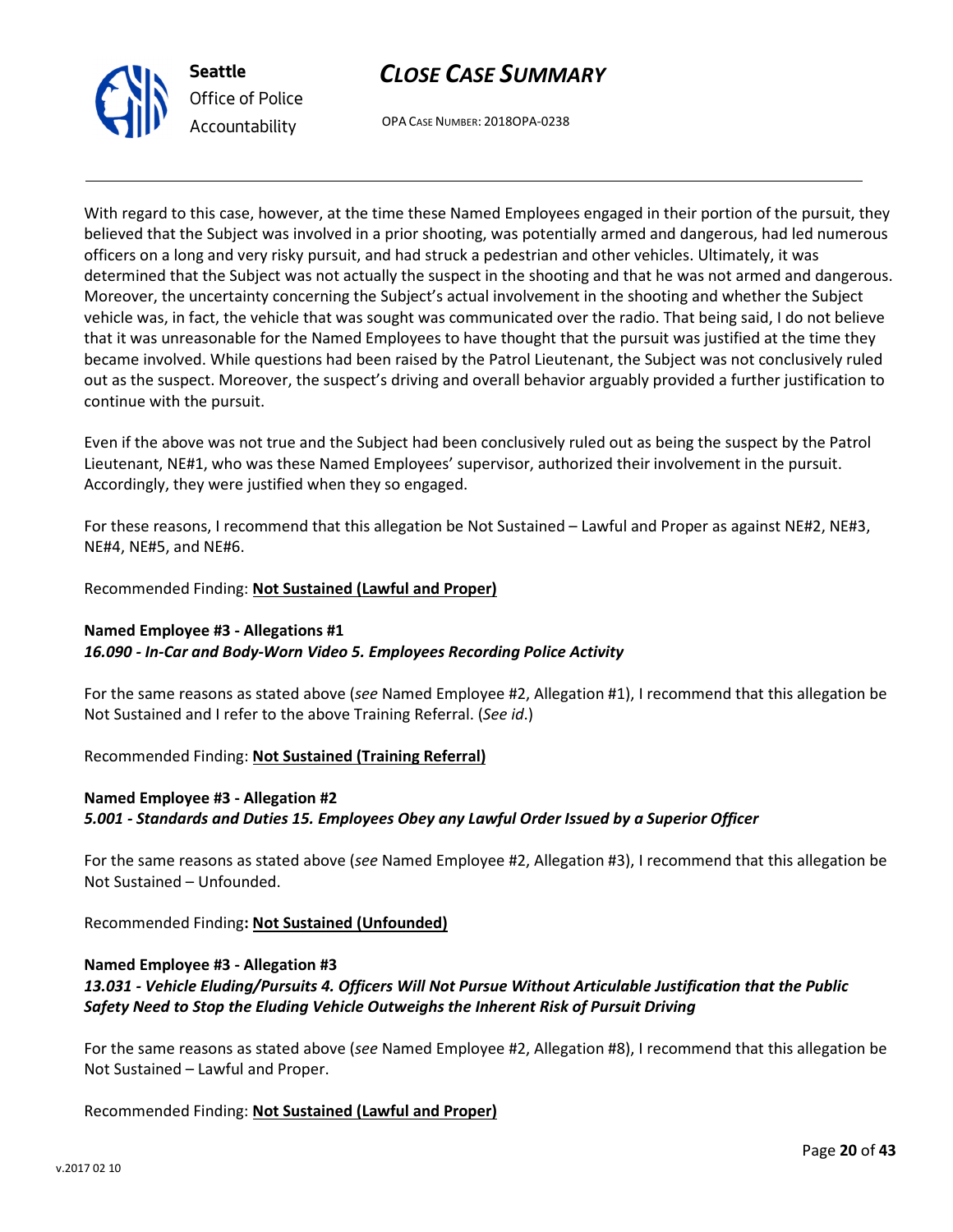With regard to this case, however, at the time these Named Employees engaged in their portion of the pursuit, they believed that the Subject was involved in a prior shooting, was potentially armed and dangerous, had led numerous officers on a long and very risky pursuit, and had struck a pedestrian and other vehicles. Ultimately, it was determined that the Subject was not actually the suspect in the shooting and that he was not armed and dangerous. Moreover, the uncertainty concerning the Subject's actual involvement in the shooting and whether the Subject vehicle was, in fact, the vehicle that was sought was communicated over the radio. That being said, I do not believe that it was unreasonable for the Named Employees to have thought that the pursuit was justified at the time they became involved. While questions had been raised by the Patrol Lieutenant, the Subject was not conclusively ruled out as the suspect. Moreover, the suspect's driving and overall behavior arguably provided a further justification to continue with the pursuit.

Even if the above was not true and the Subject had been conclusively ruled out as being the suspect by the Patrol Lieutenant, NE#1, who was these Named Employees' supervisor, authorized their involvement in the pursuit. Accordingly, they were justified when they so engaged.

For these reasons, I recommend that this allegation be Not Sustained – Lawful and Proper as against NE#2, NE#3, NE#4, NE#5, and NE#6.

Recommended Finding: **Not Sustained (Lawful and Proper)**

**Named Employee #3 - Allegations #1**
***16.090 - In-Car and Body-Worn Video 5. Employees Recording Police Activity***

For the same reasons as stated above (*see* Named Employee #2, Allegation #1), I recommend that this allegation be Not Sustained and I refer to the above Training Referral. (*See id*.)

Recommended Finding: **Not Sustained (Training Referral)**

**Named Employee #3 - Allegation #2**
***5.001 - Standards and Duties 15. Employees Obey any Lawful Order Issued by a Superior Officer***

For the same reasons as stated above (*see* Named Employee #2, Allegation #3), I recommend that this allegation be Not Sustained – Unfounded.

Recommended Finding**: Not Sustained (Unfounded)**

**Named Employee #3 - Allegation #3**
***13.031 - Vehicle Eluding/Pursuits 4. Officers Will Not Pursue Without Articulable Justification that the Public Safety Need to Stop the Eluding Vehicle Outweighs the Inherent Risk of Pursuit Driving***

For the same reasons as stated above (*see* Named Employee #2, Allegation #8), I recommend that this allegation be Not Sustained – Lawful and Proper.

Recommended Finding: **Not Sustained (Lawful and Proper)**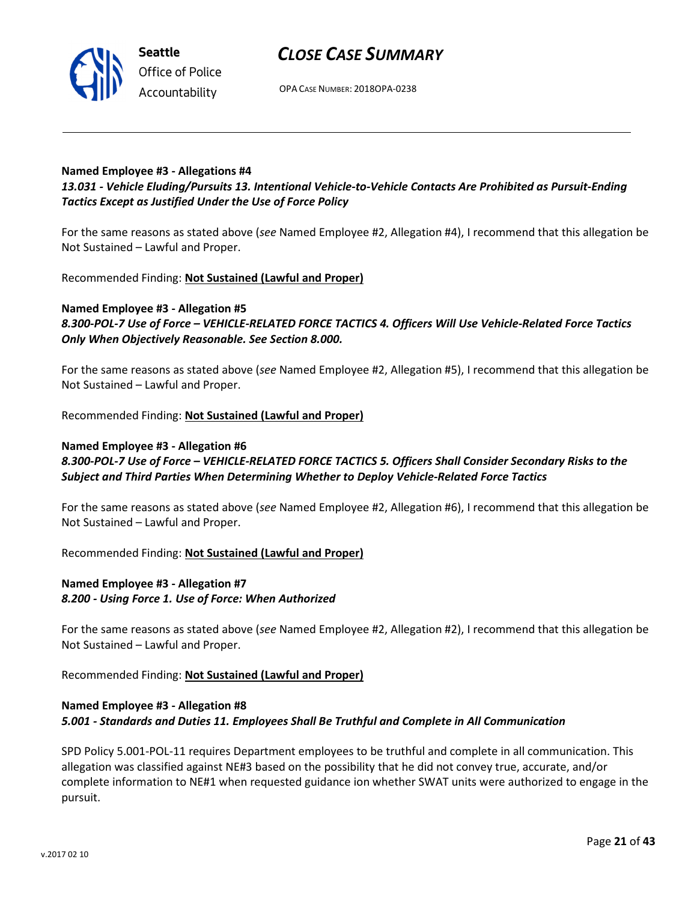**Named Employee #3 - Allegations #4**
***13.031 - Vehicle Eluding/Pursuits 13. Intentional Vehicle-to-Vehicle Contacts Are Prohibited as Pursuit-Ending Tactics Except as Justified Under the Use of Force Policy***

For the same reasons as stated above (*see* Named Employee #2, Allegation #4), I recommend that this allegation be Not Sustained – Lawful and Proper.

Recommended Finding: **Not Sustained (Lawful and Proper)**

**Named Employee #3 - Allegation #5**
***8.300-POL-7 Use of Force – VEHICLE-RELATED FORCE TACTICS 4. Officers Will Use Vehicle-Related Force Tactics Only When Objectively Reasonable. See Section 8.000.***

For the same reasons as stated above (*see* Named Employee #2, Allegation #5), I recommend that this allegation be Not Sustained – Lawful and Proper.

Recommended Finding: **Not Sustained (Lawful and Proper)**

**Named Employee #3 - Allegation #6**
***8.300-POL-7 Use of Force – VEHICLE-RELATED FORCE TACTICS 5. Officers Shall Consider Secondary Risks to the Subject and Third Parties When Determining Whether to Deploy Vehicle-Related Force Tactics***

For the same reasons as stated above (*see* Named Employee #2, Allegation #6), I recommend that this allegation be Not Sustained – Lawful and Proper.

Recommended Finding: **Not Sustained (Lawful and Proper)**

**Named Employee #3 - Allegation #7**
***8.200 - Using Force 1. Use of Force: When Authorized***

For the same reasons as stated above (*see* Named Employee #2, Allegation #2), I recommend that this allegation be Not Sustained – Lawful and Proper.

Recommended Finding: **Not Sustained (Lawful and Proper)**

**Named Employee #3 - Allegation #8**
***5.001 - Standards and Duties 11. Employees Shall Be Truthful and Complete in All Communication***

SPD Policy 5.001-POL-11 requires Department employees to be truthful and complete in all communication. This allegation was classified against NE#3 based on the possibility that he did not convey true, accurate, and/or complete information to NE#1 when requested guidance ion whether SWAT units were authorized to engage in the pursuit.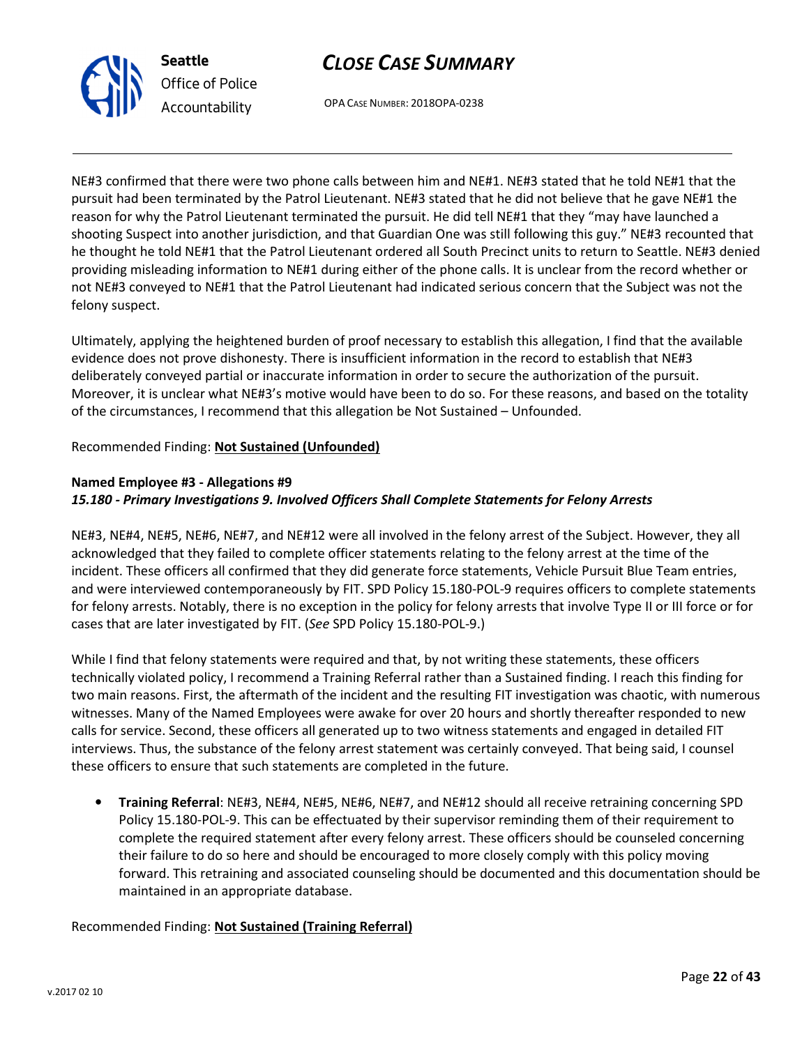NE#3 confirmed that there were two phone calls between him and NE#1. NE#3 stated that he told NE#1 that the pursuit had been terminated by the Patrol Lieutenant. NE#3 stated that he did not believe that he gave NE#1 the reason for why the Patrol Lieutenant terminated the pursuit. He did tell NE#1 that they "may have launched a shooting Suspect into another jurisdiction, and that Guardian One was still following this guy." NE#3 recounted that he thought he told NE#1 that the Patrol Lieutenant ordered all South Precinct units to return to Seattle. NE#3 denied providing misleading information to NE#1 during either of the phone calls. It is unclear from the record whether or not NE#3 conveyed to NE#1 that the Patrol Lieutenant had indicated serious concern that the Subject was not the felony suspect.

Ultimately, applying the heightened burden of proof necessary to establish this allegation, I find that the available evidence does not prove dishonesty. There is insufficient information in the record to establish that NE#3 deliberately conveyed partial or inaccurate information in order to secure the authorization of the pursuit. Moreover, it is unclear what NE#3's motive would have been to do so. For these reasons, and based on the totality of the circumstances, I recommend that this allegation be Not Sustained – Unfounded.

Recommended Finding: **Not Sustained (Unfounded)**

**Named Employee #3 - Allegations #9**
***15.180 - Primary Investigations 9. Involved Officers Shall Complete Statements for Felony Arrests***

NE#3, NE#4, NE#5, NE#6, NE#7, and NE#12 were all involved in the felony arrest of the Subject. However, they all acknowledged that they failed to complete officer statements relating to the felony arrest at the time of the incident. These officers all confirmed that they did generate force statements, Vehicle Pursuit Blue Team entries, and were interviewed contemporaneously by FIT. SPD Policy 15.180-POL-9 requires officers to complete statements for felony arrests. Notably, there is no exception in the policy for felony arrests that involve Type II or III force or for cases that are later investigated by FIT. (*See* SPD Policy 15.180-POL-9.)

While I find that felony statements were required and that, by not writing these statements, these officers technically violated policy, I recommend a Training Referral rather than a Sustained finding. I reach this finding for two main reasons. First, the aftermath of the incident and the resulting FIT investigation was chaotic, with numerous witnesses. Many of the Named Employees were awake for over 20 hours and shortly thereafter responded to new calls for service. Second, these officers all generated up to two witness statements and engaged in detailed FIT interviews. Thus, the substance of the felony arrest statement was certainly conveyed. That being said, I counsel these officers to ensure that such statements are completed in the future.

- **Training Referral**: NE#3, NE#4, NE#5, NE#6, NE#7, and NE#12 should all receive retraining concerning SPD Policy 15.180-POL-9. This can be effectuated by their supervisor reminding them of their requirement to complete the required statement after every felony arrest. These officers should be counseled concerning their failure to do so here and should be encouraged to more closely comply with this policy moving forward. This retraining and associated counseling should be documented and this documentation should be maintained in an appropriate database.

Recommended Finding: **Not Sustained (Training Referral)**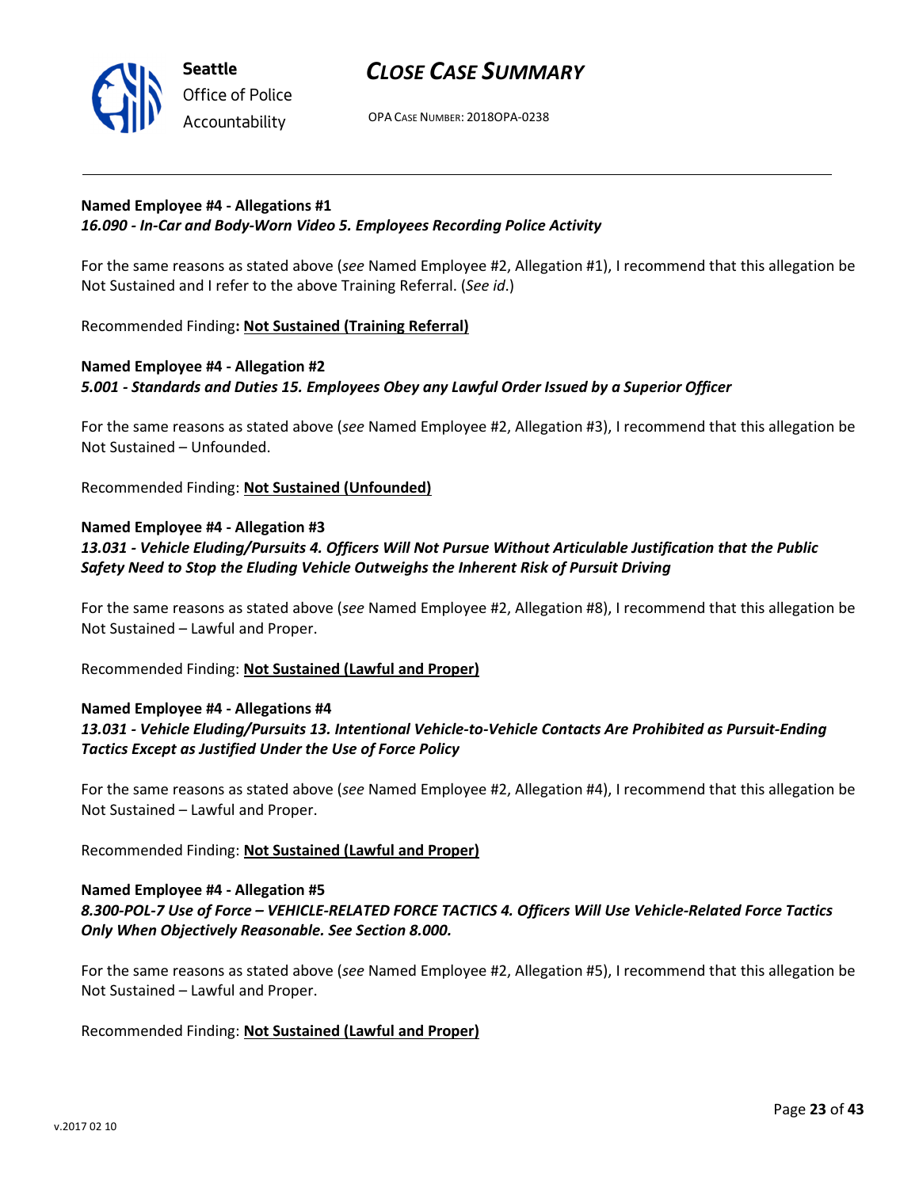**Named Employee #4 - Allegations #1**
***16.090 - In-Car and Body-Worn Video 5. Employees Recording Police Activity***

For the same reasons as stated above (*see* Named Employee #2, Allegation #1), I recommend that this allegation be Not Sustained and I refer to the above Training Referral. (*See id.*)

Recommended Finding**: Not Sustained (Training Referral)**

**Named Employee #4 - Allegation #2**
***5.001 - Standards and Duties 15. Employees Obey any Lawful Order Issued by a Superior Officer***

For the same reasons as stated above (*see* Named Employee #2, Allegation #3), I recommend that this allegation be Not Sustained – Unfounded.

Recommended Finding: **Not Sustained (Unfounded)**

**Named Employee #4 - Allegation #3**
***13.031 - Vehicle Eluding/Pursuits 4. Officers Will Not Pursue Without Articulable Justification that the Public Safety Need to Stop the Eluding Vehicle Outweighs the Inherent Risk of Pursuit Driving***

For the same reasons as stated above (*see* Named Employee #2, Allegation #8), I recommend that this allegation be Not Sustained – Lawful and Proper.

Recommended Finding: **Not Sustained (Lawful and Proper)**

**Named Employee #4 - Allegations #4**
***13.031 - Vehicle Eluding/Pursuits 13. Intentional Vehicle-to-Vehicle Contacts Are Prohibited as Pursuit-Ending Tactics Except as Justified Under the Use of Force Policy***

For the same reasons as stated above (*see* Named Employee #2, Allegation #4), I recommend that this allegation be Not Sustained – Lawful and Proper.

Recommended Finding: **Not Sustained (Lawful and Proper)**

**Named Employee #4 - Allegation #5**
***8.300-POL-7 Use of Force – VEHICLE-RELATED FORCE TACTICS 4. Officers Will Use Vehicle-Related Force Tactics Only When Objectively Reasonable. See Section 8.000.***

For the same reasons as stated above (*see* Named Employee #2, Allegation #5), I recommend that this allegation be Not Sustained – Lawful and Proper.

Recommended Finding: **Not Sustained (Lawful and Proper)**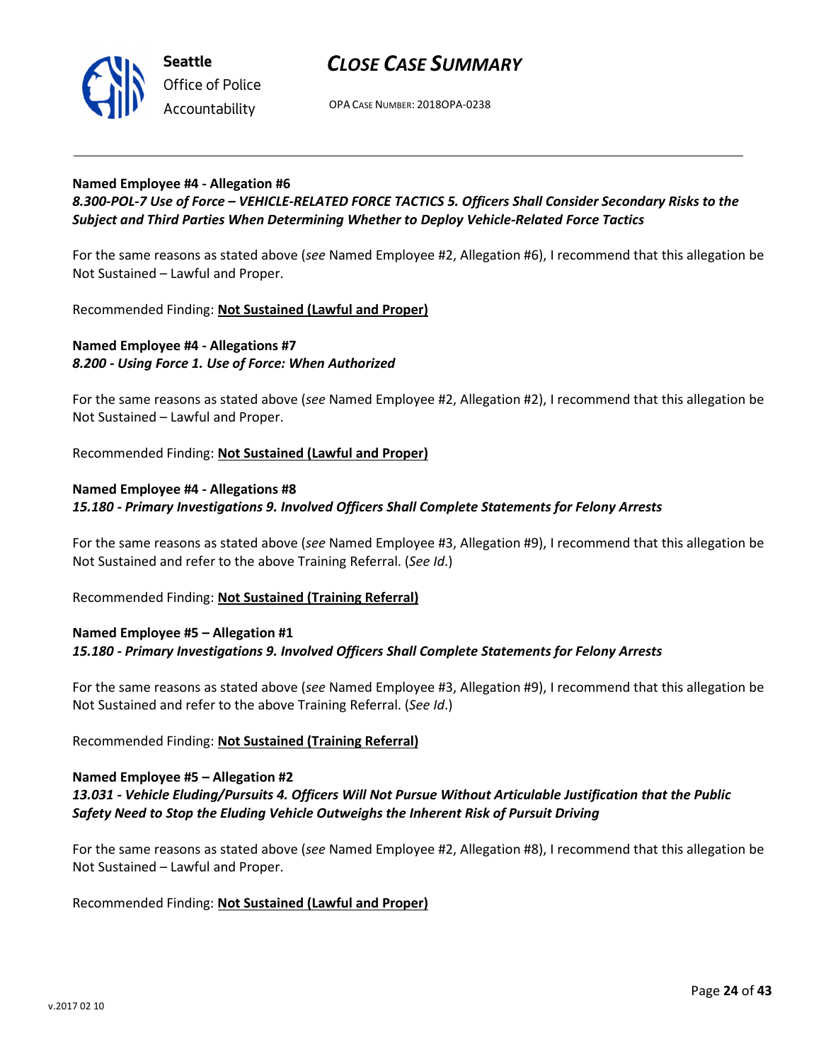**Named Employee #4 - Allegation #6**
***8.300-POL-7 Use of Force – VEHICLE-RELATED FORCE TACTICS 5. Officers Shall Consider Secondary Risks to the Subject and Third Parties When Determining Whether to Deploy Vehicle-Related Force Tactics***

For the same reasons as stated above (*see* Named Employee #2, Allegation #6), I recommend that this allegation be Not Sustained – Lawful and Proper.

Recommended Finding: **Not Sustained (Lawful and Proper)**

**Named Employee #4 - Allegations #7**
***8.200 - Using Force 1. Use of Force: When Authorized***

For the same reasons as stated above (*see* Named Employee #2, Allegation #2), I recommend that this allegation be Not Sustained – Lawful and Proper.

Recommended Finding: **Not Sustained (Lawful and Proper)**

**Named Employee #4 - Allegations #8**
***15.180 - Primary Investigations 9. Involved Officers Shall Complete Statements for Felony Arrests***

For the same reasons as stated above (*see* Named Employee #3, Allegation #9), I recommend that this allegation be Not Sustained and refer to the above Training Referral. (*See Id*.)

Recommended Finding: **Not Sustained (Training Referral)**

**Named Employee #5 – Allegation #1**
***15.180 - Primary Investigations 9. Involved Officers Shall Complete Statements for Felony Arrests***

For the same reasons as stated above (*see* Named Employee #3, Allegation #9), I recommend that this allegation be Not Sustained and refer to the above Training Referral. (*See Id*.)

Recommended Finding: **Not Sustained (Training Referral)**

**Named Employee #5 – Allegation #2**
***13.031 - Vehicle Eluding/Pursuits 4. Officers Will Not Pursue Without Articulable Justification that the Public Safety Need to Stop the Eluding Vehicle Outweighs the Inherent Risk of Pursuit Driving***

For the same reasons as stated above (*see* Named Employee #2, Allegation #8), I recommend that this allegation be Not Sustained – Lawful and Proper.

Recommended Finding: **Not Sustained (Lawful and Proper)**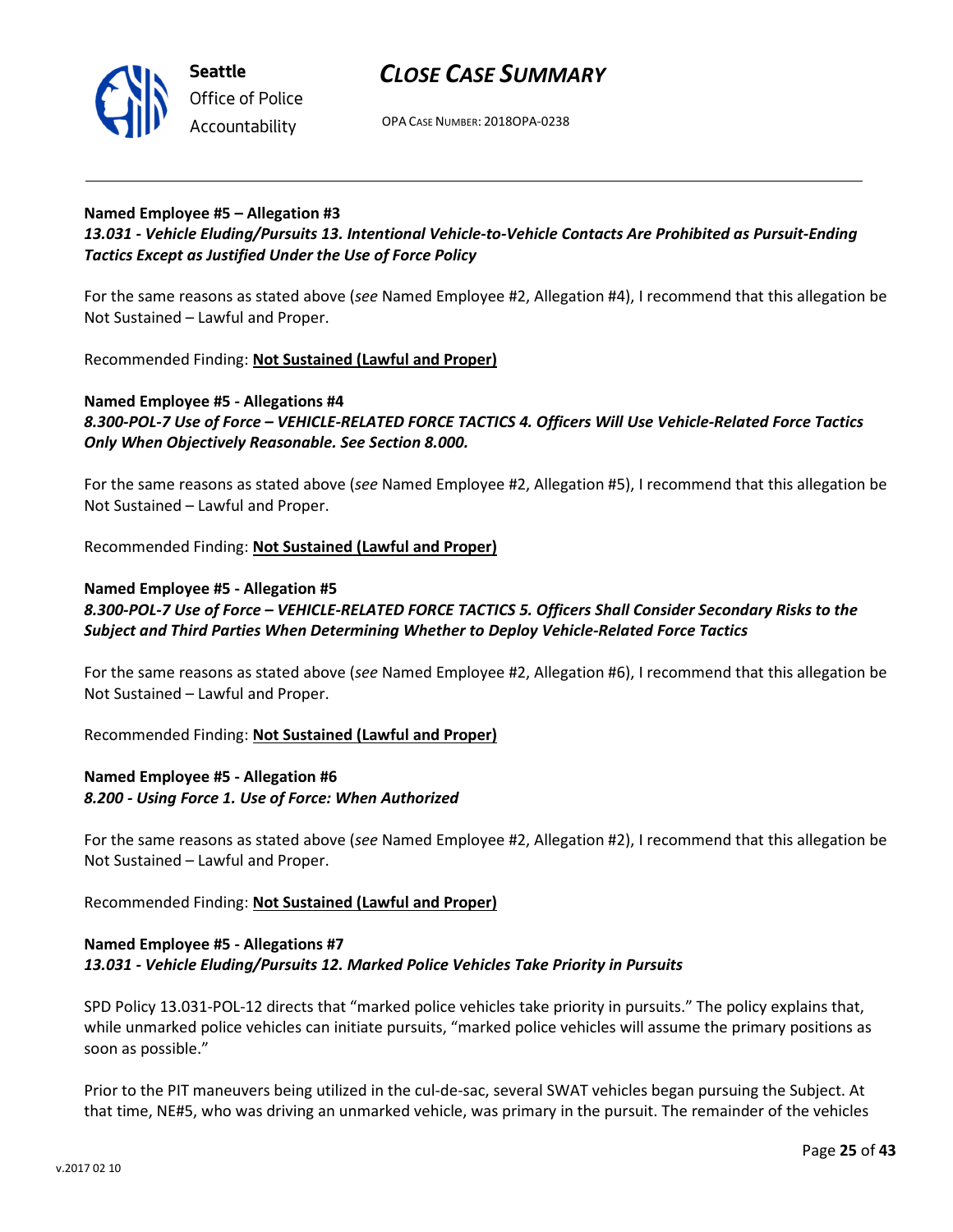**Named Employee #5 – Allegation #3**
***13.031 - Vehicle Eluding/Pursuits 13. Intentional Vehicle-to-Vehicle Contacts Are Prohibited as Pursuit-Ending Tactics Except as Justified Under the Use of Force Policy***

For the same reasons as stated above (*see* Named Employee #2, Allegation #4), I recommend that this allegation be Not Sustained – Lawful and Proper.

Recommended Finding: **Not Sustained (Lawful and Proper)**

**Named Employee #5 - Allegations #4**
***8.300-POL-7 Use of Force – VEHICLE-RELATED FORCE TACTICS 4. Officers Will Use Vehicle-Related Force Tactics Only When Objectively Reasonable. See Section 8.000.***

For the same reasons as stated above (*see* Named Employee #2, Allegation #5), I recommend that this allegation be Not Sustained – Lawful and Proper.

Recommended Finding: **Not Sustained (Lawful and Proper)**

**Named Employee #5 - Allegation #5**
***8.300-POL-7 Use of Force – VEHICLE-RELATED FORCE TACTICS 5. Officers Shall Consider Secondary Risks to the Subject and Third Parties When Determining Whether to Deploy Vehicle-Related Force Tactics***

For the same reasons as stated above (*see* Named Employee #2, Allegation #6), I recommend that this allegation be Not Sustained – Lawful and Proper.

Recommended Finding: **Not Sustained (Lawful and Proper)**

**Named Employee #5 - Allegation #6**
***8.200 - Using Force 1. Use of Force: When Authorized***

For the same reasons as stated above (*see* Named Employee #2, Allegation #2), I recommend that this allegation be Not Sustained – Lawful and Proper.

Recommended Finding: **Not Sustained (Lawful and Proper)**

**Named Employee #5 - Allegations #7**
***13.031 - Vehicle Eluding/Pursuits 12. Marked Police Vehicles Take Priority in Pursuits***

SPD Policy 13.031-POL-12 directs that "marked police vehicles take priority in pursuits." The policy explains that, while unmarked police vehicles can initiate pursuits, "marked police vehicles will assume the primary positions as soon as possible."

Prior to the PIT maneuvers being utilized in the cul-de-sac, several SWAT vehicles began pursuing the Subject. At that time, NE#5, who was driving an unmarked vehicle, was primary in the pursuit. The remainder of the vehicles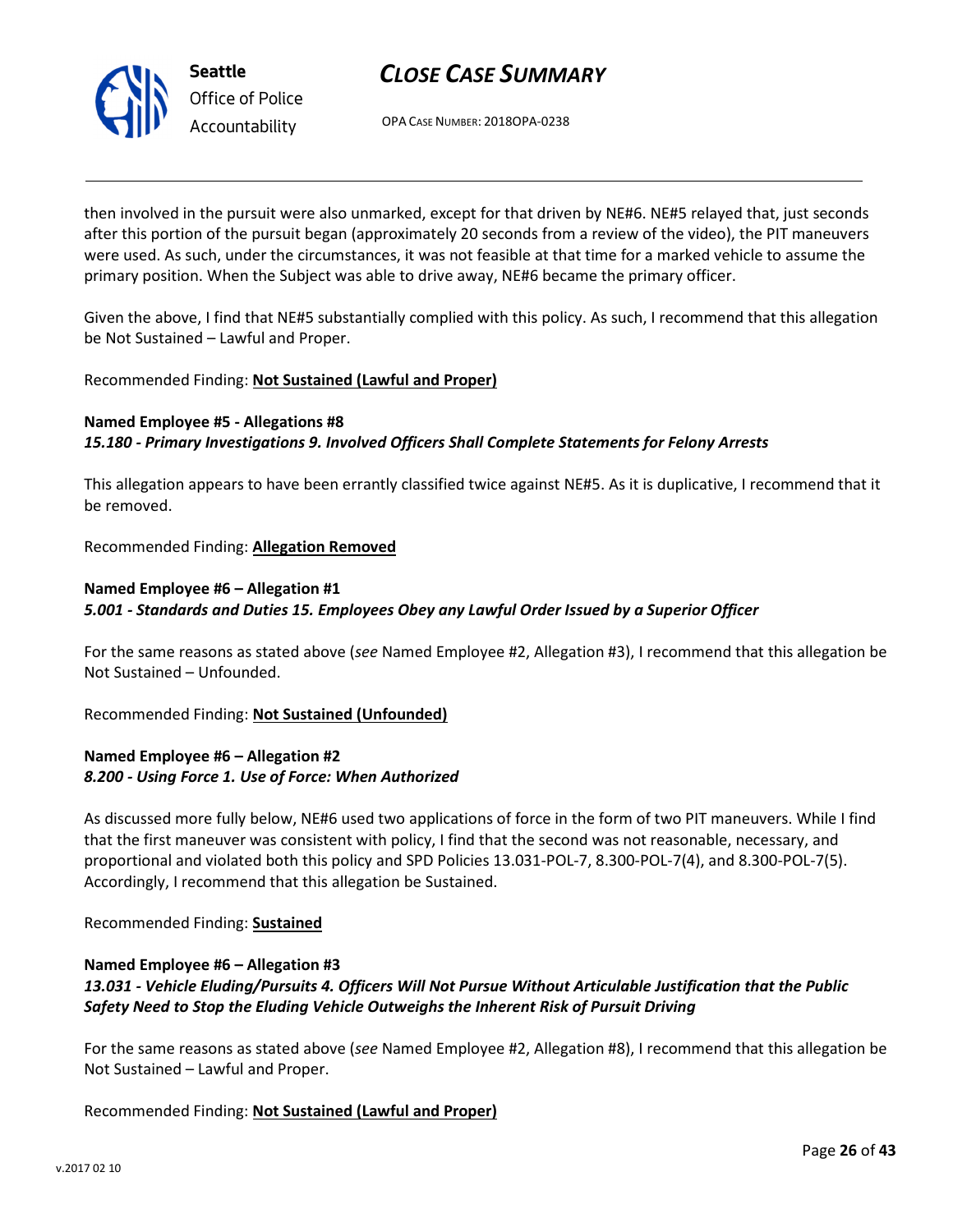then involved in the pursuit were also unmarked, except for that driven by NE#6. NE#5 relayed that, just seconds after this portion of the pursuit began (approximately 20 seconds from a review of the video), the PIT maneuvers were used. As such, under the circumstances, it was not feasible at that time for a marked vehicle to assume the primary position. When the Subject was able to drive away, NE#6 became the primary officer.

Given the above, I find that NE#5 substantially complied with this policy. As such, I recommend that this allegation be Not Sustained – Lawful and Proper.

Recommended Finding: **Not Sustained (Lawful and Proper)**

**Named Employee #5 - Allegations #8**
***15.180 - Primary Investigations 9. Involved Officers Shall Complete Statements for Felony Arrests***

This allegation appears to have been errantly classified twice against NE#5. As it is duplicative, I recommend that it be removed.

Recommended Finding: **Allegation Removed**

**Named Employee #6 – Allegation #1**
***5.001 - Standards and Duties 15. Employees Obey any Lawful Order Issued by a Superior Officer***

For the same reasons as stated above (*see* Named Employee #2, Allegation #3), I recommend that this allegation be Not Sustained – Unfounded.

Recommended Finding: **Not Sustained (Unfounded)**

**Named Employee #6 – Allegation #2**
***8.200 - Using Force 1. Use of Force: When Authorized***

As discussed more fully below, NE#6 used two applications of force in the form of two PIT maneuvers. While I find that the first maneuver was consistent with policy, I find that the second was not reasonable, necessary, and proportional and violated both this policy and SPD Policies 13.031-POL-7, 8.300-POL-7(4), and 8.300-POL-7(5). Accordingly, I recommend that this allegation be Sustained.

Recommended Finding: **Sustained**

**Named Employee #6 – Allegation #3**
***13.031 - Vehicle Eluding/Pursuits 4. Officers Will Not Pursue Without Articulable Justification that the Public Safety Need to Stop the Eluding Vehicle Outweighs the Inherent Risk of Pursuit Driving***

For the same reasons as stated above (*see* Named Employee #2, Allegation #8), I recommend that this allegation be Not Sustained – Lawful and Proper.

Recommended Finding: **Not Sustained (Lawful and Proper)**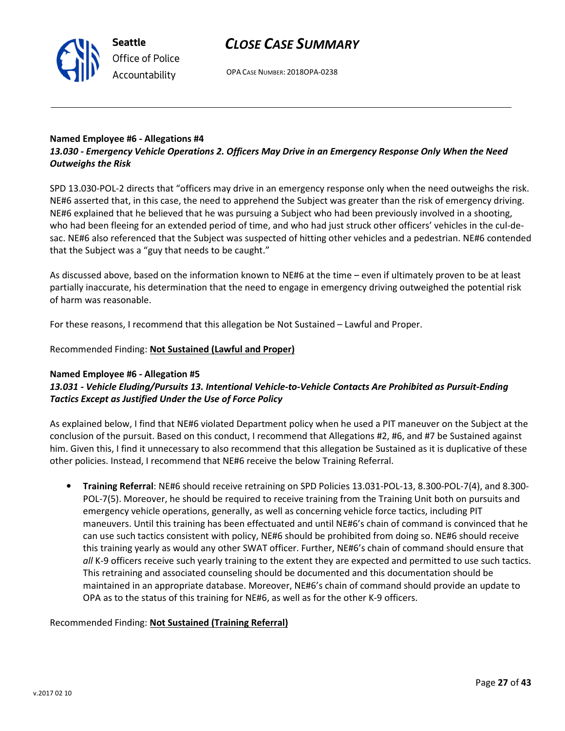**Named Employee #6 - Allegations #4**
***13.030 - Emergency Vehicle Operations 2. Officers May Drive in an Emergency Response Only When the Need Outweighs the Risk***

SPD 13.030-POL-2 directs that "officers may drive in an emergency response only when the need outweighs the risk. NE#6 asserted that, in this case, the need to apprehend the Subject was greater than the risk of emergency driving. NE#6 explained that he believed that he was pursuing a Subject who had been previously involved in a shooting, who had been fleeing for an extended period of time, and who had just struck other officers' vehicles in the cul-de-sac. NE#6 also referenced that the Subject was suspected of hitting other vehicles and a pedestrian. NE#6 contended that the Subject was a "guy that needs to be caught."

As discussed above, based on the information known to NE#6 at the time – even if ultimately proven to be at least partially inaccurate, his determination that the need to engage in emergency driving outweighed the potential risk of harm was reasonable.

For these reasons, I recommend that this allegation be Not Sustained – Lawful and Proper.

Recommended Finding: **Not Sustained (Lawful and Proper)**

**Named Employee #6 - Allegation #5**
***13.031 - Vehicle Eluding/Pursuits 13. Intentional Vehicle-to-Vehicle Contacts Are Prohibited as Pursuit-Ending Tactics Except as Justified Under the Use of Force Policy***

As explained below, I find that NE#6 violated Department policy when he used a PIT maneuver on the Subject at the conclusion of the pursuit. Based on this conduct, I recommend that Allegations #2, #6, and #7 be Sustained against him. Given this, I find it unnecessary to also recommend that this allegation be Sustained as it is duplicative of these other policies. Instead, I recommend that NE#6 receive the below Training Referral.

- **Training Referral**: NE#6 should receive retraining on SPD Policies 13.031-POL-13, 8.300-POL-7(4), and 8.300-POL-7(5). Moreover, he should be required to receive training from the Training Unit both on pursuits and emergency vehicle operations, generally, as well as concerning vehicle force tactics, including PIT maneuvers. Until this training has been effectuated and until NE#6's chain of command is convinced that he can use such tactics consistent with policy, NE#6 should be prohibited from doing so. NE#6 should receive this training yearly as would any other SWAT officer. Further, NE#6's chain of command should ensure that *all* K-9 officers receive such yearly training to the extent they are expected and permitted to use such tactics. This retraining and associated counseling should be documented and this documentation should be maintained in an appropriate database. Moreover, NE#6's chain of command should provide an update to OPA as to the status of this training for NE#6, as well as for the other K-9 officers.

Recommended Finding: **Not Sustained (Training Referral)**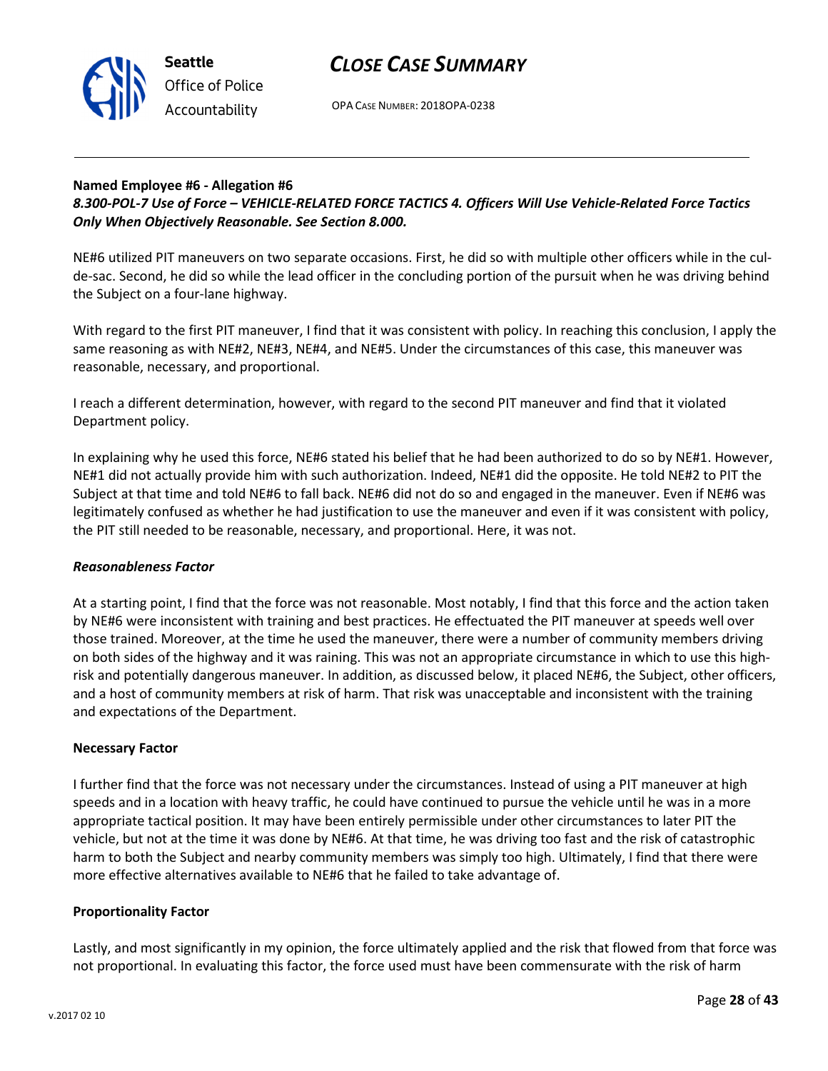**Named Employee #6 - Allegation #6**

***8.300-POL-7 Use of Force – VEHICLE-RELATED FORCE TACTICS 4. Officers Will Use Vehicle-Related Force Tactics Only When Objectively Reasonable. See Section 8.000.***

NE#6 utilized PIT maneuvers on two separate occasions. First, he did so with multiple other officers while in the cul-de-sac. Second, he did so while the lead officer in the concluding portion of the pursuit when he was driving behind the Subject on a four-lane highway.

With regard to the first PIT maneuver, I find that it was consistent with policy. In reaching this conclusion, I apply the same reasoning as with NE#2, NE#3, NE#4, and NE#5. Under the circumstances of this case, this maneuver was reasonable, necessary, and proportional.

I reach a different determination, however, with regard to the second PIT maneuver and find that it violated Department policy.

In explaining why he used this force, NE#6 stated his belief that he had been authorized to do so by NE#1. However, NE#1 did not actually provide him with such authorization. Indeed, NE#1 did the opposite. He told NE#2 to PIT the Subject at that time and told NE#6 to fall back. NE#6 did not do so and engaged in the maneuver. Even if NE#6 was legitimately confused as whether he had justification to use the maneuver and even if it was consistent with policy, the PIT still needed to be reasonable, necessary, and proportional. Here, it was not.

***Reasonableness Factor***

At a starting point, I find that the force was not reasonable. Most notably, I find that this force and the action taken by NE#6 were inconsistent with training and best practices. He effectuated the PIT maneuver at speeds well over those trained. Moreover, at the time he used the maneuver, there were a number of community members driving on both sides of the highway and it was raining. This was not an appropriate circumstance in which to use this high-risk and potentially dangerous maneuver. In addition, as discussed below, it placed NE#6, the Subject, other officers, and a host of community members at risk of harm. That risk was unacceptable and inconsistent with the training and expectations of the Department.

**Necessary Factor**

I further find that the force was not necessary under the circumstances. Instead of using a PIT maneuver at high speeds and in a location with heavy traffic, he could have continued to pursue the vehicle until he was in a more appropriate tactical position. It may have been entirely permissible under other circumstances to later PIT the vehicle, but not at the time it was done by NE#6. At that time, he was driving too fast and the risk of catastrophic harm to both the Subject and nearby community members was simply too high. Ultimately, I find that there were more effective alternatives available to NE#6 that he failed to take advantage of.

**Proportionality Factor**

Lastly, and most significantly in my opinion, the force ultimately applied and the risk that flowed from that force was not proportional. In evaluating this factor, the force used must have been commensurate with the risk of harm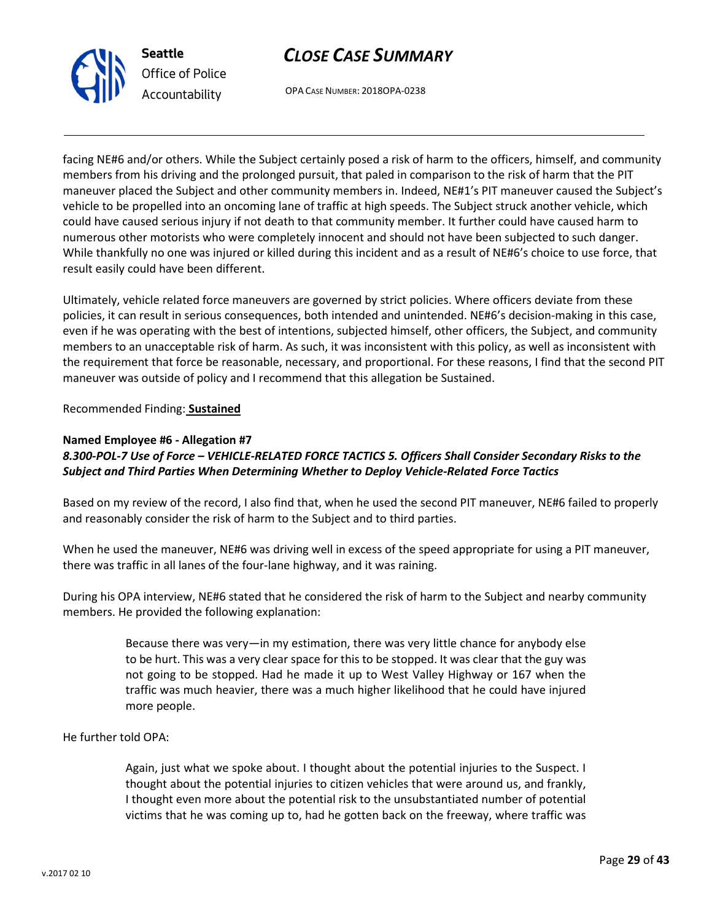facing NE#6 and/or others. While the Subject certainly posed a risk of harm to the officers, himself, and community members from his driving and the prolonged pursuit, that paled in comparison to the risk of harm that the PIT maneuver placed the Subject and other community members in. Indeed, NE#1's PIT maneuver caused the Subject's vehicle to be propelled into an oncoming lane of traffic at high speeds. The Subject struck another vehicle, which could have caused serious injury if not death to that community member. It further could have caused harm to numerous other motorists who were completely innocent and should not have been subjected to such danger. While thankfully no one was injured or killed during this incident and as a result of NE#6's choice to use force, that result easily could have been different.

Ultimately, vehicle related force maneuvers are governed by strict policies. Where officers deviate from these policies, it can result in serious consequences, both intended and unintended. NE#6's decision-making in this case, even if he was operating with the best of intentions, subjected himself, other officers, the Subject, and community members to an unacceptable risk of harm. As such, it was inconsistent with this policy, as well as inconsistent with the requirement that force be reasonable, necessary, and proportional. For these reasons, I find that the second PIT maneuver was outside of policy and I recommend that this allegation be Sustained.

Recommended Finding: **Sustained**

**Named Employee #6 - Allegation #7**
***8.300-POL-7 Use of Force – VEHICLE-RELATED FORCE TACTICS 5. Officers Shall Consider Secondary Risks to the Subject and Third Parties When Determining Whether to Deploy Vehicle-Related Force Tactics***

Based on my review of the record, I also find that, when he used the second PIT maneuver, NE#6 failed to properly and reasonably consider the risk of harm to the Subject and to third parties.

When he used the maneuver, NE#6 was driving well in excess of the speed appropriate for using a PIT maneuver, there was traffic in all lanes of the four-lane highway, and it was raining.

During his OPA interview, NE#6 stated that he considered the risk of harm to the Subject and nearby community members. He provided the following explanation:

> Because there was very—in my estimation, there was very little chance for anybody else to be hurt. This was a very clear space for this to be stopped. It was clear that the guy was not going to be stopped. Had he made it up to West Valley Highway or 167 when the traffic was much heavier, there was a much higher likelihood that he could have injured more people.

He further told OPA:

> Again, just what we spoke about. I thought about the potential injuries to the Suspect. I thought about the potential injuries to citizen vehicles that were around us, and frankly, I thought even more about the potential risk to the unsubstantiated number of potential victims that he was coming up to, had he gotten back on the freeway, where traffic was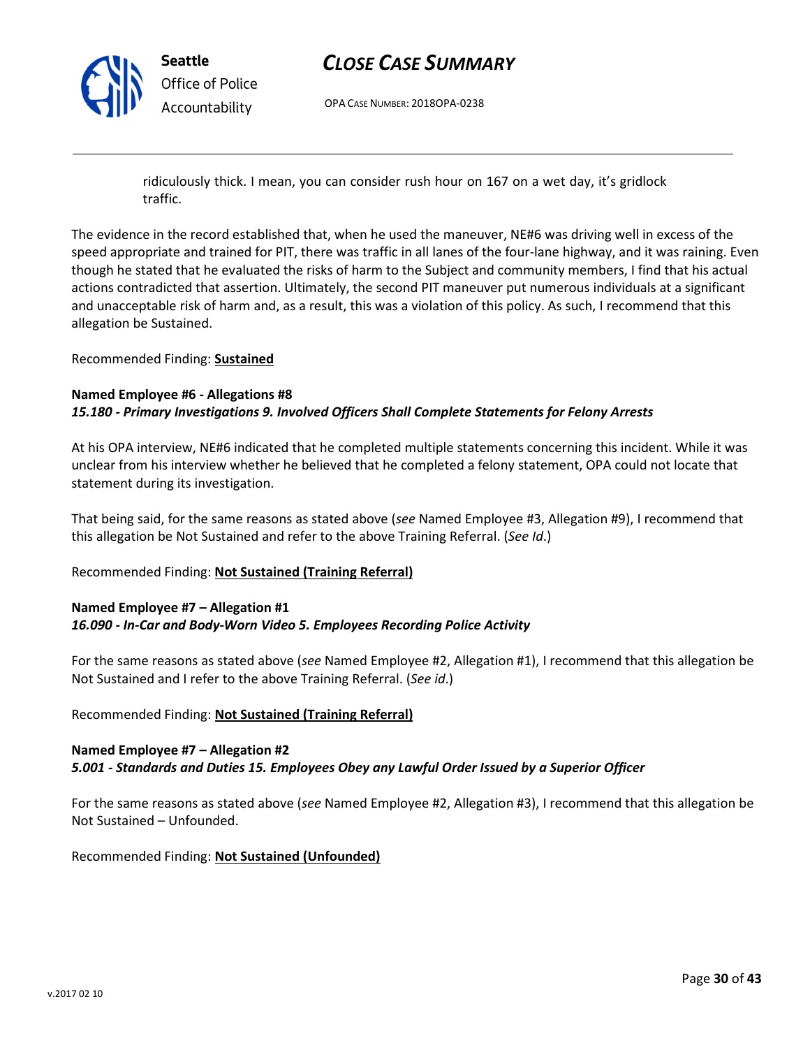> ridiculously thick. I mean, you can consider rush hour on 167 on a wet day, it's gridlock traffic.

The evidence in the record established that, when he used the maneuver, NE#6 was driving well in excess of the speed appropriate and trained for PIT, there was traffic in all lanes of the four-lane highway, and it was raining. Even though he stated that he evaluated the risks of harm to the Subject and community members, I find that his actual actions contradicted that assertion. Ultimately, the second PIT maneuver put numerous individuals at a significant and unacceptable risk of harm and, as a result, this was a violation of this policy. As such, I recommend that this allegation be Sustained.

Recommended Finding: **Sustained**

**Named Employee #6 - Allegations #8**
***15.180 - Primary Investigations 9. Involved Officers Shall Complete Statements for Felony Arrests***

At his OPA interview, NE#6 indicated that he completed multiple statements concerning this incident. While it was unclear from his interview whether he believed that he completed a felony statement, OPA could not locate that statement during its investigation.

That being said, for the same reasons as stated above (*see* Named Employee #3, Allegation #9), I recommend that this allegation be Not Sustained and refer to the above Training Referral. (*See Id*.)

Recommended Finding: **Not Sustained (Training Referral)**

**Named Employee #7 – Allegation #1**
***16.090 - In-Car and Body-Worn Video 5. Employees Recording Police Activity***

For the same reasons as stated above (*see* Named Employee #2, Allegation #1), I recommend that this allegation be Not Sustained and I refer to the above Training Referral. (*See id*.)

Recommended Finding: **Not Sustained (Training Referral)**

**Named Employee #7 – Allegation #2**
***5.001 - Standards and Duties 15. Employees Obey any Lawful Order Issued by a Superior Officer***

For the same reasons as stated above (*see* Named Employee #2, Allegation #3), I recommend that this allegation be Not Sustained – Unfounded.

Recommended Finding: **Not Sustained (Unfounded)**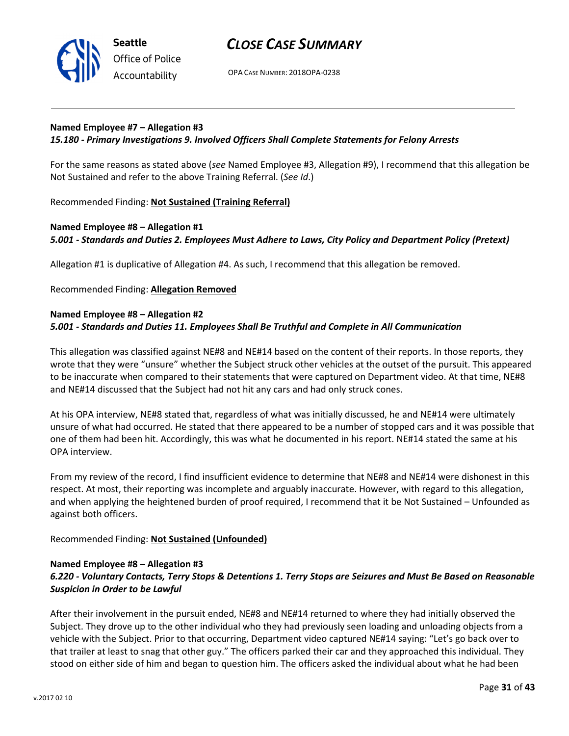**Named Employee #7 – Allegation #3**
***15.180 - Primary Investigations 9. Involved Officers Shall Complete Statements for Felony Arrests***

For the same reasons as stated above (*see* Named Employee #3, Allegation #9), I recommend that this allegation be Not Sustained and refer to the above Training Referral. (*See Id*.)

Recommended Finding: **Not Sustained (Training Referral)**

**Named Employee #8 – Allegation #1**
***5.001 - Standards and Duties 2. Employees Must Adhere to Laws, City Policy and Department Policy (Pretext)***

Allegation #1 is duplicative of Allegation #4. As such, I recommend that this allegation be removed.

Recommended Finding: **Allegation Removed**

**Named Employee #8 – Allegation #2**
***5.001 - Standards and Duties 11. Employees Shall Be Truthful and Complete in All Communication***

This allegation was classified against NE#8 and NE#14 based on the content of their reports. In those reports, they wrote that they were "unsure" whether the Subject struck other vehicles at the outset of the pursuit. This appeared to be inaccurate when compared to their statements that were captured on Department video. At that time, NE#8 and NE#14 discussed that the Subject had not hit any cars and had only struck cones.

At his OPA interview, NE#8 stated that, regardless of what was initially discussed, he and NE#14 were ultimately unsure of what had occurred. He stated that there appeared to be a number of stopped cars and it was possible that one of them had been hit. Accordingly, this was what he documented in his report. NE#14 stated the same at his OPA interview.

From my review of the record, I find insufficient evidence to determine that NE#8 and NE#14 were dishonest in this respect. At most, their reporting was incomplete and arguably inaccurate. However, with regard to this allegation, and when applying the heightened burden of proof required, I recommend that it be Not Sustained – Unfounded as against both officers.

Recommended Finding: **Not Sustained (Unfounded)**

**Named Employee #8 – Allegation #3**
***6.220 - Voluntary Contacts, Terry Stops & Detentions 1. Terry Stops are Seizures and Must Be Based on Reasonable Suspicion in Order to be Lawful***

After their involvement in the pursuit ended, NE#8 and NE#14 returned to where they had initially observed the Subject. They drove up to the other individual who they had previously seen loading and unloading objects from a vehicle with the Subject. Prior to that occurring, Department video captured NE#14 saying: "Let's go back over to that trailer at least to snag that other guy." The officers parked their car and they approached this individual. They stood on either side of him and began to question him. The officers asked the individual about what he had been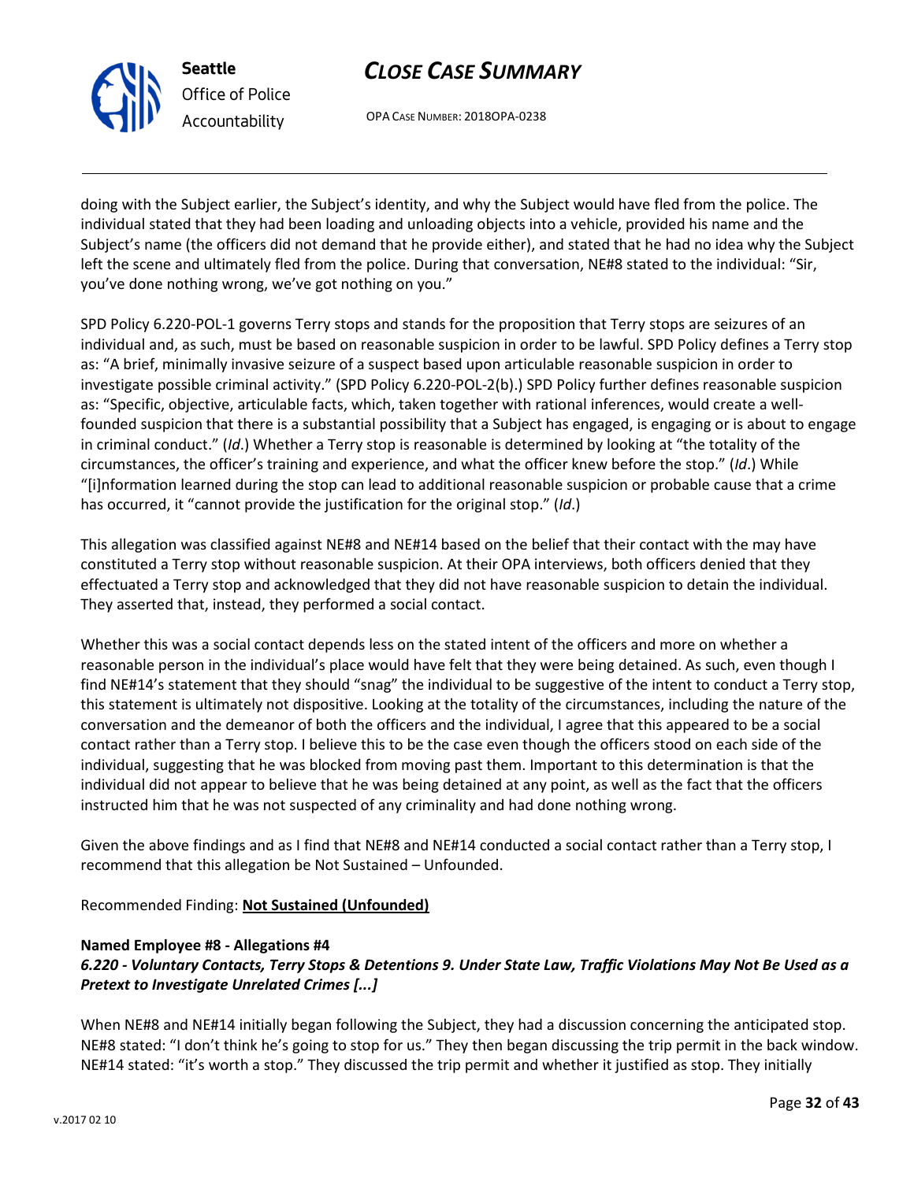doing with the Subject earlier, the Subject's identity, and why the Subject would have fled from the police. The individual stated that they had been loading and unloading objects into a vehicle, provided his name and the Subject's name (the officers did not demand that he provide either), and stated that he had no idea why the Subject left the scene and ultimately fled from the police. During that conversation, NE#8 stated to the individual: "Sir, you've done nothing wrong, we've got nothing on you."

SPD Policy 6.220-POL-1 governs Terry stops and stands for the proposition that Terry stops are seizures of an individual and, as such, must be based on reasonable suspicion in order to be lawful. SPD Policy defines a Terry stop as: "A brief, minimally invasive seizure of a suspect based upon articulable reasonable suspicion in order to investigate possible criminal activity." (SPD Policy 6.220-POL-2(b).) SPD Policy further defines reasonable suspicion as: "Specific, objective, articulable facts, which, taken together with rational inferences, would create a well-founded suspicion that there is a substantial possibility that a Subject has engaged, is engaging or is about to engage in criminal conduct." (*Id*.) Whether a Terry stop is reasonable is determined by looking at "the totality of the circumstances, the officer's training and experience, and what the officer knew before the stop." (*Id*.) While "[i]nformation learned during the stop can lead to additional reasonable suspicion or probable cause that a crime has occurred, it "cannot provide the justification for the original stop." (*Id*.)

This allegation was classified against NE#8 and NE#14 based on the belief that their contact with the may have constituted a Terry stop without reasonable suspicion. At their OPA interviews, both officers denied that they effectuated a Terry stop and acknowledged that they did not have reasonable suspicion to detain the individual. They asserted that, instead, they performed a social contact.

Whether this was a social contact depends less on the stated intent of the officers and more on whether a reasonable person in the individual's place would have felt that they were being detained. As such, even though I find NE#14's statement that they should "snag" the individual to be suggestive of the intent to conduct a Terry stop, this statement is ultimately not dispositive. Looking at the totality of the circumstances, including the nature of the conversation and the demeanor of both the officers and the individual, I agree that this appeared to be a social contact rather than a Terry stop. I believe this to be the case even though the officers stood on each side of the individual, suggesting that he was blocked from moving past them. Important to this determination is that the individual did not appear to believe that he was being detained at any point, as well as the fact that the officers instructed him that he was not suspected of any criminality and had done nothing wrong.

Given the above findings and as I find that NE#8 and NE#14 conducted a social contact rather than a Terry stop, I recommend that this allegation be Not Sustained – Unfounded.

Recommended Finding: **Not Sustained (Unfounded)**

**Named Employee #8 - Allegations #4**
***6.220 - Voluntary Contacts, Terry Stops & Detentions 9. Under State Law, Traffic Violations May Not Be Used as a Pretext to Investigate Unrelated Crimes [...]***

When NE#8 and NE#14 initially began following the Subject, they had a discussion concerning the anticipated stop. NE#8 stated: "I don't think he's going to stop for us." They then began discussing the trip permit in the back window. NE#14 stated: "it's worth a stop." They discussed the trip permit and whether it justified as stop. They initially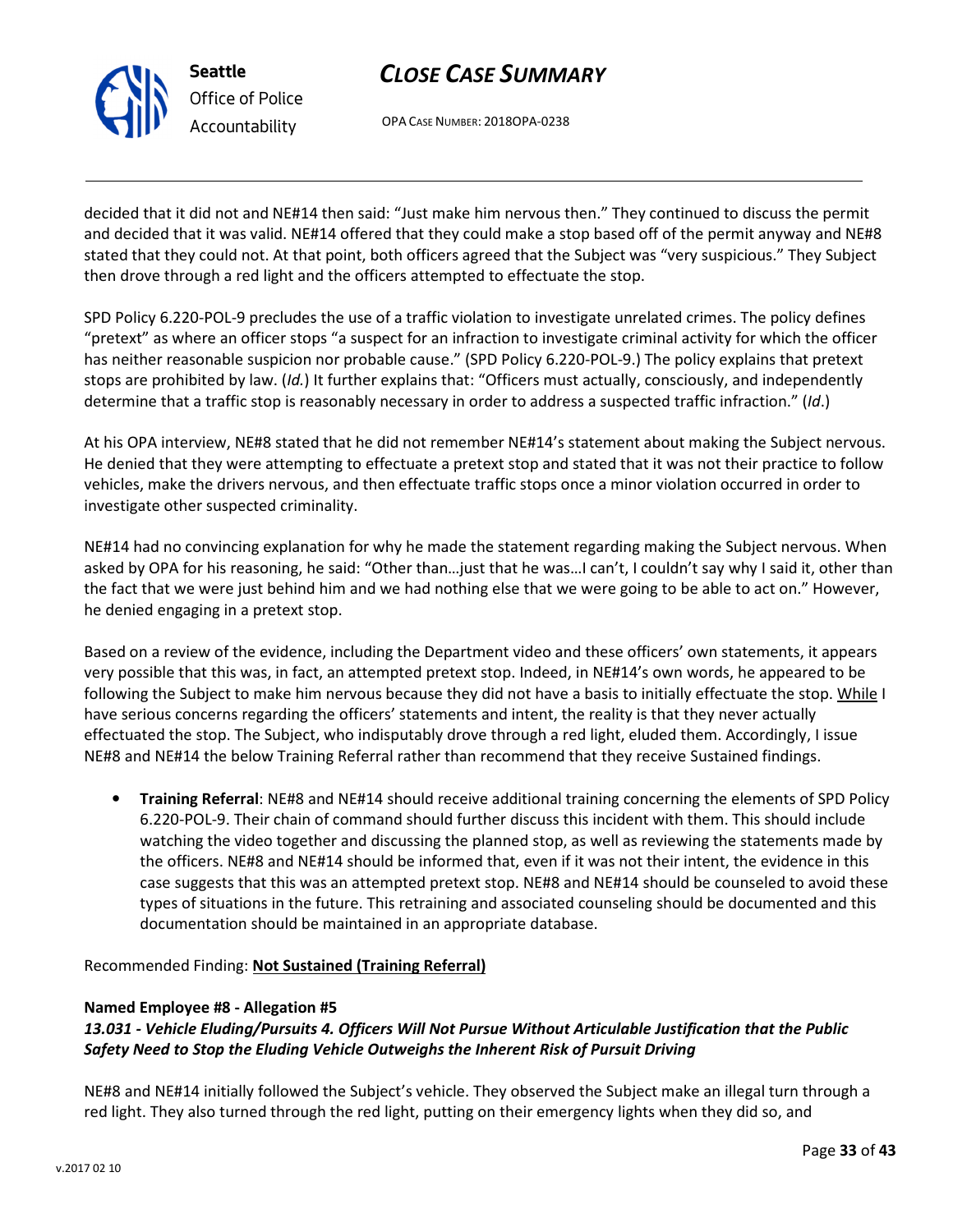decided that it did not and NE#14 then said: "Just make him nervous then." They continued to discuss the permit and decided that it was valid. NE#14 offered that they could make a stop based off of the permit anyway and NE#8 stated that they could not. At that point, both officers agreed that the Subject was "very suspicious." They Subject then drove through a red light and the officers attempted to effectuate the stop.

SPD Policy 6.220-POL-9 precludes the use of a traffic violation to investigate unrelated crimes. The policy defines "pretext" as where an officer stops "a suspect for an infraction to investigate criminal activity for which the officer has neither reasonable suspicion nor probable cause." (SPD Policy 6.220-POL-9.) The policy explains that pretext stops are prohibited by law. (*Id.*) It further explains that: "Officers must actually, consciously, and independently determine that a traffic stop is reasonably necessary in order to address a suspected traffic infraction." (*Id*.)

At his OPA interview, NE#8 stated that he did not remember NE#14's statement about making the Subject nervous. He denied that they were attempting to effectuate a pretext stop and stated that it was not their practice to follow vehicles, make the drivers nervous, and then effectuate traffic stops once a minor violation occurred in order to investigate other suspected criminality.

NE#14 had no convincing explanation for why he made the statement regarding making the Subject nervous. When asked by OPA for his reasoning, he said: "Other than…just that he was…I can't, I couldn't say why I said it, other than the fact that we were just behind him and we had nothing else that we were going to be able to act on." However, he denied engaging in a pretext stop.

Based on a review of the evidence, including the Department video and these officers' own statements, it appears very possible that this was, in fact, an attempted pretext stop. Indeed, in NE#14's own words, he appeared to be following the Subject to make him nervous because they did not have a basis to initially effectuate the stop. <u>While</u> I have serious concerns regarding the officers' statements and intent, the reality is that they never actually effectuated the stop. The Subject, who indisputably drove through a red light, eluded them. Accordingly, I issue NE#8 and NE#14 the below Training Referral rather than recommend that they receive Sustained findings.

- **Training Referral**: NE#8 and NE#14 should receive additional training concerning the elements of SPD Policy 6.220-POL-9. Their chain of command should further discuss this incident with them. This should include watching the video together and discussing the planned stop, as well as reviewing the statements made by the officers. NE#8 and NE#14 should be informed that, even if it was not their intent, the evidence in this case suggests that this was an attempted pretext stop. NE#8 and NE#14 should be counseled to avoid these types of situations in the future. This retraining and associated counseling should be documented and this documentation should be maintained in an appropriate database.

Recommended Finding: **<u>Not Sustained (Training Referral)</u>**

**Named Employee #8 - Allegation #5**
***13.031 - Vehicle Eluding/Pursuits 4. Officers Will Not Pursue Without Articulable Justification that the Public Safety Need to Stop the Eluding Vehicle Outweighs the Inherent Risk of Pursuit Driving***

NE#8 and NE#14 initially followed the Subject's vehicle. They observed the Subject make an illegal turn through a red light. They also turned through the red light, putting on their emergency lights when they did so, and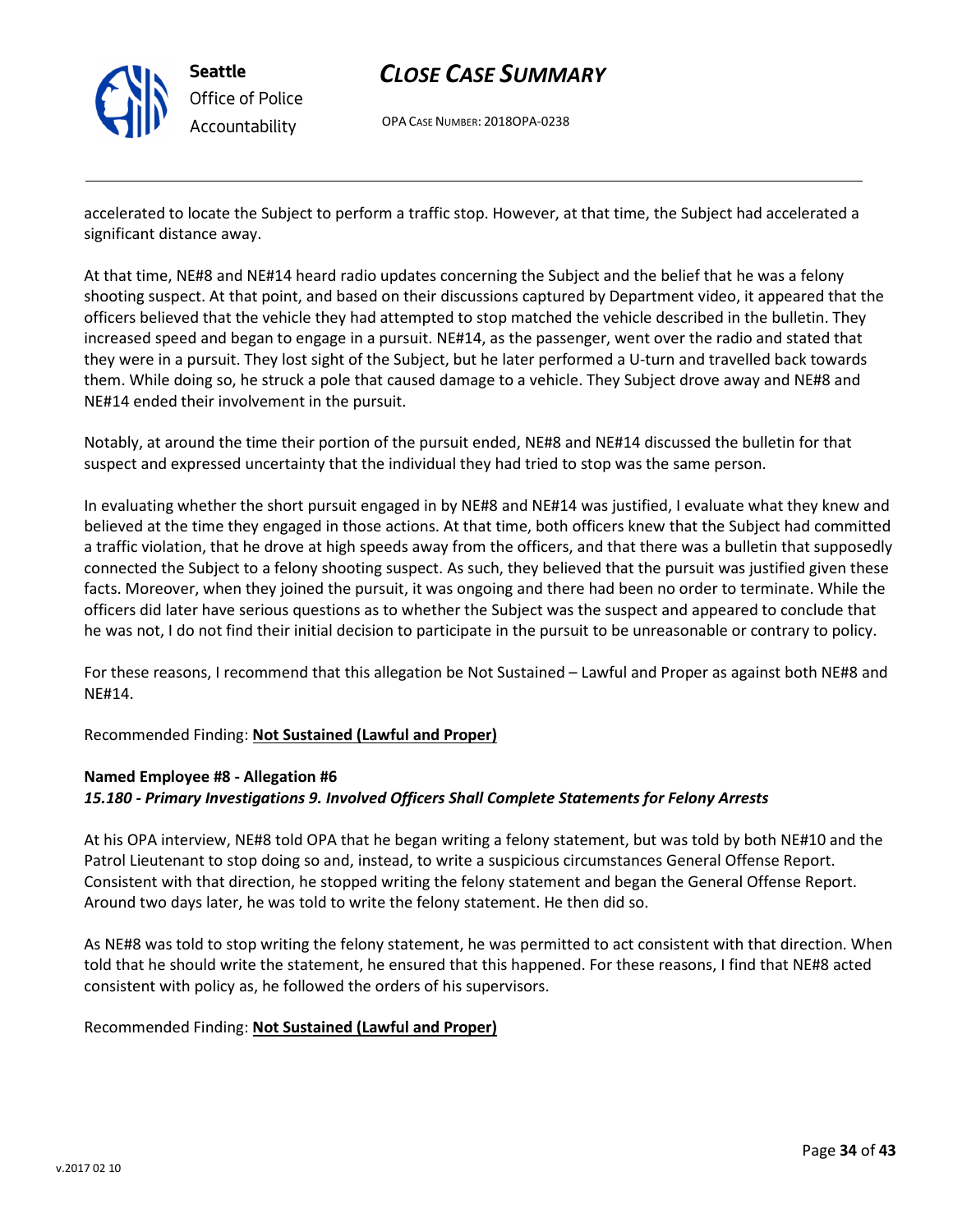accelerated to locate the Subject to perform a traffic stop. However, at that time, the Subject had accelerated a significant distance away.

At that time, NE#8 and NE#14 heard radio updates concerning the Subject and the belief that he was a felony shooting suspect. At that point, and based on their discussions captured by Department video, it appeared that the officers believed that the vehicle they had attempted to stop matched the vehicle described in the bulletin. They increased speed and began to engage in a pursuit. NE#14, as the passenger, went over the radio and stated that they were in a pursuit. They lost sight of the Subject, but he later performed a U-turn and travelled back towards them. While doing so, he struck a pole that caused damage to a vehicle. They Subject drove away and NE#8 and NE#14 ended their involvement in the pursuit.

Notably, at around the time their portion of the pursuit ended, NE#8 and NE#14 discussed the bulletin for that suspect and expressed uncertainty that the individual they had tried to stop was the same person.

In evaluating whether the short pursuit engaged in by NE#8 and NE#14 was justified, I evaluate what they knew and believed at the time they engaged in those actions. At that time, both officers knew that the Subject had committed a traffic violation, that he drove at high speeds away from the officers, and that there was a bulletin that supposedly connected the Subject to a felony shooting suspect. As such, they believed that the pursuit was justified given these facts. Moreover, when they joined the pursuit, it was ongoing and there had been no order to terminate. While the officers did later have serious questions as to whether the Subject was the suspect and appeared to conclude that he was not, I do not find their initial decision to participate in the pursuit to be unreasonable or contrary to policy.

For these reasons, I recommend that this allegation be Not Sustained – Lawful and Proper as against both NE#8 and NE#14.

Recommended Finding: **Not Sustained (Lawful and Proper)**

**Named Employee #8 - Allegation #6**
***15.180 - Primary Investigations 9. Involved Officers Shall Complete Statements for Felony Arrests***

At his OPA interview, NE#8 told OPA that he began writing a felony statement, but was told by both NE#10 and the Patrol Lieutenant to stop doing so and, instead, to write a suspicious circumstances General Offense Report. Consistent with that direction, he stopped writing the felony statement and began the General Offense Report. Around two days later, he was told to write the felony statement. He then did so.

As NE#8 was told to stop writing the felony statement, he was permitted to act consistent with that direction. When told that he should write the statement, he ensured that this happened. For these reasons, I find that NE#8 acted consistent with policy as, he followed the orders of his supervisors.

Recommended Finding: **Not Sustained (Lawful and Proper)**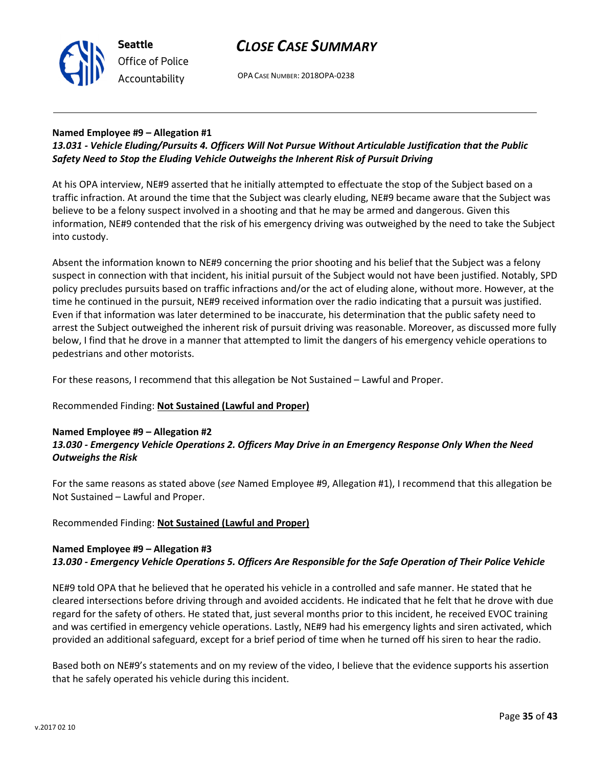**Named Employee #9 – Allegation #1**
***13.031 - Vehicle Eluding/Pursuits 4. Officers Will Not Pursue Without Articulable Justification that the Public Safety Need to Stop the Eluding Vehicle Outweighs the Inherent Risk of Pursuit Driving***

At his OPA interview, NE#9 asserted that he initially attempted to effectuate the stop of the Subject based on a traffic infraction. At around the time that the Subject was clearly eluding, NE#9 became aware that the Subject was believe to be a felony suspect involved in a shooting and that he may be armed and dangerous. Given this information, NE#9 contended that the risk of his emergency driving was outweighed by the need to take the Subject into custody.

Absent the information known to NE#9 concerning the prior shooting and his belief that the Subject was a felony suspect in connection with that incident, his initial pursuit of the Subject would not have been justified. Notably, SPD policy precludes pursuits based on traffic infractions and/or the act of eluding alone, without more. However, at the time he continued in the pursuit, NE#9 received information over the radio indicating that a pursuit was justified. Even if that information was later determined to be inaccurate, his determination that the public safety need to arrest the Subject outweighed the inherent risk of pursuit driving was reasonable. Moreover, as discussed more fully below, I find that he drove in a manner that attempted to limit the dangers of his emergency vehicle operations to pedestrians and other motorists.

For these reasons, I recommend that this allegation be Not Sustained – Lawful and Proper.

Recommended Finding: **Not Sustained (Lawful and Proper)**

**Named Employee #9 – Allegation #2**
***13.030 - Emergency Vehicle Operations 2. Officers May Drive in an Emergency Response Only When the Need Outweighs the Risk***

For the same reasons as stated above (*see* Named Employee #9, Allegation #1), I recommend that this allegation be Not Sustained – Lawful and Proper.

Recommended Finding: **Not Sustained (Lawful and Proper)**

**Named Employee #9 – Allegation #3**
***13.030 - Emergency Vehicle Operations 5. Officers Are Responsible for the Safe Operation of Their Police Vehicle***

NE#9 told OPA that he believed that he operated his vehicle in a controlled and safe manner. He stated that he cleared intersections before driving through and avoided accidents. He indicated that he felt that he drove with due regard for the safety of others. He stated that, just several months prior to this incident, he received EVOC training and was certified in emergency vehicle operations. Lastly, NE#9 had his emergency lights and siren activated, which provided an additional safeguard, except for a brief period of time when he turned off his siren to hear the radio.

Based both on NE#9's statements and on my review of the video, I believe that the evidence supports his assertion that he safely operated his vehicle during this incident.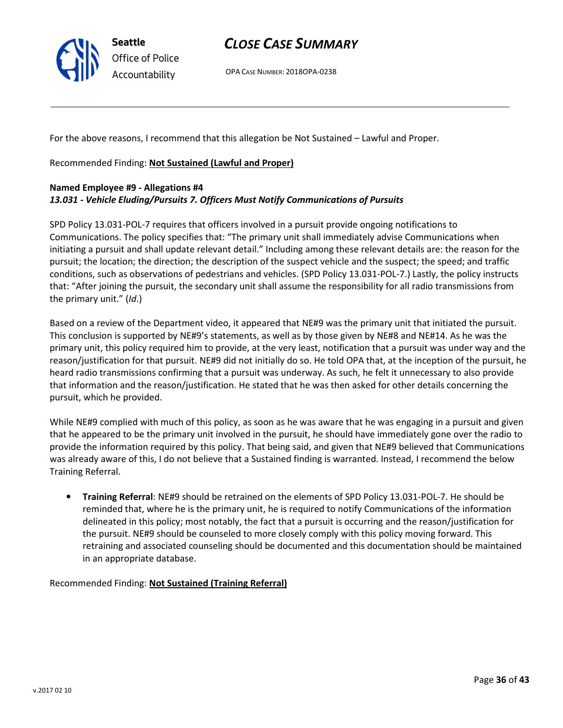For the above reasons, I recommend that this allegation be Not Sustained – Lawful and Proper.

Recommended Finding: **Not Sustained (Lawful and Proper)**

**Named Employee #9 - Allegations #4**
***13.031 - Vehicle Eluding/Pursuits 7. Officers Must Notify Communications of Pursuits***

SPD Policy 13.031-POL-7 requires that officers involved in a pursuit provide ongoing notifications to Communications. The policy specifies that: "The primary unit shall immediately advise Communications when initiating a pursuit and shall update relevant detail." Including among these relevant details are: the reason for the pursuit; the location; the direction; the description of the suspect vehicle and the suspect; the speed; and traffic conditions, such as observations of pedestrians and vehicles. (SPD Policy 13.031-POL-7.) Lastly, the policy instructs that: "After joining the pursuit, the secondary unit shall assume the responsibility for all radio transmissions from the primary unit." (*Id*.)

Based on a review of the Department video, it appeared that NE#9 was the primary unit that initiated the pursuit. This conclusion is supported by NE#9's statements, as well as by those given by NE#8 and NE#14. As he was the primary unit, this policy required him to provide, at the very least, notification that a pursuit was under way and the reason/justification for that pursuit. NE#9 did not initially do so. He told OPA that, at the inception of the pursuit, he heard radio transmissions confirming that a pursuit was underway. As such, he felt it unnecessary to also provide that information and the reason/justification. He stated that he was then asked for other details concerning the pursuit, which he provided.

While NE#9 complied with much of this policy, as soon as he was aware that he was engaging in a pursuit and given that he appeared to be the primary unit involved in the pursuit, he should have immediately gone over the radio to provide the information required by this policy. That being said, and given that NE#9 believed that Communications was already aware of this, I do not believe that a Sustained finding is warranted. Instead, I recommend the below Training Referral.

- **Training Referral**: NE#9 should be retrained on the elements of SPD Policy 13.031-POL-7. He should be reminded that, where he is the primary unit, he is required to notify Communications of the information delineated in this policy; most notably, the fact that a pursuit is occurring and the reason/justification for the pursuit. NE#9 should be counseled to more closely comply with this policy moving forward. This retraining and associated counseling should be documented and this documentation should be maintained in an appropriate database.

Recommended Finding: **Not Sustained (Training Referral)**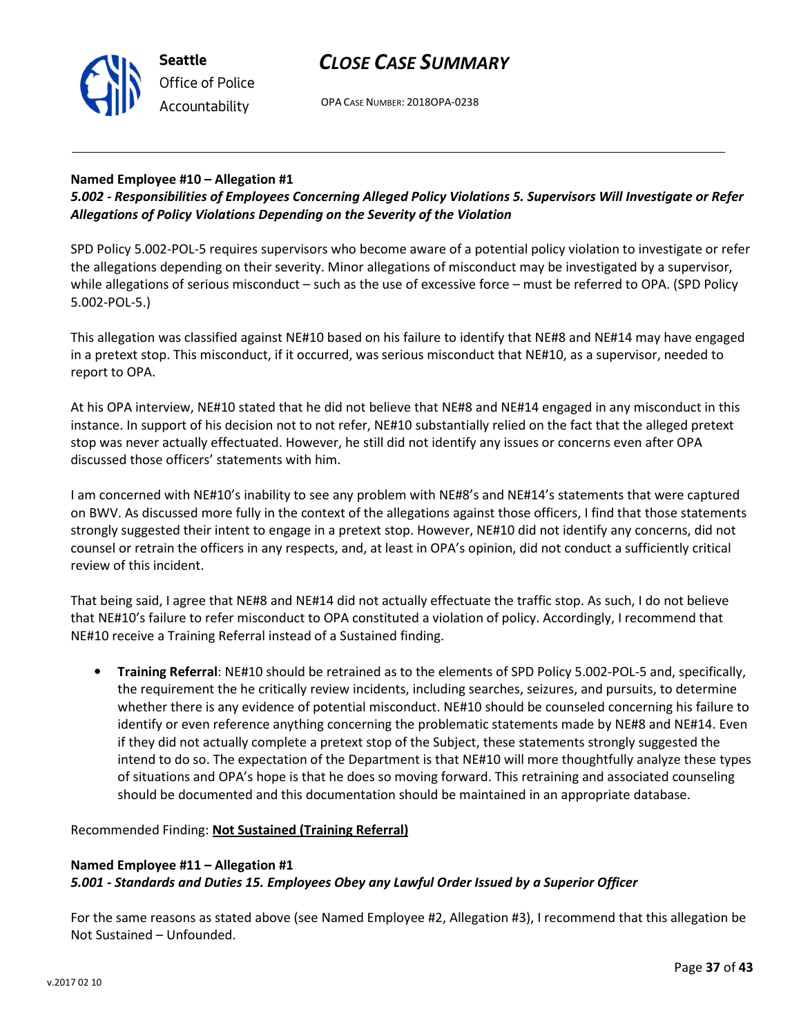**Named Employee #10 – Allegation #1**
***5.002 - Responsibilities of Employees Concerning Alleged Policy Violations 5. Supervisors Will Investigate or Refer Allegations of Policy Violations Depending on the Severity of the Violation***

SPD Policy 5.002-POL-5 requires supervisors who become aware of a potential policy violation to investigate or refer the allegations depending on their severity. Minor allegations of misconduct may be investigated by a supervisor, while allegations of serious misconduct – such as the use of excessive force – must be referred to OPA. (SPD Policy 5.002-POL-5.)

This allegation was classified against NE#10 based on his failure to identify that NE#8 and NE#14 may have engaged in a pretext stop. This misconduct, if it occurred, was serious misconduct that NE#10, as a supervisor, needed to report to OPA.

At his OPA interview, NE#10 stated that he did not believe that NE#8 and NE#14 engaged in any misconduct in this instance. In support of his decision not to not refer, NE#10 substantially relied on the fact that the alleged pretext stop was never actually effectuated. However, he still did not identify any issues or concerns even after OPA discussed those officers' statements with him.

I am concerned with NE#10's inability to see any problem with NE#8's and NE#14's statements that were captured on BWV. As discussed more fully in the context of the allegations against those officers, I find that those statements strongly suggested their intent to engage in a pretext stop. However, NE#10 did not identify any concerns, did not counsel or retrain the officers in any respects, and, at least in OPA's opinion, did not conduct a sufficiently critical review of this incident.

That being said, I agree that NE#8 and NE#14 did not actually effectuate the traffic stop. As such, I do not believe that NE#10's failure to refer misconduct to OPA constituted a violation of policy. Accordingly, I recommend that NE#10 receive a Training Referral instead of a Sustained finding.

- **Training Referral**: NE#10 should be retrained as to the elements of SPD Policy 5.002-POL-5 and, specifically, the requirement the he critically review incidents, including searches, seizures, and pursuits, to determine whether there is any evidence of potential misconduct. NE#10 should be counseled concerning his failure to identify or even reference anything concerning the problematic statements made by NE#8 and NE#14. Even if they did not actually complete a pretext stop of the Subject, these statements strongly suggested the intend to do so. The expectation of the Department is that NE#10 will more thoughtfully analyze these types of situations and OPA's hope is that he does so moving forward. This retraining and associated counseling should be documented and this documentation should be maintained in an appropriate database.

Recommended Finding: **<u>Not Sustained (Training Referral)</u>**

**Named Employee #11 – Allegation #1**
***5.001 - Standards and Duties 15. Employees Obey any Lawful Order Issued by a Superior Officer***

For the same reasons as stated above (see Named Employee #2, Allegation #3), I recommend that this allegation be Not Sustained – Unfounded.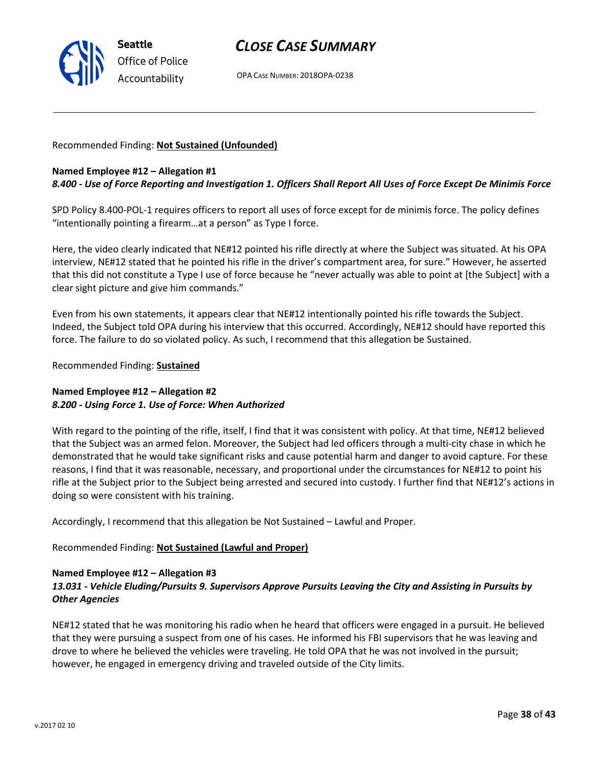Recommended Finding: **Not Sustained (Unfounded)**

**Named Employee #12 – Allegation #1**
***8.400 - Use of Force Reporting and Investigation 1. Officers Shall Report All Uses of Force Except De Minimis Force***

SPD Policy 8.400-POL-1 requires officers to report all uses of force except for de minimis force. The policy defines "intentionally pointing a firearm…at a person" as Type I force.

Here, the video clearly indicated that NE#12 pointed his rifle directly at where the Subject was situated. At his OPA interview, NE#12 stated that he pointed his rifle in the driver's compartment area, for sure." However, he asserted that this did not constitute a Type I use of force because he "never actually was able to point at [the Subject] with a clear sight picture and give him commands."

Even from his own statements, it appears clear that NE#12 intentionally pointed his rifle towards the Subject. Indeed, the Subject told OPA during his interview that this occurred. Accordingly, NE#12 should have reported this force. The failure to do so violated policy. As such, I recommend that this allegation be Sustained.

Recommended Finding: **Sustained**

**Named Employee #12 – Allegation #2**
***8.200 - Using Force 1. Use of Force: When Authorized***

With regard to the pointing of the rifle, itself, I find that it was consistent with policy. At that time, NE#12 believed that the Subject was an armed felon. Moreover, the Subject had led officers through a multi-city chase in which he demonstrated that he would take significant risks and cause potential harm and danger to avoid capture. For these reasons, I find that it was reasonable, necessary, and proportional under the circumstances for NE#12 to point his rifle at the Subject prior to the Subject being arrested and secured into custody. I further find that NE#12's actions in doing so were consistent with his training.

Accordingly, I recommend that this allegation be Not Sustained – Lawful and Proper.

Recommended Finding: **Not Sustained (Lawful and Proper)**

**Named Employee #12 – Allegation #3**
***13.031 - Vehicle Eluding/Pursuits 9. Supervisors Approve Pursuits Leaving the City and Assisting in Pursuits by Other Agencies***

NE#12 stated that he was monitoring his radio when he heard that officers were engaged in a pursuit. He believed that they were pursuing a suspect from one of his cases. He informed his FBI supervisors that he was leaving and drove to where he believed the vehicles were traveling. He told OPA that he was not involved in the pursuit; however, he engaged in emergency driving and traveled outside of the City limits.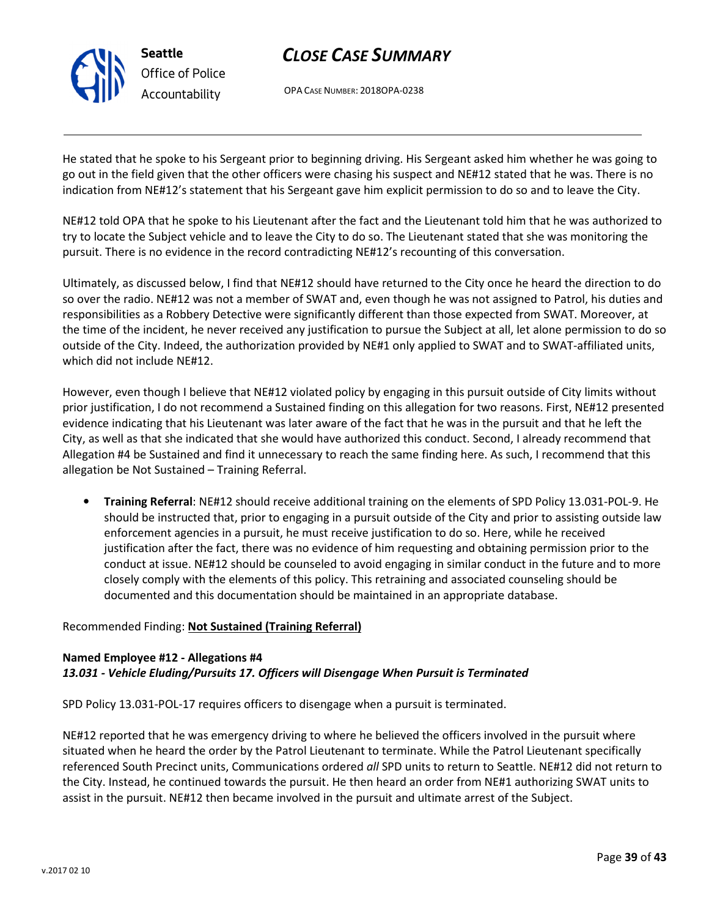He stated that he spoke to his Sergeant prior to beginning driving. His Sergeant asked him whether he was going to go out in the field given that the other officers were chasing his suspect and NE#12 stated that he was. There is no indication from NE#12's statement that his Sergeant gave him explicit permission to do so and to leave the City.

NE#12 told OPA that he spoke to his Lieutenant after the fact and the Lieutenant told him that he was authorized to try to locate the Subject vehicle and to leave the City to do so. The Lieutenant stated that she was monitoring the pursuit. There is no evidence in the record contradicting NE#12's recounting of this conversation.

Ultimately, as discussed below, I find that NE#12 should have returned to the City once he heard the direction to do so over the radio. NE#12 was not a member of SWAT and, even though he was not assigned to Patrol, his duties and responsibilities as a Robbery Detective were significantly different than those expected from SWAT. Moreover, at the time of the incident, he never received any justification to pursue the Subject at all, let alone permission to do so outside of the City. Indeed, the authorization provided by NE#1 only applied to SWAT and to SWAT-affiliated units, which did not include NE#12.

However, even though I believe that NE#12 violated policy by engaging in this pursuit outside of City limits without prior justification, I do not recommend a Sustained finding on this allegation for two reasons. First, NE#12 presented evidence indicating that his Lieutenant was later aware of the fact that he was in the pursuit and that he left the City, as well as that she indicated that she would have authorized this conduct. Second, I already recommend that Allegation #4 be Sustained and find it unnecessary to reach the same finding here. As such, I recommend that this allegation be Not Sustained – Training Referral.

- **Training Referral**: NE#12 should receive additional training on the elements of SPD Policy 13.031-POL-9. He should be instructed that, prior to engaging in a pursuit outside of the City and prior to assisting outside law enforcement agencies in a pursuit, he must receive justification to do so. Here, while he received justification after the fact, there was no evidence of him requesting and obtaining permission prior to the conduct at issue. NE#12 should be counseled to avoid engaging in similar conduct in the future and to more closely comply with the elements of this policy. This retraining and associated counseling should be documented and this documentation should be maintained in an appropriate database.

Recommended Finding: **<u>Not Sustained (Training Referral)</u>**

**Named Employee #12 - Allegations #4**
***13.031 - Vehicle Eluding/Pursuits 17. Officers will Disengage When Pursuit is Terminated***

SPD Policy 13.031-POL-17 requires officers to disengage when a pursuit is terminated.

NE#12 reported that he was emergency driving to where he believed the officers involved in the pursuit where situated when he heard the order by the Patrol Lieutenant to terminate. While the Patrol Lieutenant specifically referenced South Precinct units, Communications ordered *all* SPD units to return to Seattle. NE#12 did not return to the City. Instead, he continued towards the pursuit. He then heard an order from NE#1 authorizing SWAT units to assist in the pursuit. NE#12 then became involved in the pursuit and ultimate arrest of the Subject.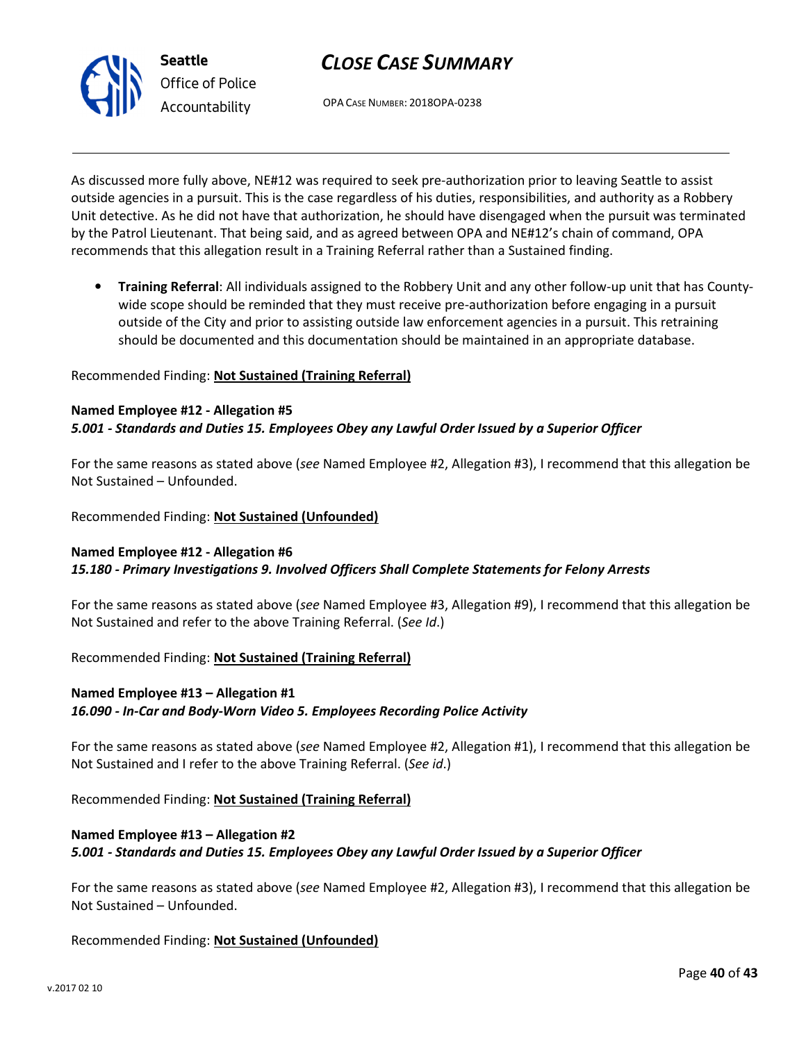As discussed more fully above, NE#12 was required to seek pre-authorization prior to leaving Seattle to assist outside agencies in a pursuit. This is the case regardless of his duties, responsibilities, and authority as a Robbery Unit detective. As he did not have that authorization, he should have disengaged when the pursuit was terminated by the Patrol Lieutenant. That being said, and as agreed between OPA and NE#12's chain of command, OPA recommends that this allegation result in a Training Referral rather than a Sustained finding.

- **Training Referral**: All individuals assigned to the Robbery Unit and any other follow-up unit that has County-wide scope should be reminded that they must receive pre-authorization before engaging in a pursuit outside of the City and prior to assisting outside law enforcement agencies in a pursuit. This retraining should be documented and this documentation should be maintained in an appropriate database.

Recommended Finding: **Not Sustained (Training Referral)**

**Named Employee #12 - Allegation #5**
***5.001 - Standards and Duties 15. Employees Obey any Lawful Order Issued by a Superior Officer***

For the same reasons as stated above (*see* Named Employee #2, Allegation #3), I recommend that this allegation be Not Sustained – Unfounded.

Recommended Finding: **Not Sustained (Unfounded)**

**Named Employee #12 - Allegation #6**
***15.180 - Primary Investigations 9. Involved Officers Shall Complete Statements for Felony Arrests***

For the same reasons as stated above (*see* Named Employee #3, Allegation #9), I recommend that this allegation be Not Sustained and refer to the above Training Referral. (*See Id*.)

Recommended Finding: **Not Sustained (Training Referral)**

**Named Employee #13 – Allegation #1**
***16.090 - In-Car and Body-Worn Video 5. Employees Recording Police Activity***

For the same reasons as stated above (*see* Named Employee #2, Allegation #1), I recommend that this allegation be Not Sustained and I refer to the above Training Referral. (*See id*.)

Recommended Finding: **Not Sustained (Training Referral)**

**Named Employee #13 – Allegation #2**
***5.001 - Standards and Duties 15. Employees Obey any Lawful Order Issued by a Superior Officer***

For the same reasons as stated above (*see* Named Employee #2, Allegation #3), I recommend that this allegation be Not Sustained – Unfounded.

Recommended Finding: **Not Sustained (Unfounded)**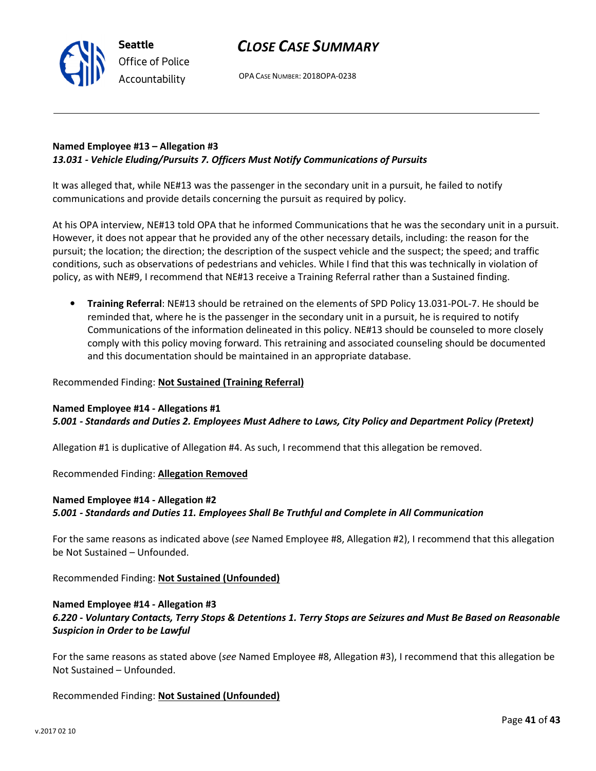**Named Employee #13 – Allegation #3**
***13.031 - Vehicle Eluding/Pursuits 7. Officers Must Notify Communications of Pursuits***

It was alleged that, while NE#13 was the passenger in the secondary unit in a pursuit, he failed to notify communications and provide details concerning the pursuit as required by policy.

At his OPA interview, NE#13 told OPA that he informed Communications that he was the secondary unit in a pursuit. However, it does not appear that he provided any of the other necessary details, including: the reason for the pursuit; the location; the direction; the description of the suspect vehicle and the suspect; the speed; and traffic conditions, such as observations of pedestrians and vehicles. While I find that this was technically in violation of policy, as with NE#9, I recommend that NE#13 receive a Training Referral rather than a Sustained finding.

- **Training Referral**: NE#13 should be retrained on the elements of SPD Policy 13.031-POL-7. He should be reminded that, where he is the passenger in the secondary unit in a pursuit, he is required to notify Communications of the information delineated in this policy. NE#13 should be counseled to more closely comply with this policy moving forward. This retraining and associated counseling should be documented and this documentation should be maintained in an appropriate database.

Recommended Finding: **Not Sustained (Training Referral)**

**Named Employee #14 - Allegations #1**
***5.001 - Standards and Duties 2. Employees Must Adhere to Laws, City Policy and Department Policy (Pretext)***

Allegation #1 is duplicative of Allegation #4. As such, I recommend that this allegation be removed.

Recommended Finding: **Allegation Removed**

**Named Employee #14 - Allegation #2**
***5.001 - Standards and Duties 11. Employees Shall Be Truthful and Complete in All Communication***

For the same reasons as indicated above (*see* Named Employee #8, Allegation #2), I recommend that this allegation be Not Sustained – Unfounded.

Recommended Finding: **Not Sustained (Unfounded)**

**Named Employee #14 - Allegation #3**
***6.220 - Voluntary Contacts, Terry Stops & Detentions 1. Terry Stops are Seizures and Must Be Based on Reasonable Suspicion in Order to be Lawful***

For the same reasons as stated above (*see* Named Employee #8, Allegation #3), I recommend that this allegation be Not Sustained – Unfounded.

Recommended Finding: **Not Sustained (Unfounded)**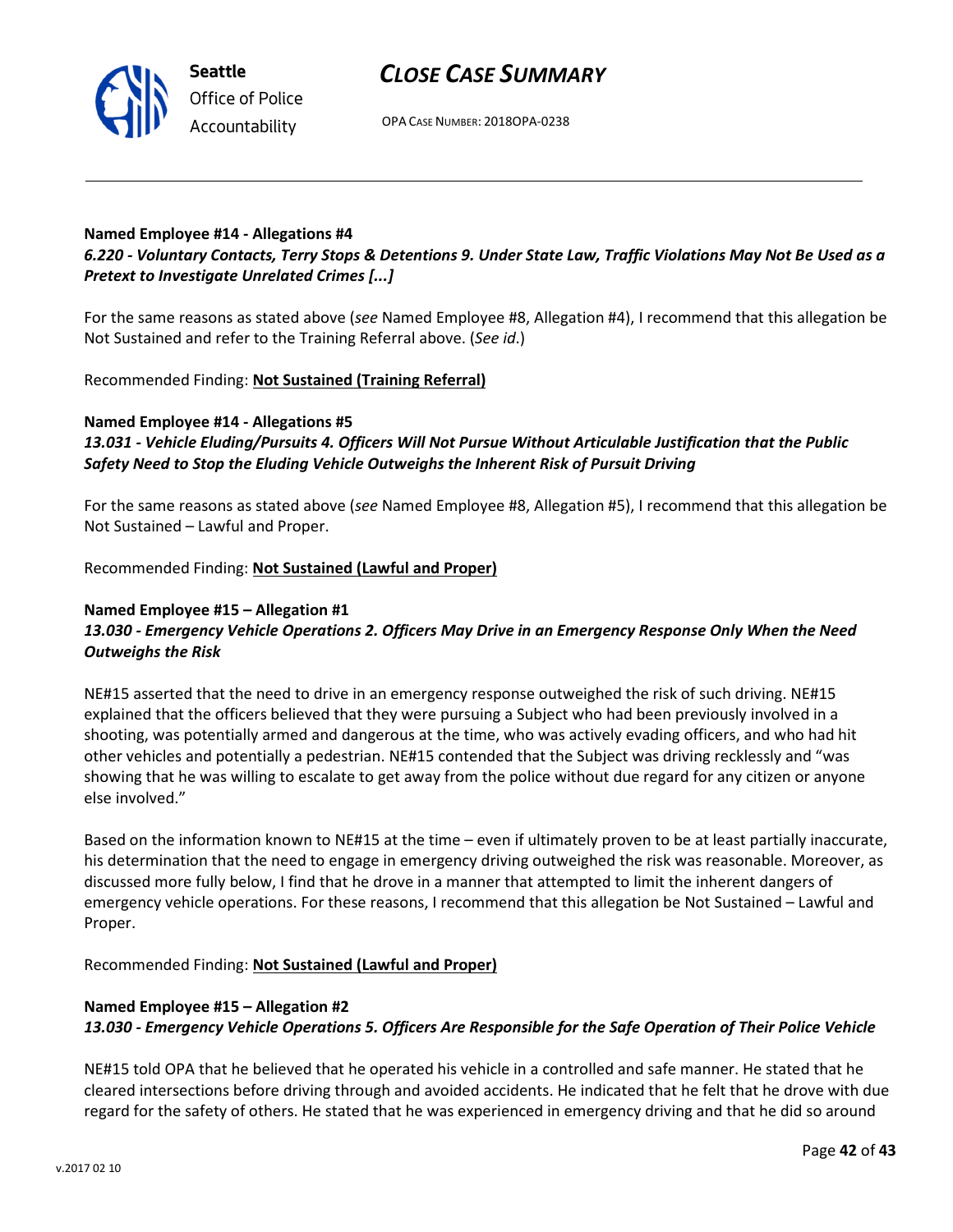**Named Employee #14 - Allegations #4**
***6.220 - Voluntary Contacts, Terry Stops & Detentions 9. Under State Law, Traffic Violations May Not Be Used as a Pretext to Investigate Unrelated Crimes [...]***

For the same reasons as stated above (*see* Named Employee #8, Allegation #4), I recommend that this allegation be Not Sustained and refer to the Training Referral above. (*See id*.)

Recommended Finding: **Not Sustained (Training Referral)**

**Named Employee #14 - Allegations #5**
***13.031 - Vehicle Eluding/Pursuits 4. Officers Will Not Pursue Without Articulable Justification that the Public Safety Need to Stop the Eluding Vehicle Outweighs the Inherent Risk of Pursuit Driving***

For the same reasons as stated above (*see* Named Employee #8, Allegation #5), I recommend that this allegation be Not Sustained – Lawful and Proper.

Recommended Finding: **Not Sustained (Lawful and Proper)**

**Named Employee #15 – Allegation #1**
***13.030 - Emergency Vehicle Operations 2. Officers May Drive in an Emergency Response Only When the Need Outweighs the Risk***

NE#15 asserted that the need to drive in an emergency response outweighed the risk of such driving. NE#15 explained that the officers believed that they were pursuing a Subject who had been previously involved in a shooting, was potentially armed and dangerous at the time, who was actively evading officers, and who had hit other vehicles and potentially a pedestrian. NE#15 contended that the Subject was driving recklessly and "was showing that he was willing to escalate to get away from the police without due regard for any citizen or anyone else involved."

Based on the information known to NE#15 at the time – even if ultimately proven to be at least partially inaccurate, his determination that the need to engage in emergency driving outweighed the risk was reasonable. Moreover, as discussed more fully below, I find that he drove in a manner that attempted to limit the inherent dangers of emergency vehicle operations. For these reasons, I recommend that this allegation be Not Sustained – Lawful and Proper.

Recommended Finding: **Not Sustained (Lawful and Proper)**

**Named Employee #15 – Allegation #2**
***13.030 - Emergency Vehicle Operations 5. Officers Are Responsible for the Safe Operation of Their Police Vehicle***

NE#15 told OPA that he believed that he operated his vehicle in a controlled and safe manner. He stated that he cleared intersections before driving through and avoided accidents. He indicated that he felt that he drove with due regard for the safety of others. He stated that he was experienced in emergency driving and that he did so around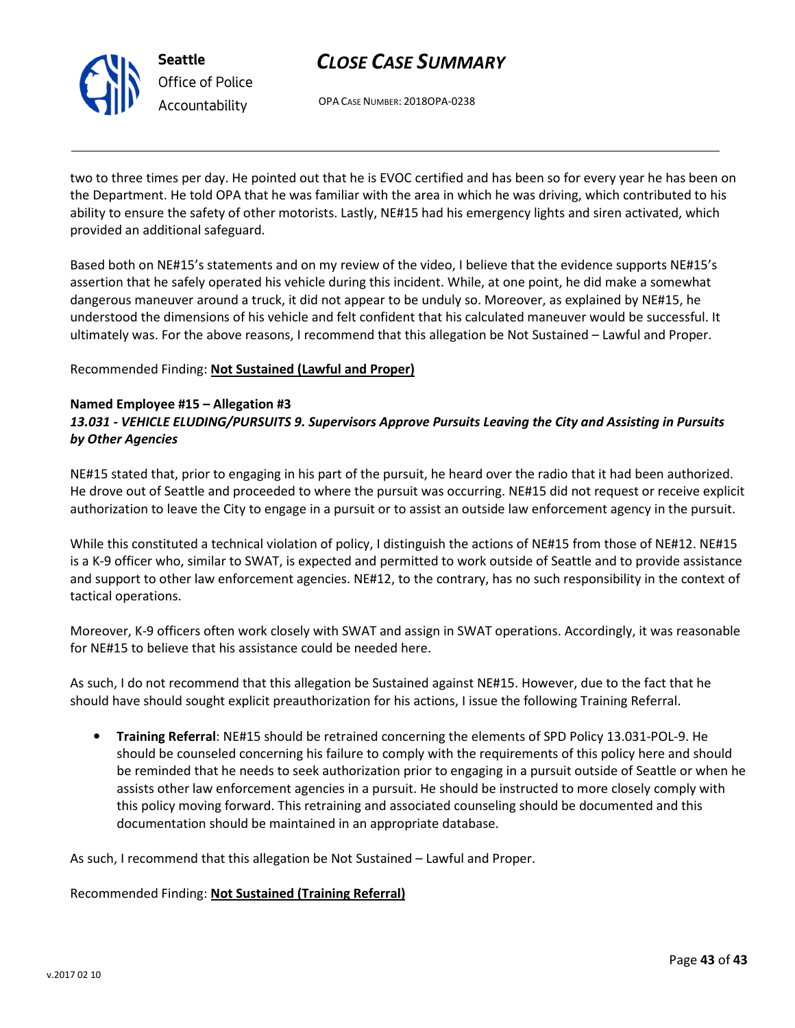two to three times per day. He pointed out that he is EVOC certified and has been so for every year he has been on the Department. He told OPA that he was familiar with the area in which he was driving, which contributed to his ability to ensure the safety of other motorists. Lastly, NE#15 had his emergency lights and siren activated, which provided an additional safeguard.

Based both on NE#15's statements and on my review of the video, I believe that the evidence supports NE#15's assertion that he safely operated his vehicle during this incident. While, at one point, he did make a somewhat dangerous maneuver around a truck, it did not appear to be unduly so. Moreover, as explained by NE#15, he understood the dimensions of his vehicle and felt confident that his calculated maneuver would be successful. It ultimately was. For the above reasons, I recommend that this allegation be Not Sustained – Lawful and Proper.

Recommended Finding: **Not Sustained (Lawful and Proper)**

**Named Employee #15 – Allegation #3**
***13.031 - VEHICLE ELUDING/PURSUITS 9. Supervisors Approve Pursuits Leaving the City and Assisting in Pursuits by Other Agencies***

NE#15 stated that, prior to engaging in his part of the pursuit, he heard over the radio that it had been authorized. He drove out of Seattle and proceeded to where the pursuit was occurring. NE#15 did not request or receive explicit authorization to leave the City to engage in a pursuit or to assist an outside law enforcement agency in the pursuit.

While this constituted a technical violation of policy, I distinguish the actions of NE#15 from those of NE#12. NE#15 is a K-9 officer who, similar to SWAT, is expected and permitted to work outside of Seattle and to provide assistance and support to other law enforcement agencies. NE#12, to the contrary, has no such responsibility in the context of tactical operations.

Moreover, K-9 officers often work closely with SWAT and assign in SWAT operations. Accordingly, it was reasonable for NE#15 to believe that his assistance could be needed here.

As such, I do not recommend that this allegation be Sustained against NE#15. However, due to the fact that he should have should sought explicit preauthorization for his actions, I issue the following Training Referral.

- **Training Referral**: NE#15 should be retrained concerning the elements of SPD Policy 13.031-POL-9. He should be counseled concerning his failure to comply with the requirements of this policy here and should be reminded that he needs to seek authorization prior to engaging in a pursuit outside of Seattle or when he assists other law enforcement agencies in a pursuit. He should be instructed to more closely comply with this policy moving forward. This retraining and associated counseling should be documented and this documentation should be maintained in an appropriate database.

As such, I recommend that this allegation be Not Sustained – Lawful and Proper.

Recommended Finding: **Not Sustained (Training Referral)**